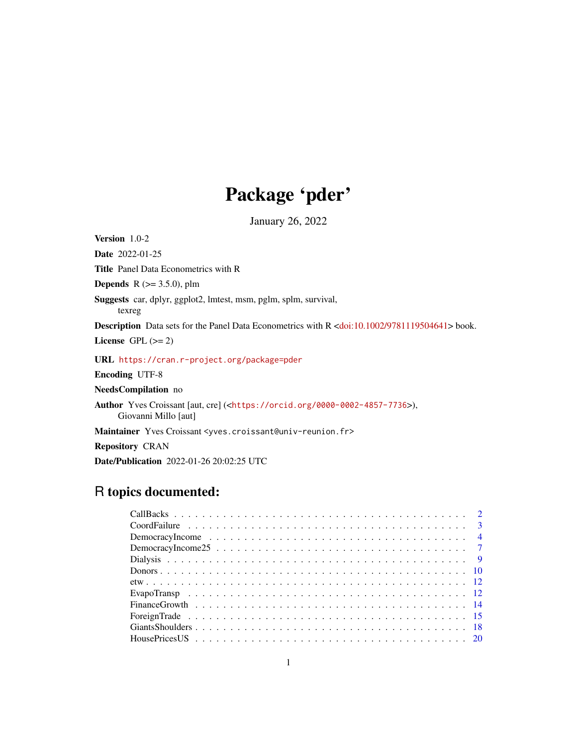# Package ‘pder’

January 26, 2022

**Version** 1.0-2

**Date** 2022-01-25

**Title** Panel Data Econometrics with R

**Depends** R (>= 3.5.0), plm

**Suggests** car, dplyr, ggplot2, lmtest, msm, pglm, splm, survival, texreg

**Description** Data sets for the Panel Data Econometrics with R <doi:10.1002/9781119504641> book.

**License** GPL (>= 2)

**URL** https://cran.r-project.org/package=pder

**Encoding** UTF-8

**NeedsCompilation** no

**Author** Yves Croissant [aut, cre] (<https://orcid.org/0000-0002-4857-7736>), Giovanni Millo [aut]

**Maintainer** Yves Croissant <yves.croissant@univ-reunion.fr>

**Repository** CRAN

**Date/Publication** 2022-01-26 20:02:25 UTC

## R topics documented:

- CallBacks . . . 2
- CoordFailure . . . 3
- DemocracyIncome . . . 4
- DemocracyIncome25 . . . 7
- Dialysis . . . 9
- Donors . . . 10
- etw . . . 12
- EvapoTransp . . . 12
- FinanceGrowth . . . 14
- ForeignTrade . . . 15
- GiantsShoulders . . . 18
- HousePricesUS . . . 20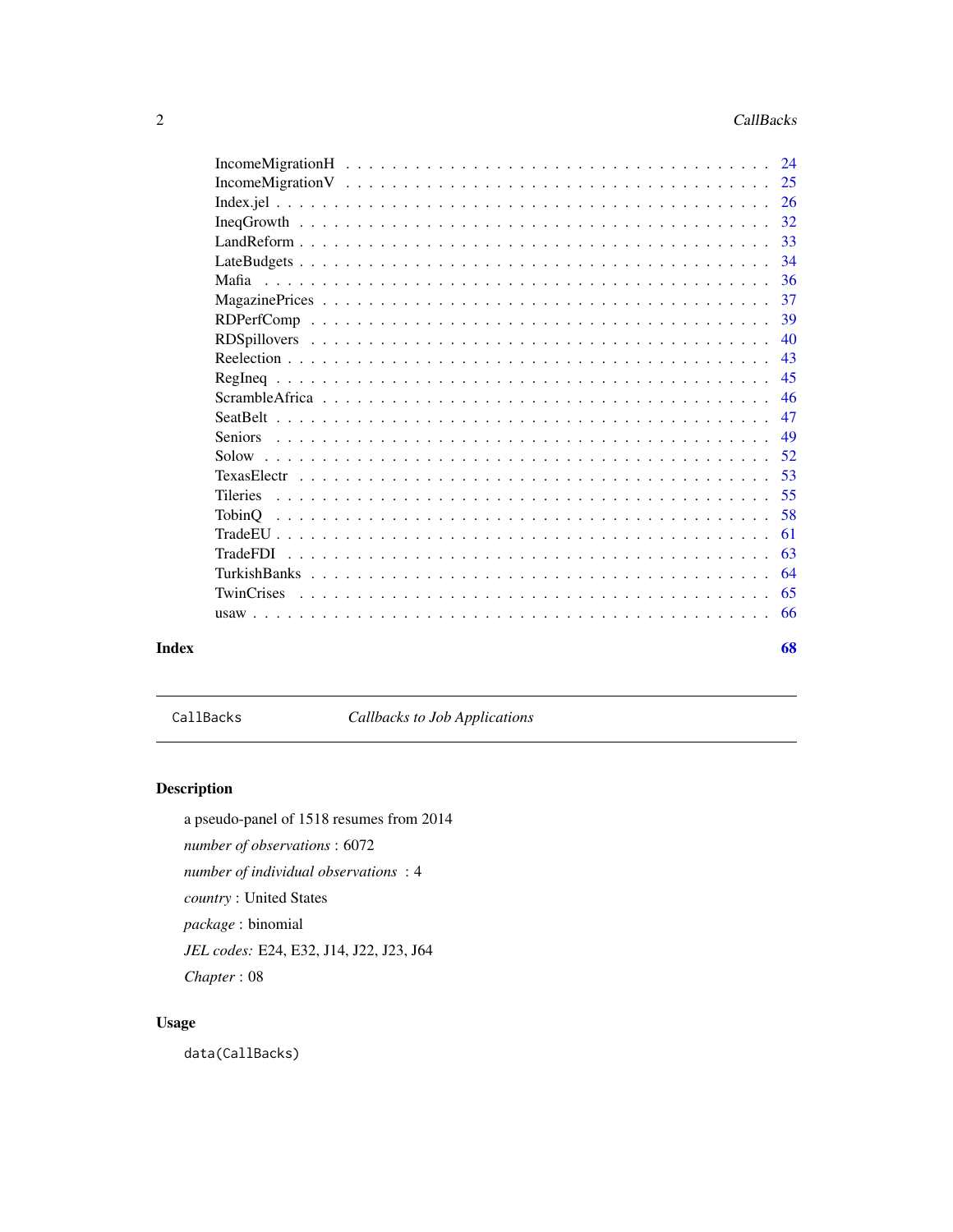IncomeMigrationH . . . . . . . . . . . . . . . . . . . . . . . . . . . . . . . . . . 24
IncomeMigrationV . . . . . . . . . . . . . . . . . . . . . . . . . . . . . . . . . . 25
Index.jel . . . . . . . . . . . . . . . . . . . . . . . . . . . . . . . . . . . . . . 26
IneqGrowth . . . . . . . . . . . . . . . . . . . . . . . . . . . . . . . . . . . . . 32
LandReform . . . . . . . . . . . . . . . . . . . . . . . . . . . . . . . . . . . . . 33
LateBudgets . . . . . . . . . . . . . . . . . . . . . . . . . . . . . . . . . . . . . 34
Mafia . . . . . . . . . . . . . . . . . . . . . . . . . . . . . . . . . . . . . . . . 36
MagazinePrices . . . . . . . . . . . . . . . . . . . . . . . . . . . . . . . . . . . 37
RDPerfComp . . . . . . . . . . . . . . . . . . . . . . . . . . . . . . . . . . . . . 39
RDSpillovers . . . . . . . . . . . . . . . . . . . . . . . . . . . . . . . . . . . . 40
Reelection . . . . . . . . . . . . . . . . . . . . . . . . . . . . . . . . . . . . . 43
RegIneq . . . . . . . . . . . . . . . . . . . . . . . . . . . . . . . . . . . . . . 45
ScrambleAfrica . . . . . . . . . . . . . . . . . . . . . . . . . . . . . . . . . . . 46
SeatBelt . . . . . . . . . . . . . . . . . . . . . . . . . . . . . . . . . . . . . . 47
Seniors . . . . . . . . . . . . . . . . . . . . . . . . . . . . . . . . . . . . . . 49
Solow . . . . . . . . . . . . . . . . . . . . . . . . . . . . . . . . . . . . . . . . 52
TexasElectr . . . . . . . . . . . . . . . . . . . . . . . . . . . . . . . . . . . . 53
Tileries . . . . . . . . . . . . . . . . . . . . . . . . . . . . . . . . . . . . . . 55
TobinQ . . . . . . . . . . . . . . . . . . . . . . . . . . . . . . . . . . . . . . . 58
TradeEU . . . . . . . . . . . . . . . . . . . . . . . . . . . . . . . . . . . . . . 61
TradeFDI . . . . . . . . . . . . . . . . . . . . . . . . . . . . . . . . . . . . . . 63
TurkishBanks . . . . . . . . . . . . . . . . . . . . . . . . . . . . . . . . . . . . 64
TwinCrises . . . . . . . . . . . . . . . . . . . . . . . . . . . . . . . . . . . . . 65
usaw . . . . . . . . . . . . . . . . . . . . . . . . . . . . . . . . . . . . . . . . 66

**Index** **68**

---

`CallBacks` *Callbacks to Job Applications*

---

## Description

a pseudo-panel of 1518 resumes from 2014

*number of observations* : 6072

*number of individual observations* : 4

*country* : United States

*package* : binomial

*JEL codes:* E24, E32, J14, J22, J23, J64

*Chapter* : 08

## Usage

```
data(CallBacks)
```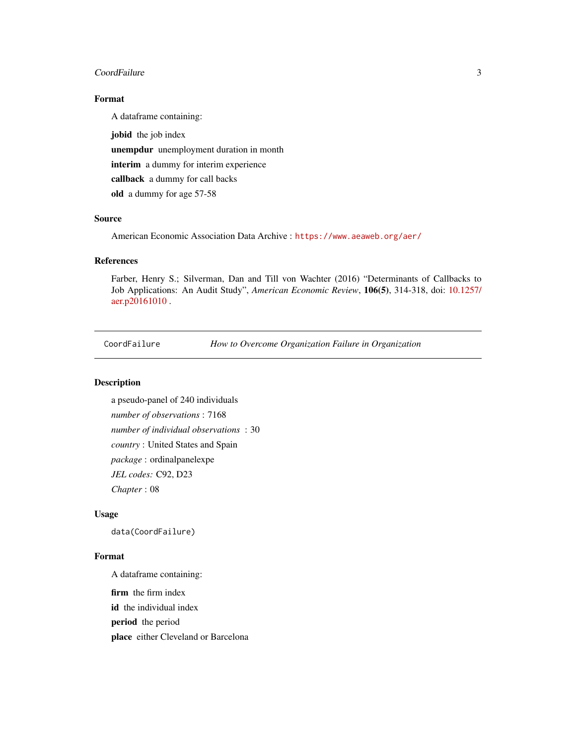### Format

A dataframe containing:

**jobid** the job index

**unempdur** unemployment duration in month

**interim** a dummy for interim experience

**callback** a dummy for call backs

**old** a dummy for age 57-58

### Source

American Economic Association Data Archive : https://www.aeaweb.org/aer/

### References

Farber, Henry S.; Silverman, Dan and Till von Wachter (2016) "Determinants of Callbacks to Job Applications: An Audit Study", *American Economic Review*, **106(5)**, 314-318, doi: 10.1257/aer.p20161010 .

---

## CoordFailure *How to Overcome Organization Failure in Organization*

---

### Description

a pseudo-panel of 240 individuals

*number of observations* : 7168

*number of individual observations* : 30

*country* : United States and Spain

*package* : ordinalpanelexpe

*JEL codes:* C92, D23

*Chapter* : 08

### Usage

```
data(CoordFailure)
```

### Format

A dataframe containing:

**firm** the firm index

**id** the individual index

**period** the period

**place** either Cleveland or Barcelona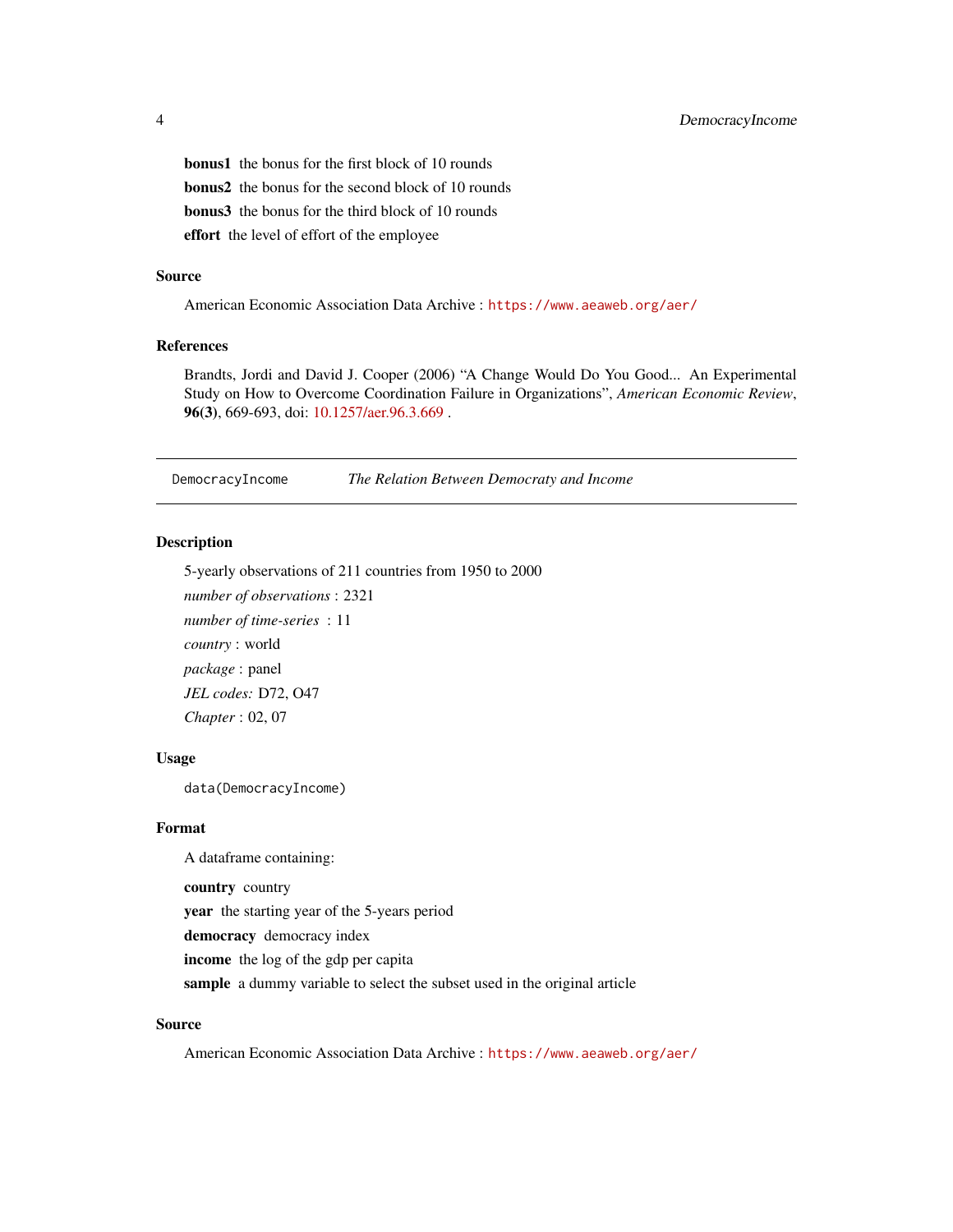**bonus1** the bonus for the first block of 10 rounds

**bonus2** the bonus for the second block of 10 rounds

**bonus3** the bonus for the third block of 10 rounds

**effort** the level of effort of the employee

### Source

American Economic Association Data Archive : https://www.aeaweb.org/aer/

### References

Brandts, Jordi and David J. Cooper (2006) "A Change Would Do You Good... An Experimental Study on How to Overcome Coordination Failure in Organizations", *American Economic Review*, **96(3)**, 669-693, doi: 10.1257/aer.96.3.669 .

---

## DemocracyIncome — *The Relation Between Democraty and Income*

### Description

5-yearly observations of 211 countries from 1950 to 2000

*number of observations* : 2321

*number of time-series* : 11

*country* : world

*package* : panel

*JEL codes:* D72, O47

*Chapter* : 02, 07

### Usage

```
data(DemocracyIncome)
```

### Format

A dataframe containing:

**country** country

**year** the starting year of the 5-years period

**democracy** democracy index

**income** the log of the gdp per capita

**sample** a dummy variable to select the subset used in the original article

### Source

American Economic Association Data Archive : https://www.aeaweb.org/aer/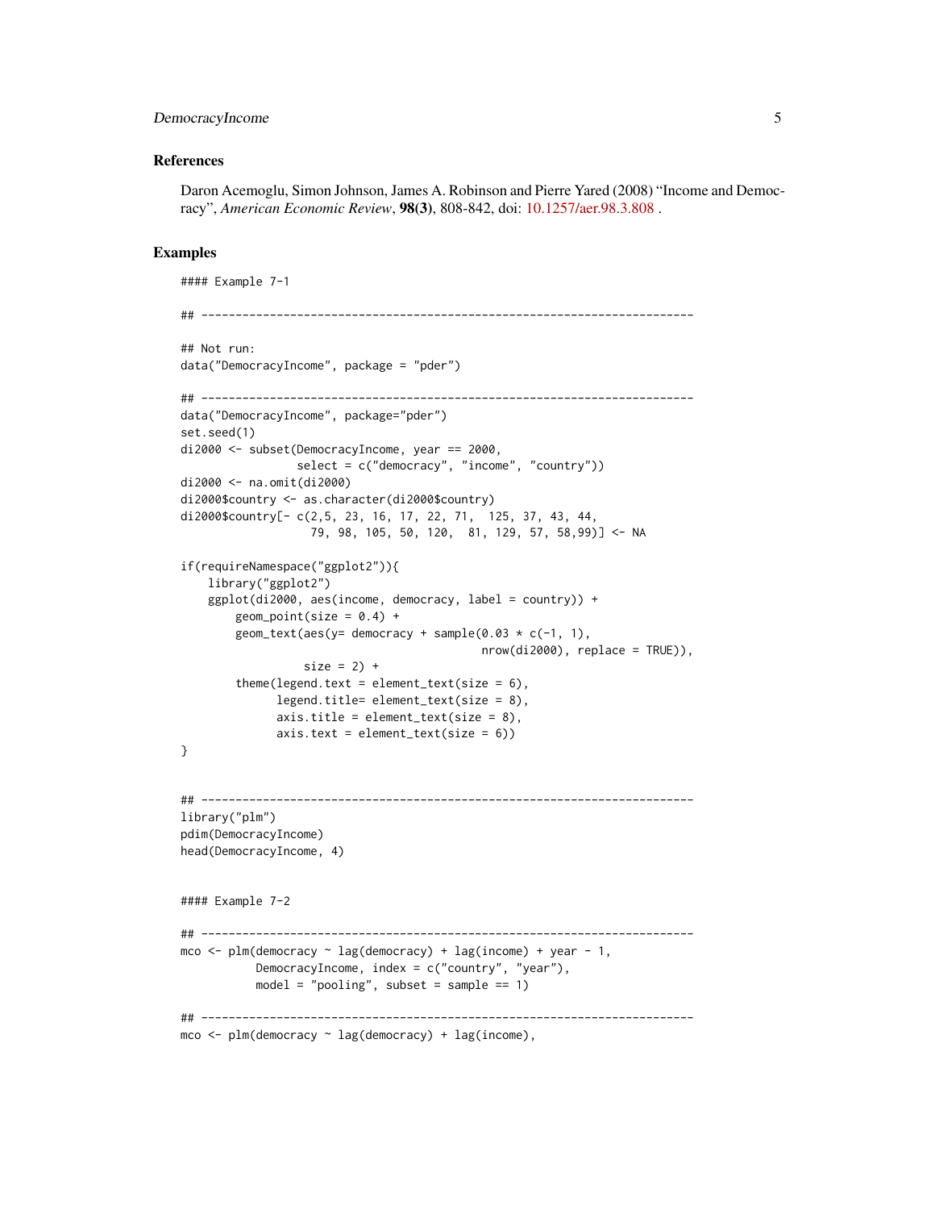### References

Daron Acemoglu, Simon Johnson, James A. Robinson and Pierre Yared (2008) "Income and Democracy", *American Economic Review*, **98(3)**, 808-842, doi: 10.1257/aer.98.3.808 .

### Examples

```
#### Example 7-1

## ------------------------------------------------------------------------

## Not run:
data("DemocracyIncome", package = "pder")

## ------------------------------------------------------------------------
data("DemocracyIncome", package="pder")
set.seed(1)
di2000 <- subset(DemocracyIncome, year == 2000,
                 select = c("democracy", "income", "country"))
di2000 <- na.omit(di2000)
di2000$country <- as.character(di2000$country)
di2000$country[- c(2,5, 23, 16, 17, 22, 71,  125, 37, 43, 44,
                   79, 98, 105, 50, 120,  81, 129, 57, 58,99)] <- NA

if(requireNamespace("ggplot2")){
    library("ggplot2")
    ggplot(di2000, aes(income, democracy, label = country)) +
        geom_point(size = 0.4) +
        geom_text(aes(y= democracy + sample(0.03 * c(-1, 1),
                                            nrow(di2000), replace = TRUE)),
                  size = 2) +
        theme(legend.text = element_text(size = 6),
              legend.title= element_text(size = 8),
              axis.title = element_text(size = 8),
              axis.text = element_text(size = 6))
}


## ------------------------------------------------------------------------
library("plm")
pdim(DemocracyIncome)
head(DemocracyIncome, 4)


#### Example 7-2

## ------------------------------------------------------------------------
mco <- plm(democracy ~ lag(democracy) + lag(income) + year - 1,
           DemocracyIncome, index = c("country", "year"),
           model = "pooling", subset = sample == 1)

## ------------------------------------------------------------------------
mco <- plm(democracy ~ lag(democracy) + lag(income),
```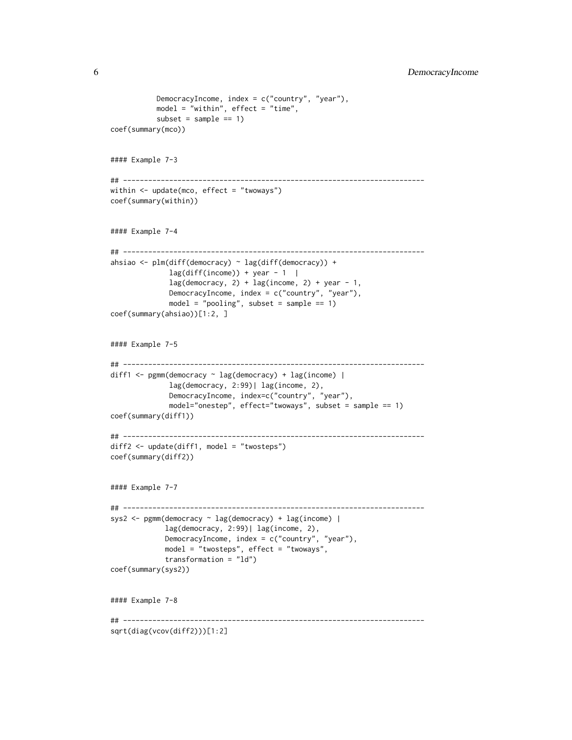```
           DemocracyIncome, index = c("country", "year"),
           model = "within", effect = "time",
           subset = sample == 1)
coef(summary(mco))


#### Example 7-3

## ------------------------------------------------------------------------
within <- update(mco, effect = "twoways")
coef(summary(within))


#### Example 7-4

## ------------------------------------------------------------------------
ahsiao <- plm(diff(democracy) ~ lag(diff(democracy)) +
              lag(diff(income)) + year - 1  |
              lag(democracy, 2) + lag(income, 2) + year - 1,
              DemocracyIncome, index = c("country", "year"),
              model = "pooling", subset = sample == 1)
coef(summary(ahsiao))[1:2, ]


#### Example 7-5

## ------------------------------------------------------------------------
diff1 <- pgmm(democracy ~ lag(democracy) + lag(income) |
              lag(democracy, 2:99)| lag(income, 2),
              DemocracyIncome, index=c("country", "year"),
              model="onestep", effect="twoways", subset = sample == 1)
coef(summary(diff1))

## ------------------------------------------------------------------------
diff2 <- update(diff1, model = "twosteps")
coef(summary(diff2))


#### Example 7-7

## ------------------------------------------------------------------------
sys2 <- pgmm(democracy ~ lag(democracy) + lag(income) |
             lag(democracy, 2:99)| lag(income, 2),
             DemocracyIncome, index = c("country", "year"),
             model = "twosteps", effect = "twoways",
             transformation = "ld")
coef(summary(sys2))


#### Example 7-8

## ------------------------------------------------------------------------
sqrt(diag(vcov(diff2)))[1:2]
```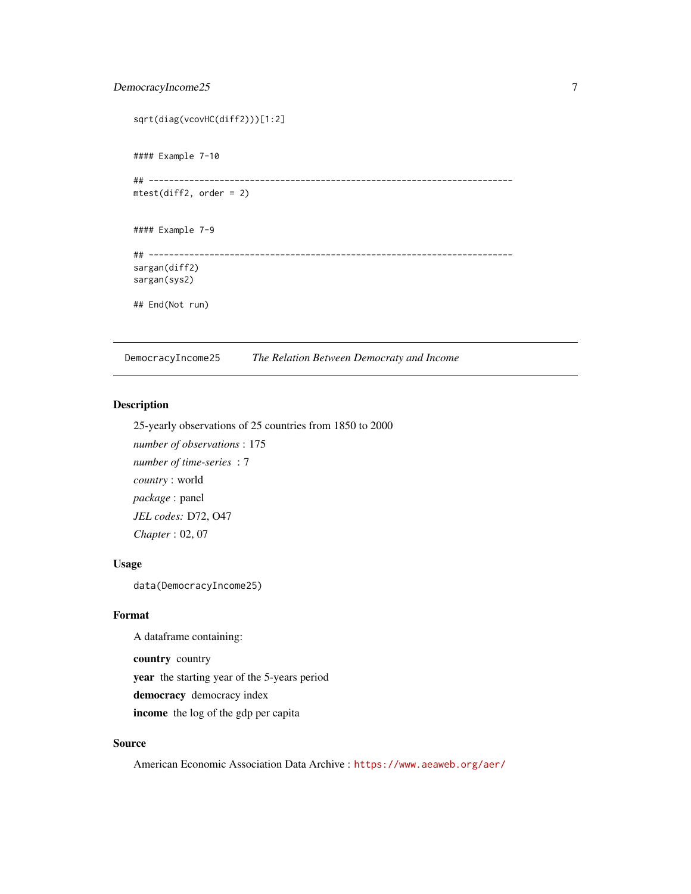```
sqrt(diag(vcovHC(diff2)))[1:2]


#### Example 7-10

## ------------------------------------------------------------------------
mtest(diff2, order = 2)


#### Example 7-9

## ------------------------------------------------------------------------
sargan(diff2)
sargan(sys2)

## End(Not run)
```

---

`DemocracyIncome25` *The Relation Between Democraty and Income*

---

## Description

25-yearly observations of 25 countries from 1850 to 2000

*number of observations* : 175

*number of time-series* : 7

*country* : world

*package* : panel

*JEL codes:* D72, O47

*Chapter* : 02, 07

## Usage

```
data(DemocracyIncome25)
```

## Format

A dataframe containing:

**country** country

**year** the starting year of the 5-years period

**democracy** democracy index

**income** the log of the gdp per capita

## Source

American Economic Association Data Archive : https://www.aeaweb.org/aer/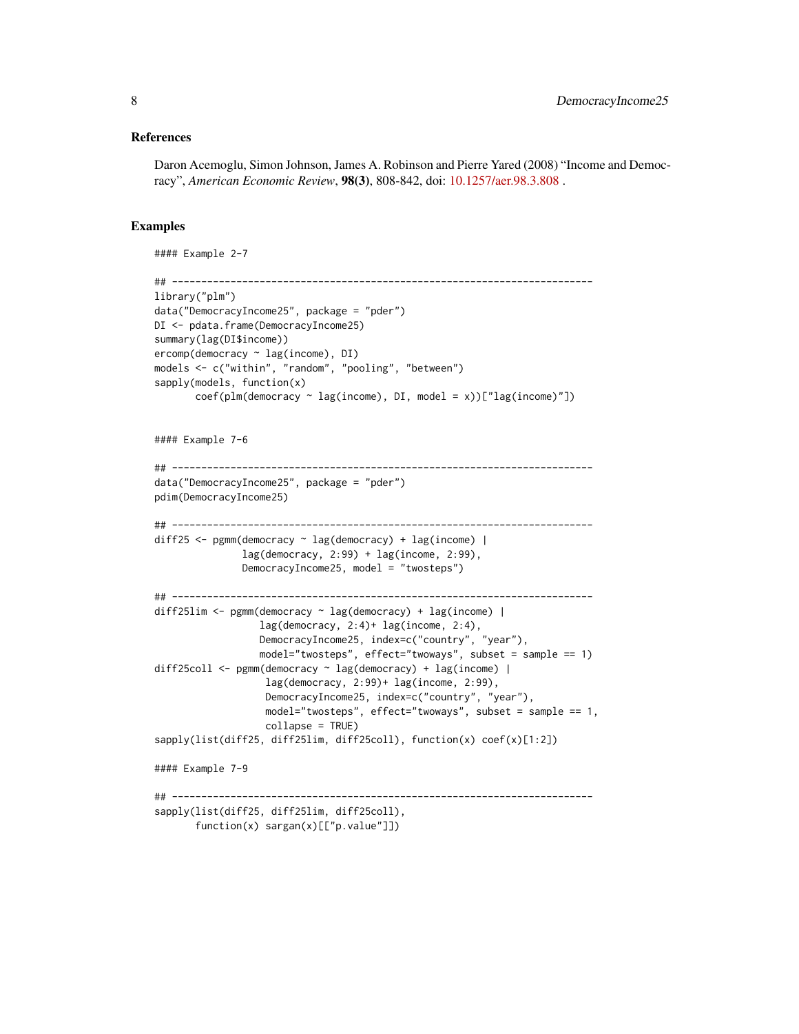### References

Daron Acemoglu, Simon Johnson, James A. Robinson and Pierre Yared (2008) "Income and Democracy", *American Economic Review*, **98(3)**, 808-842, doi: 10.1257/aer.98.3.808 .

### Examples

```
#### Example 2-7

## ------------------------------------------------------------------------
library("plm")
data("DemocracyIncome25", package = "pder")
DI <- pdata.frame(DemocracyIncome25)
summary(lag(DI$income))
ercomp(democracy ~ lag(income), DI)
models <- c("within", "random", "pooling", "between")
sapply(models, function(x)
       coef(plm(democracy ~ lag(income), DI, model = x))["lag(income)"])


#### Example 7-6

## ------------------------------------------------------------------------
data("DemocracyIncome25", package = "pder")
pdim(DemocracyIncome25)

## ------------------------------------------------------------------------
diff25 <- pgmm(democracy ~ lag(democracy) + lag(income) |
               lag(democracy, 2:99) + lag(income, 2:99),
               DemocracyIncome25, model = "twosteps")

## ------------------------------------------------------------------------
diff25lim <- pgmm(democracy ~ lag(democracy) + lag(income) |
                  lag(democracy, 2:4)+ lag(income, 2:4),
                  DemocracyIncome25, index=c("country", "year"),
                  model="twosteps", effect="twoways", subset = sample == 1)
diff25coll <- pgmm(democracy ~ lag(democracy) + lag(income) |
                   lag(democracy, 2:99)+ lag(income, 2:99),
                   DemocracyIncome25, index=c("country", "year"),
                   model="twosteps", effect="twoways", subset = sample == 1,
                   collapse = TRUE)
sapply(list(diff25, diff25lim, diff25coll), function(x) coef(x)[1:2])

#### Example 7-9

## ------------------------------------------------------------------------
sapply(list(diff25, diff25lim, diff25coll),
       function(x) sargan(x)[["p.value"]])
```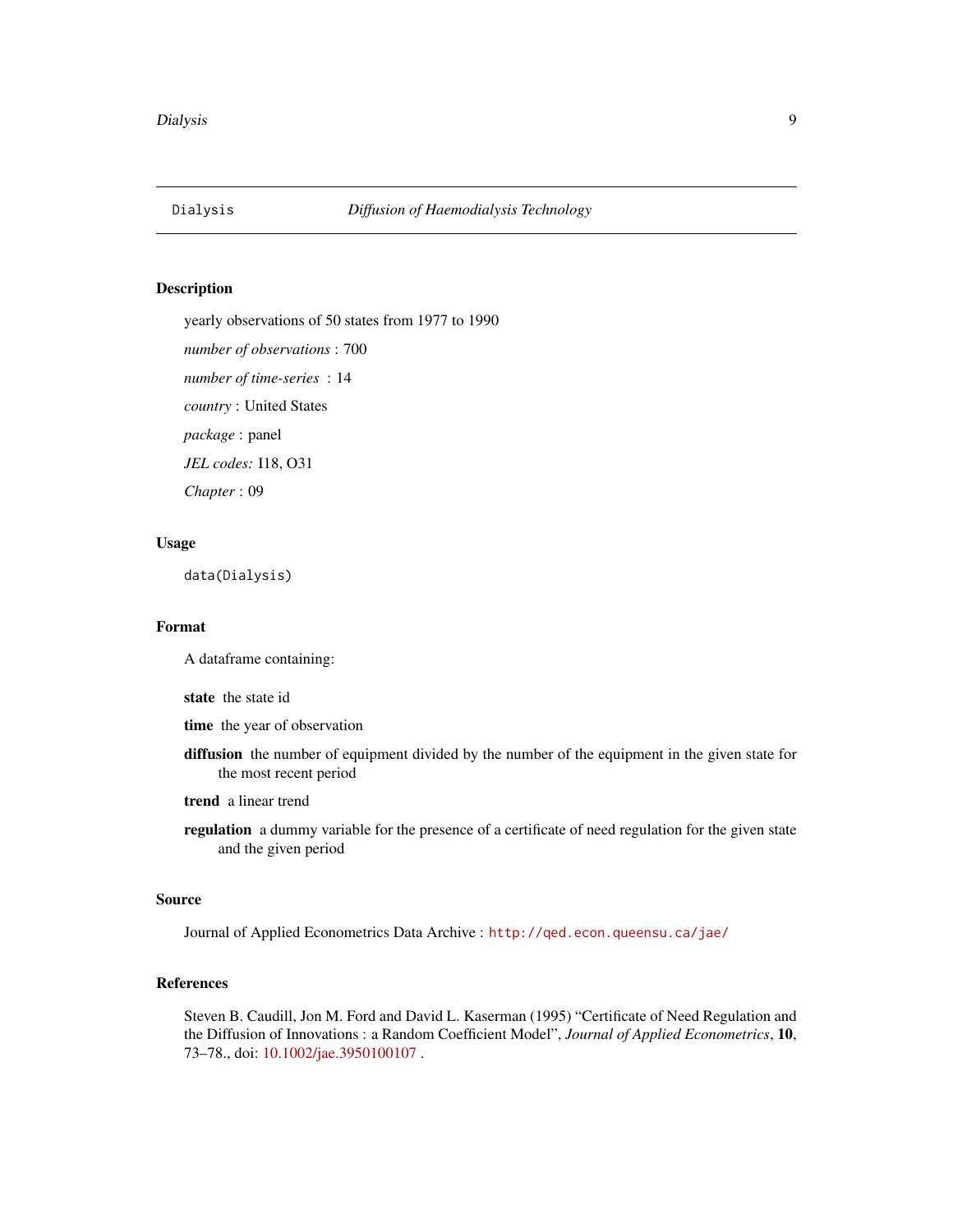Dialysis    *Diffusion of Haemodialysis Technology*

### Description

yearly observations of 50 states from 1977 to 1990

*number of observations* : 700

*number of time-series* : 14

*country* : United States

*package* : panel

*JEL codes:* I18, O31

*Chapter* : 09

### Usage

```
data(Dialysis)
```

### Format

A dataframe containing:

**state** the state id

**time** the year of observation

**diffusion** the number of equipment divided by the number of the equipment in the given state for the most recent period

**trend** a linear trend

**regulation** a dummy variable for the presence of a certificate of need regulation for the given state and the given period

### Source

Journal of Applied Econometrics Data Archive : http://qed.econ.queensu.ca/jae/

### References

Steven B. Caudill, Jon M. Ford and David L. Kaserman (1995) "Certificate of Need Regulation and the Diffusion of Innovations : a Random Coefficient Model", *Journal of Applied Econometrics*, **10**, 73–78., doi: 10.1002/jae.3950100107 .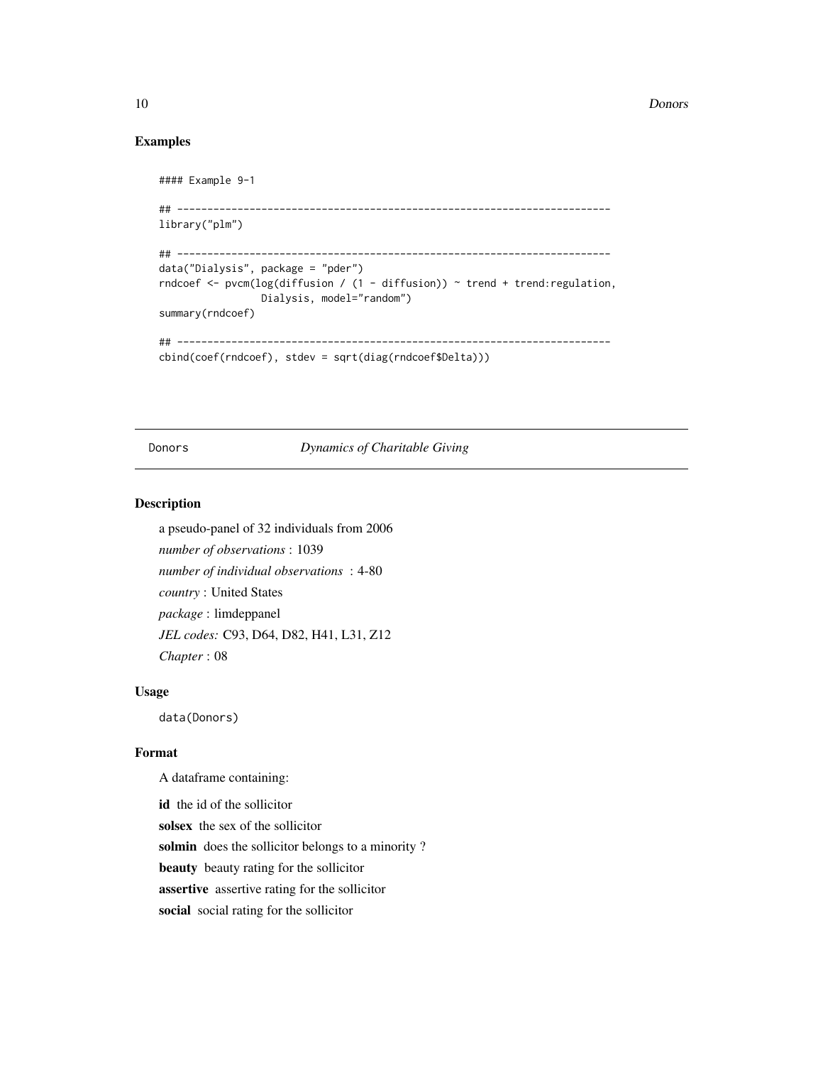### Examples

```
#### Example 9-1

## ------------------------------------------------------------------------
library("plm")

## ------------------------------------------------------------------------
data("Dialysis", package = "pder")
rndcoef <- pvcm(log(diffusion / (1 - diffusion)) ~ trend + trend:regulation,
                Dialysis, model="random")
summary(rndcoef)

## ------------------------------------------------------------------------
cbind(coef(rndcoef), stdev = sqrt(diag(rndcoef$Delta)))
```

---

## Donors — *Dynamics of Charitable Giving*

### Description

a pseudo-panel of 32 individuals from 2006

*number of observations* : 1039

*number of individual observations* : 4-80

*country* : United States

*package* : limdeppanel

*JEL codes:* C93, D64, D82, H41, L31, Z12

*Chapter* : 08

### Usage

```
data(Donors)
```

### Format

A dataframe containing:

**id** the id of the sollicitor

**solsex** the sex of the sollicitor

**solmin** does the sollicitor belongs to a minority ?

**beauty** beauty rating for the sollicitor

**assertive** assertive rating for the sollicitor

**social** social rating for the sollicitor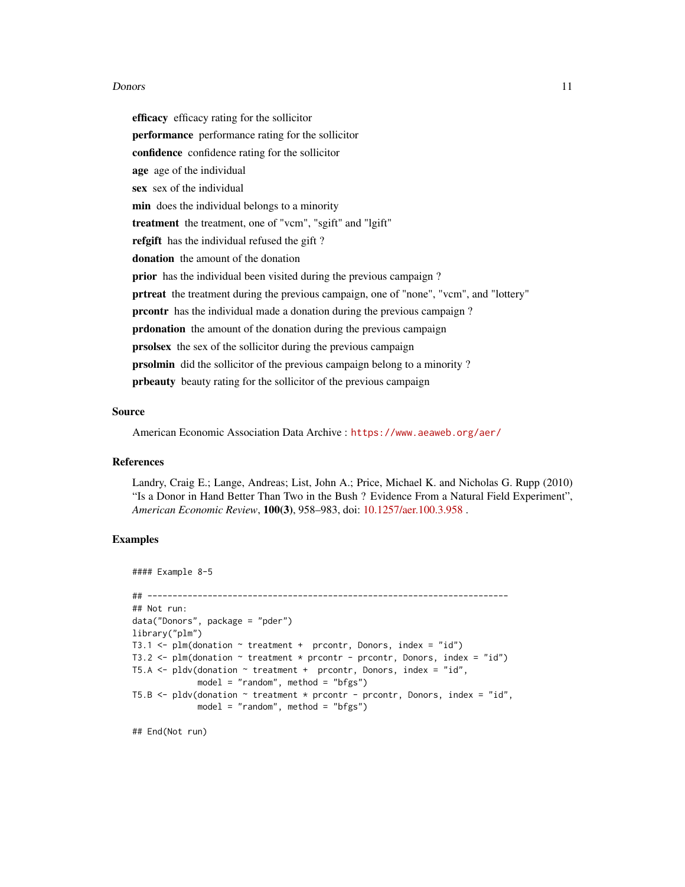**efficacy** efficacy rating for the sollicitor

**performance** performance rating for the sollicitor

**confidence** confidence rating for the sollicitor

**age** age of the individual

**sex** sex of the individual

**min** does the individual belongs to a minority

**treatment** the treatment, one of "vcm", "sgift" and "lgift"

**refgift** has the individual refused the gift ?

**donation** the amount of the donation

**prior** has the individual been visited during the previous campaign ?

**prtreat** the treatment during the previous campaign, one of "none", "vcm", and "lottery"

**prcontr** has the individual made a donation during the previous campaign ?

**prdonation** the amount of the donation during the previous campaign

**prsolsex** the sex of the sollicitor during the previous campaign

**prsolmin** did the sollicitor of the previous campaign belong to a minority ?

**prbeauty** beauty rating for the sollicitor of the previous campaign

### Source

American Economic Association Data Archive : https://www.aeaweb.org/aer/

### References

Landry, Craig E.; Lange, Andreas; List, John A.; Price, Michael K. and Nicholas G. Rupp (2010) "Is a Donor in Hand Better Than Two in the Bush ? Evidence From a Natural Field Experiment", *American Economic Review*, **100(3)**, 958–983, doi: 10.1257/aer.100.3.958 .

### Examples

```
#### Example 8-5

## ------------------------------------------------------------------------
## Not run:
data("Donors", package = "pder")
library("plm")
T3.1 <- plm(donation ~ treatment +  prcontr, Donors, index = "id")
T3.2 <- plm(donation ~ treatment * prcontr - prcontr, Donors, index = "id")
T5.A <- pldv(donation ~ treatment +  prcontr, Donors, index = "id",
             model = "random", method = "bfgs")
T5.B <- pldv(donation ~ treatment * prcontr - prcontr, Donors, index = "id",
             model = "random", method = "bfgs")

## End(Not run)
```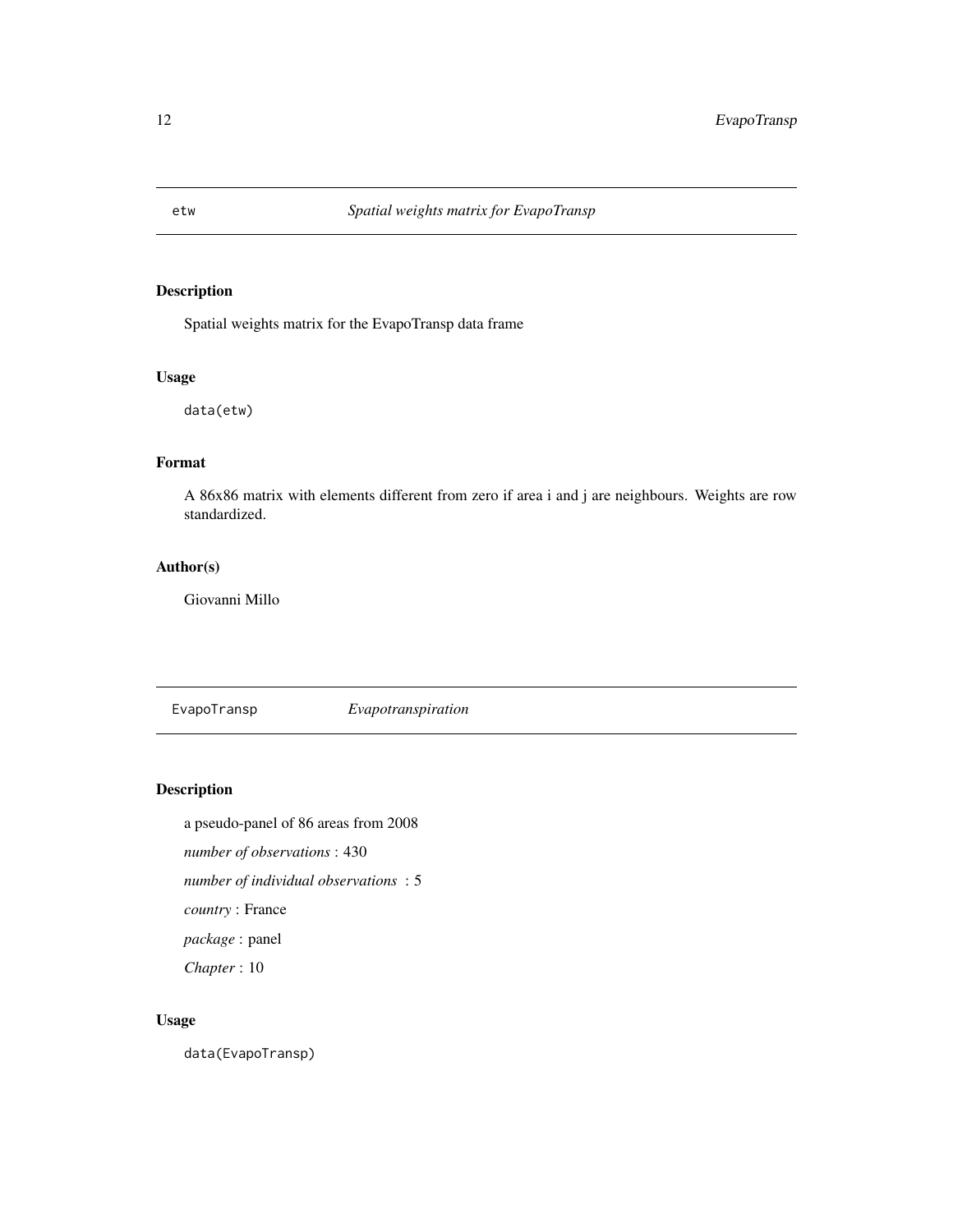## etw — *Spatial weights matrix for EvapoTransp*

### Description

Spatial weights matrix for the EvapoTransp data frame

### Usage

```
data(etw)
```

### Format

A 86x86 matrix with elements different from zero if area i and j are neighbours. Weights are row standardized.

### Author(s)

Giovanni Millo

## EvapoTransp — *Evapotranspiration*

### Description

a pseudo-panel of 86 areas from 2008

*number of observations* : 430

*number of individual observations* : 5

*country* : France

*package* : panel

*Chapter* : 10

### Usage

```
data(EvapoTransp)
```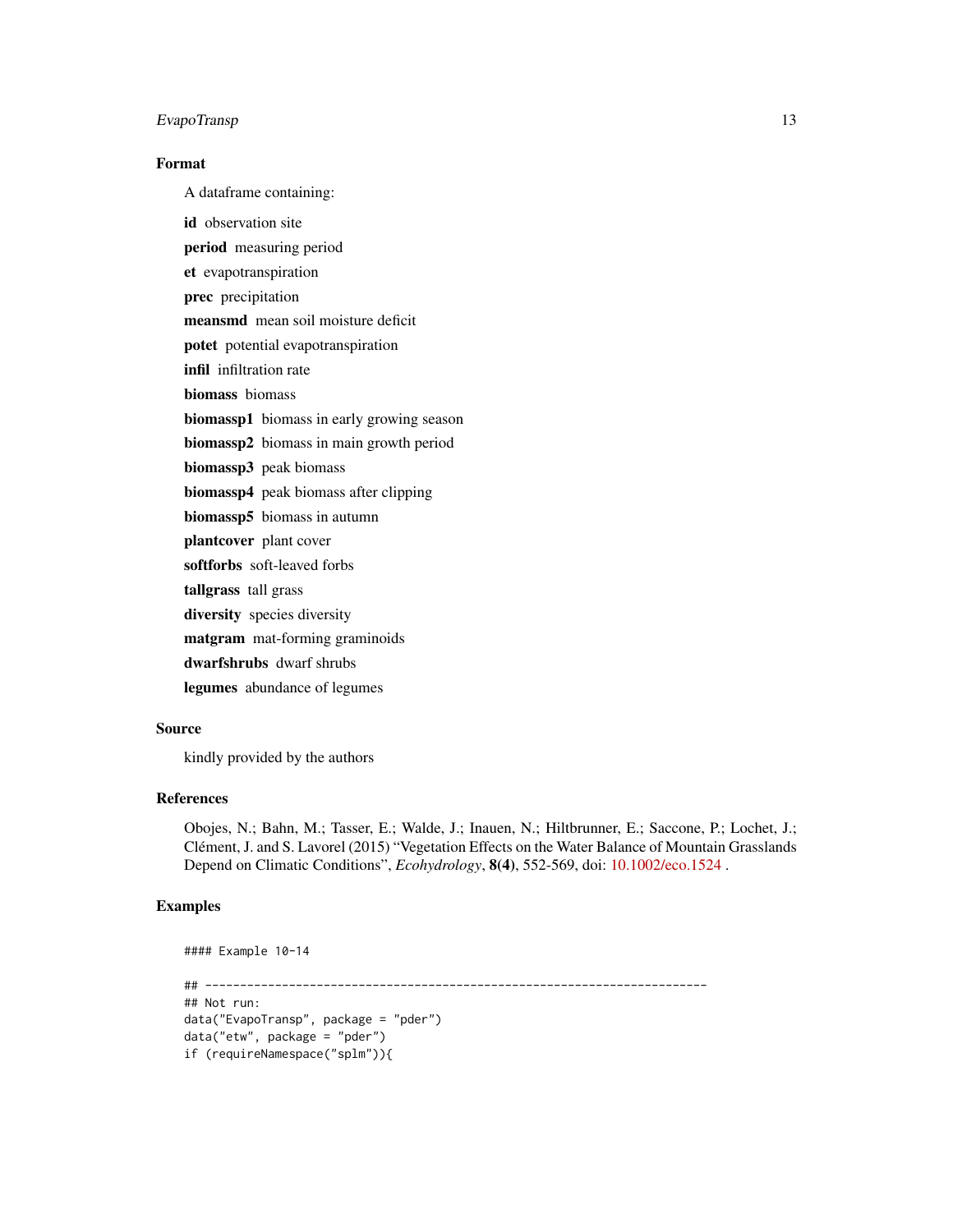### Format

A dataframe containing:

**id** observation site

**period** measuring period

**et** evapotranspiration

**prec** precipitation

**meansmd** mean soil moisture deficit

**potet** potential evapotranspiration

**infil** infiltration rate

**biomass** biomass

**biomassp1** biomass in early growing season

**biomassp2** biomass in main growth period

**biomassp3** peak biomass

**biomassp4** peak biomass after clipping

**biomassp5** biomass in autumn

**plantcover** plant cover

**softforbs** soft-leaved forbs

**tallgrass** tall grass

**diversity** species diversity

**matgram** mat-forming graminoids

**dwarfshrubs** dwarf shrubs

**legumes** abundance of legumes

### Source

kindly provided by the authors

### References

Obojes, N.; Bahn, M.; Tasser, E.; Walde, J.; Inauen, N.; Hiltbrunner, E.; Saccone, P.; Lochet, J.; Clément, J. and S. Lavorel (2015) "Vegetation Effects on the Water Balance of Mountain Grasslands Depend on Climatic Conditions", *Ecohydrology*, **8(4)**, 552-569, doi: 10.1002/eco.1524 .

### Examples

```
#### Example 10-14

## ------------------------------------------------------------------------
## Not run:
data("EvapoTransp", package = "pder")
data("etw", package = "pder")
if (requireNamespace("splm")){
```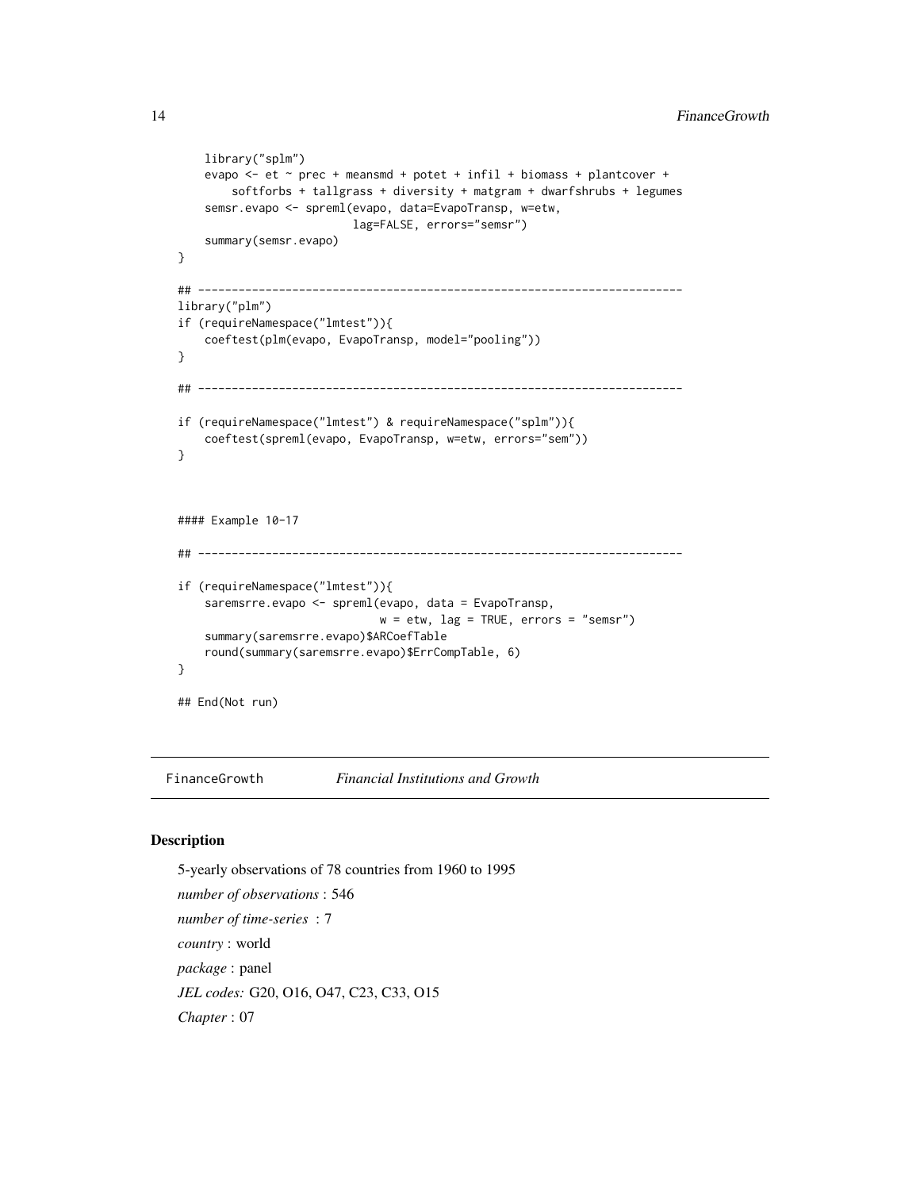```
    library("splm")
    evapo <- et ~ prec + meansmd + potet + infil + biomass + plantcover +
        softforbs + tallgrass + diversity + matgram + dwarfshrubs + legumes
    semsr.evapo <- spreml(evapo, data=EvapoTransp, w=etw,
                          lag=FALSE, errors="semsr")
    summary(semsr.evapo)
}

## ----------------------------------------------------------------------
library("plm")
if (requireNamespace("lmtest")){
    coeftest(plm(evapo, EvapoTransp, model="pooling"))
}

## ----------------------------------------------------------------------

if (requireNamespace("lmtest") & requireNamespace("splm")){
    coeftest(spreml(evapo, EvapoTransp, w=etw, errors="sem"))
}



#### Example 10-17

## ----------------------------------------------------------------------

if (requireNamespace("lmtest")){
    saremsrre.evapo <- spreml(evapo, data = EvapoTransp,
                              w = etw, lag = TRUE, errors = "semsr")
    summary(saremsrre.evapo)$ARCoefTable
    round(summary(saremsrre.evapo)$ErrCompTable, 6)
}

## End(Not run)
```

FinanceGrowth *Financial Institutions and Growth*

## Description

5-yearly observations of 78 countries from 1960 to 1995

*number of observations* : 546

*number of time-series* : 7

*country* : world

*package* : panel

*JEL codes:* G20, O16, O47, C23, C33, O15

*Chapter* : 07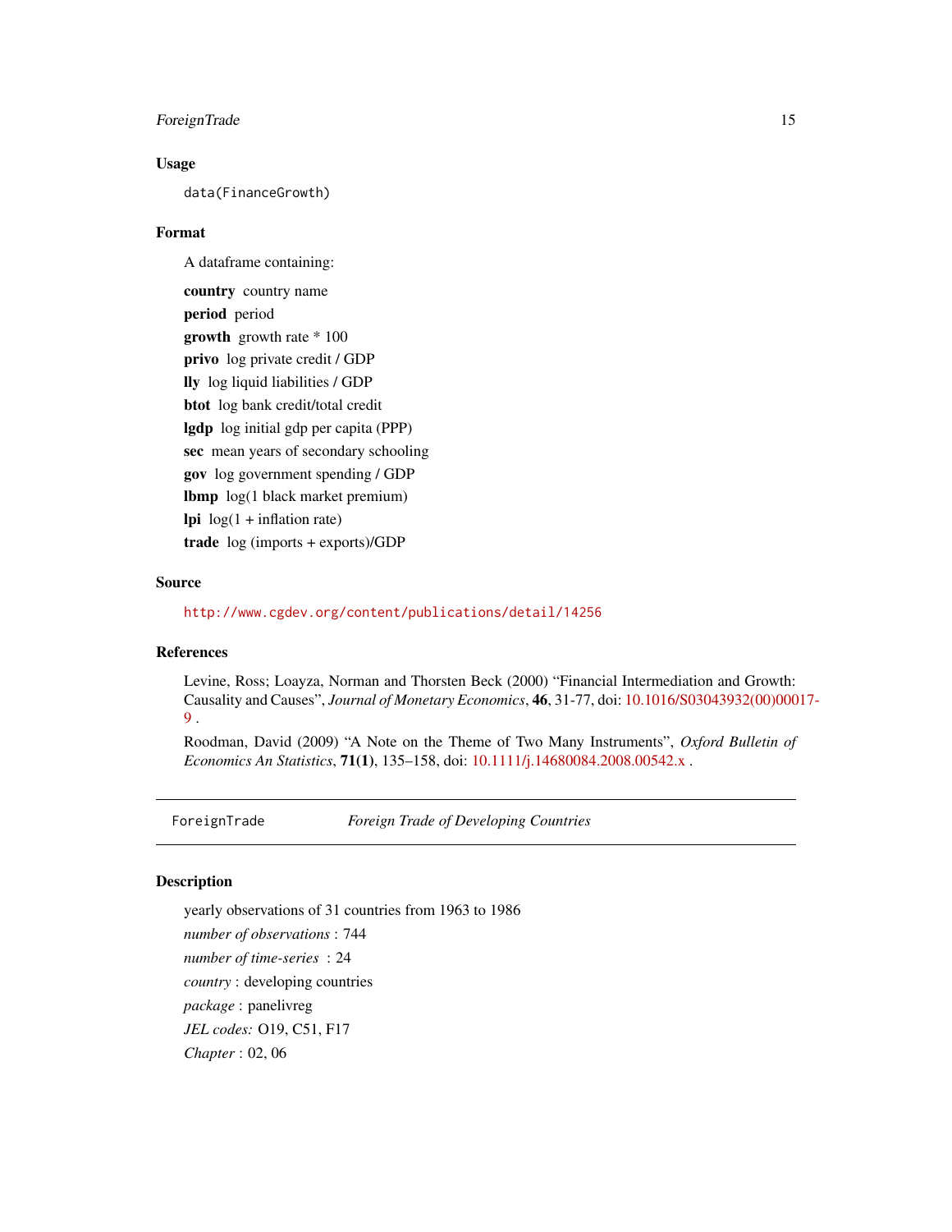### Usage

```
data(FinanceGrowth)
```

### Format

A dataframe containing:

**country** country name

**period** period

**growth** growth rate * 100

**privo** log private credit / GDP

**lly** log liquid liabilities / GDP

**btot** log bank credit/total credit

**lgdp** log initial gdp per capita (PPP)

**sec** mean years of secondary schooling

**gov** log government spending / GDP

**lbmp** log(1 black market premium)

**lpi** log(1 + inflation rate)

**trade** log (imports + exports)/GDP

### Source

http://www.cgdev.org/content/publications/detail/14256

### References

Levine, Ross; Loayza, Norman and Thorsten Beck (2000) "Financial Intermediation and Growth: Causality and Causes", *Journal of Monetary Economics*, **46**, 31-77, doi: 10.1016/S03043932(00)00017-9 .

Roodman, David (2009) "A Note on the Theme of Two Many Instruments", *Oxford Bulletin of Economics An Statistics*, **71(1)**, 135–158, doi: 10.1111/j.14680084.2008.00542.x .

---

## ForeignTrade *Foreign Trade of Developing Countries*

---

### Description

yearly observations of 31 countries from 1963 to 1986

*number of observations* : 744

*number of time-series* : 24

*country* : developing countries

*package* : panelivreg

*JEL codes:* O19, C51, F17

*Chapter* : 02, 06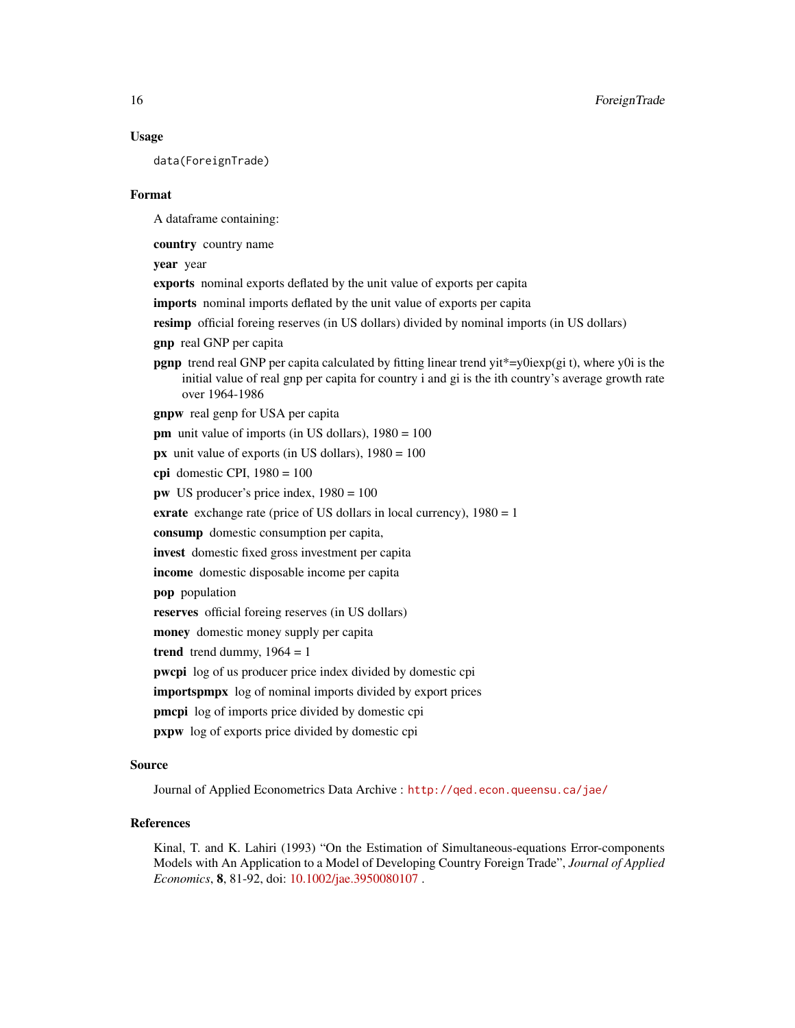### Usage

```
data(ForeignTrade)
```

### Format

A dataframe containing:

**country** country name

**year** year

**exports** nominal exports deflated by the unit value of exports per capita

**imports** nominal imports deflated by the unit value of exports per capita

**resimp** official foreing reserves (in US dollars) divided by nominal imports (in US dollars)

**gnp** real GNP per capita

**pgnp** trend real GNP per capita calculated by fitting linear trend yit*=y0iexp(gi t), where y0i is the initial value of real gnp per capita for country i and gi is the ith country's average growth rate over 1964-1986

**gnpw** real genp for USA per capita

**pm** unit value of imports (in US dollars), 1980 = 100

**px** unit value of exports (in US dollars), 1980 = 100

**cpi** domestic CPI, 1980 = 100

**pw** US producer's price index, 1980 = 100

**exrate** exchange rate (price of US dollars in local currency), 1980 = 1

**consump** domestic consumption per capita,

**invest** domestic fixed gross investment per capita

**income** domestic disposable income per capita

**pop** population

**reserves** official foreing reserves (in US dollars)

**money** domestic money supply per capita

**trend** trend dummy, 1964 = 1

**pwcpi** log of us producer price index divided by domestic cpi

**importspmpx** log of nominal imports divided by export prices

**pmcpi** log of imports price divided by domestic cpi

**pxpw** log of exports price divided by domestic cpi

### Source

Journal of Applied Econometrics Data Archive : http://qed.econ.queensu.ca/jae/

### References

Kinal, T. and K. Lahiri (1993) "On the Estimation of Simultaneous-equations Error-components Models with An Application to a Model of Developing Country Foreign Trade", *Journal of Applied Economics*, **8**, 81-92, doi: 10.1002/jae.3950080107 .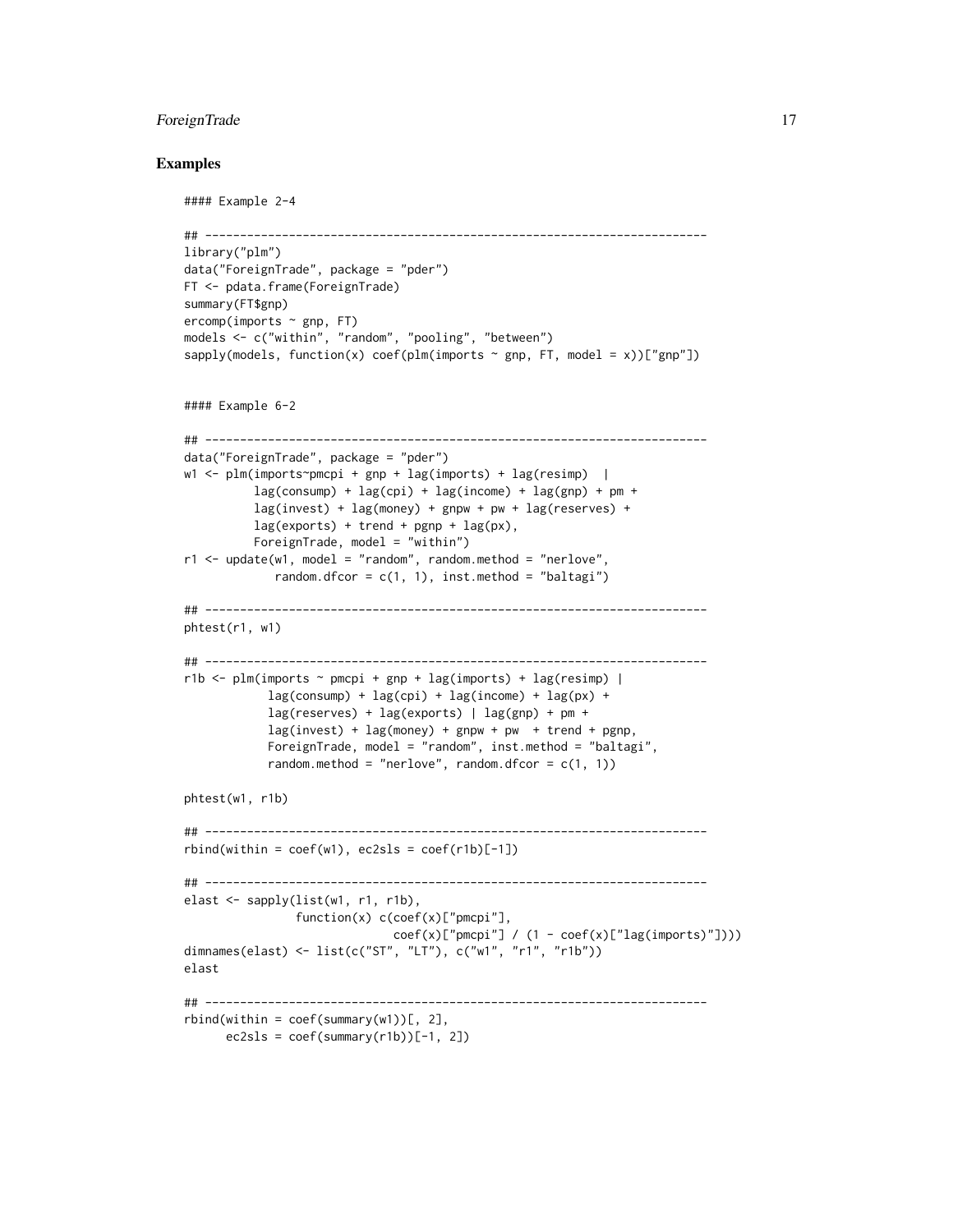## Examples

```
#### Example 2-4

## ------------------------------------------------------------------------
library("plm")
data("ForeignTrade", package = "pder")
FT <- pdata.frame(ForeignTrade)
summary(FT$gnp)
ercomp(imports ~ gnp, FT)
models <- c("within", "random", "pooling", "between")
sapply(models, function(x) coef(plm(imports ~ gnp, FT, model = x))["gnp"])


#### Example 6-2

## ------------------------------------------------------------------------
data("ForeignTrade", package = "pder")
w1 <- plm(imports~pmcpi + gnp + lag(imports) + lag(resimp)  |
          lag(consump) + lag(cpi) + lag(income) + lag(gnp) + pm +
          lag(invest) + lag(money) + gnpw + pw + lag(reserves) +
          lag(exports) + trend + pgnp + lag(px),
          ForeignTrade, model = "within")
r1 <- update(w1, model = "random", random.method = "nerlove",
             random.dfcor = c(1, 1), inst.method = "baltagi")

## ------------------------------------------------------------------------
phtest(r1, w1)

## ------------------------------------------------------------------------
r1b <- plm(imports ~ pmcpi + gnp + lag(imports) + lag(resimp) |
            lag(consump) + lag(cpi) + lag(income) + lag(px) +
            lag(reserves) + lag(exports) | lag(gnp) + pm +
            lag(invest) + lag(money) + gnpw + pw  + trend + pgnp,
            ForeignTrade, model = "random", inst.method = "baltagi",
            random.method = "nerlove", random.dfcor = c(1, 1))

phtest(w1, r1b)

## ------------------------------------------------------------------------
rbind(within = coef(w1), ec2sls = coef(r1b)[-1])

## ------------------------------------------------------------------------
elast <- sapply(list(w1, r1, r1b),
                function(x) c(coef(x)["pmcpi"],
                              coef(x)["pmcpi"] / (1 - coef(x)["lag(imports)"])))
dimnames(elast) <- list(c("ST", "LT"), c("w1", "r1", "r1b"))
elast

## ------------------------------------------------------------------------
rbind(within = coef(summary(w1))[, 2],
      ec2sls = coef(summary(r1b))[-1, 2])
```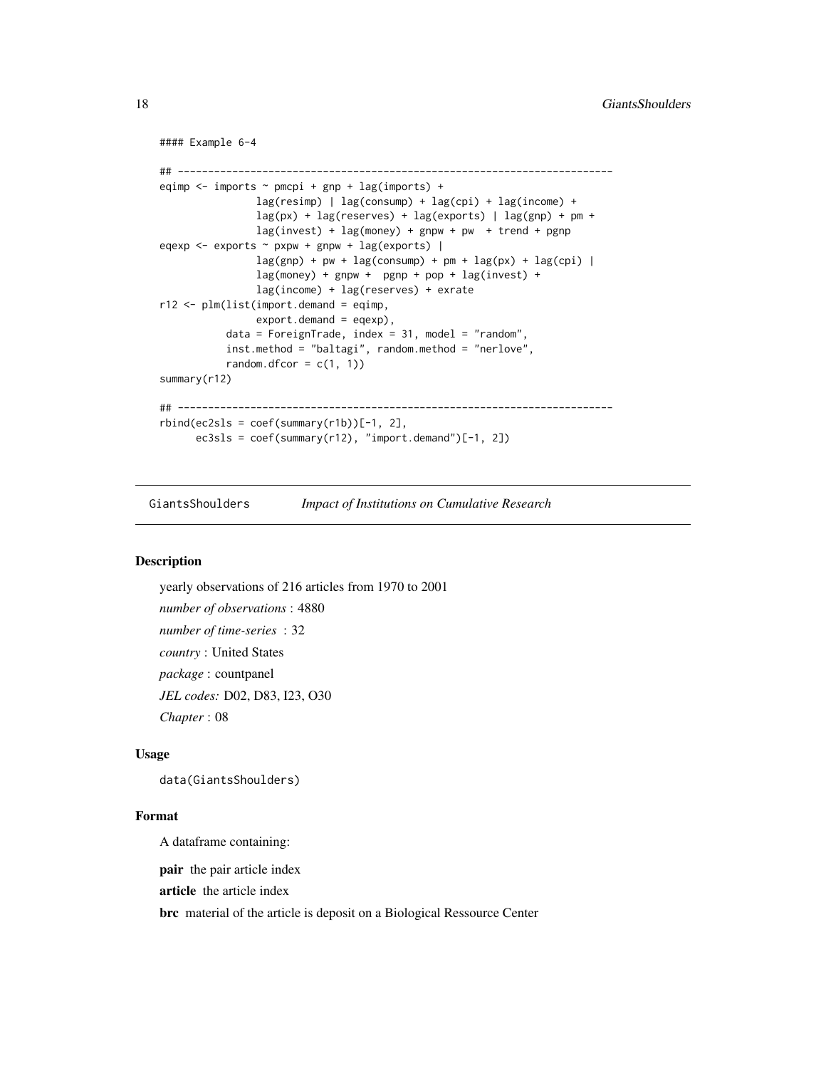```
#### Example 6-4

## ---------------------------------------------------------------------
eqimp <- imports ~ pmcpi + gnp + lag(imports) +
               lag(resimp) | lag(consump) + lag(cpi) + lag(income) +
               lag(px) + lag(reserves) + lag(exports) | lag(gnp) + pm +
               lag(invest) + lag(money) + gnpw + pw  + trend + pgnp
eqexp <- exports ~ pxpw + gnpw + lag(exports) |
               lag(gnp) + pw + lag(consump) + pm + lag(px) + lag(cpi) |
               lag(money) + gnpw +  pgnp + pop + lag(invest) +
               lag(income) + lag(reserves) + exrate
r12 <- plm(list(import.demand = eqimp,
               export.demand = eqexp),
          data = ForeignTrade, index = 31, model = "random",
          inst.method = "baltagi", random.method = "nerlove",
          random.dfcor = c(1, 1))
summary(r12)

## ---------------------------------------------------------------------
rbind(ec2sls = coef(summary(r1b))[-1, 2],
      ec3sls = coef(summary(r12), "import.demand")[-1, 2])
```

## GiantsShoulders — *Impact of Institutions on Cumulative Research*

### Description

yearly observations of 216 articles from 1970 to 2001

*number of observations* : 4880

*number of time-series* : 32

*country* : United States

*package* : countpanel

*JEL codes:* D02, D83, I23, O30

*Chapter* : 08

### Usage

```
data(GiantsShoulders)
```

### Format

A dataframe containing:

**pair** the pair article index

**article** the article index

**brc** material of the article is deposit on a Biological Ressource Center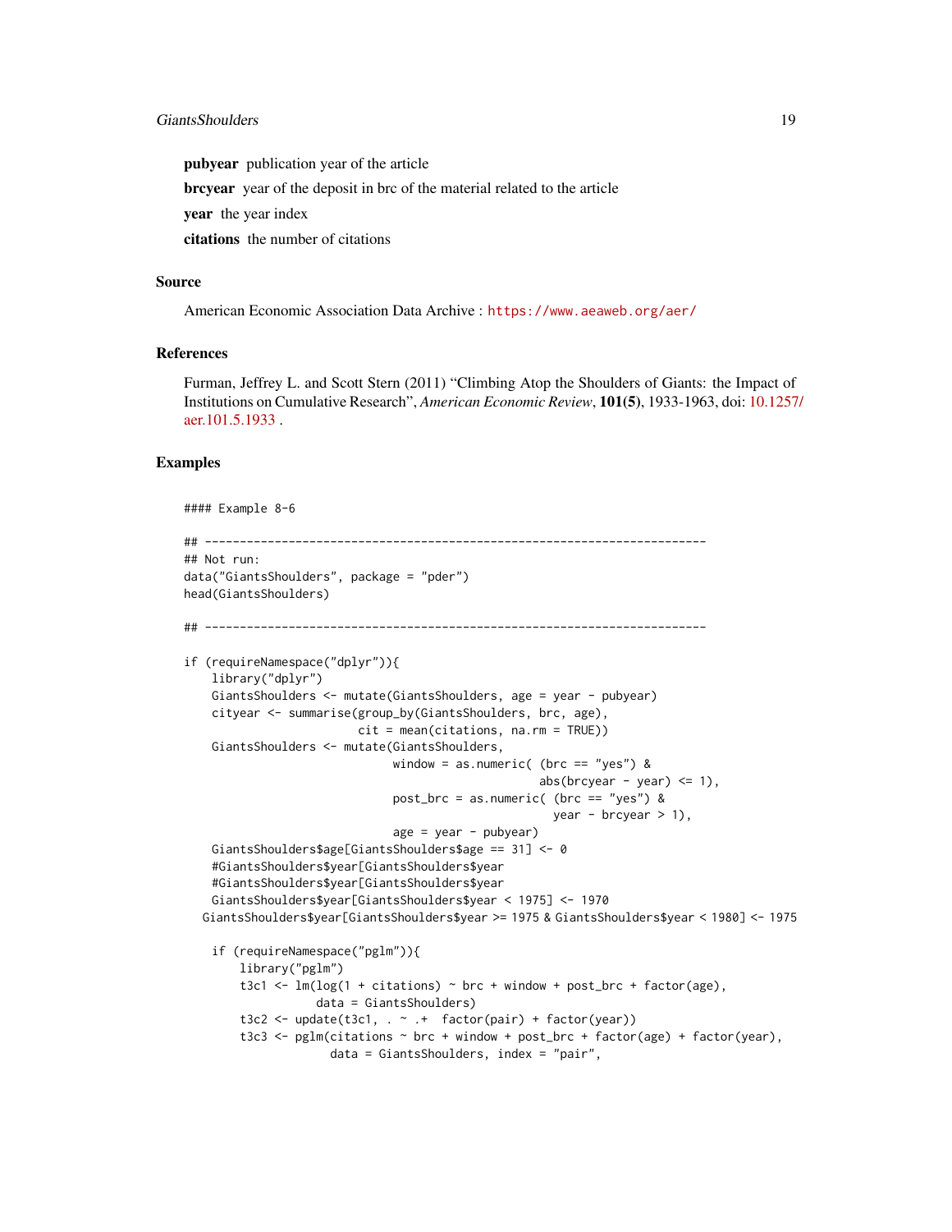**pubyear** publication year of the article

**brcyear** year of the deposit in brc of the material related to the article

**year** the year index

**citations** the number of citations

## Source

American Economic Association Data Archive : https://www.aeaweb.org/aer/

## References

Furman, Jeffrey L. and Scott Stern (2011) "Climbing Atop the Shoulders of Giants: the Impact of Institutions on Cumulative Research", *American Economic Review*, **101(5)**, 1933-1963, doi: 10.1257/aer.101.5.1933 .

## Examples

```
#### Example 8-6

## ------------------------------------------------------------------------
## Not run:
data("GiantsShoulders", package = "pder")
head(GiantsShoulders)

## ------------------------------------------------------------------------

if (requireNamespace("dplyr")){
    library("dplyr")
    GiantsShoulders <- mutate(GiantsShoulders, age = year - pubyear)
    cityear <- summarise(group_by(GiantsShoulders, brc, age),
                         cit = mean(citations, na.rm = TRUE))
    GiantsShoulders <- mutate(GiantsShoulders,
                              window = as.numeric( (brc == "yes") &
                                                   abs(brcyear - year) <= 1),
                              post_brc = as.numeric( (brc == "yes") &
                                                     year - brcyear > 1),
                              age = year - pubyear)
    GiantsShoulders$age[GiantsShoulders$age == 31] <- 0
    #GiantsShoulders$year[GiantsShoulders$year
    #GiantsShoulders$year[GiantsShoulders$year
    GiantsShoulders$year[GiantsShoulders$year < 1975] <- 1970
  GiantsShoulders$year[GiantsShoulders$year >= 1975 & GiantsShoulders$year < 1980] <- 1975

    if (requireNamespace("pglm")){
        library("pglm")
        t3c1 <- lm(log(1 + citations) ~ brc + window + post_brc + factor(age),
                   data = GiantsShoulders)
        t3c2 <- update(t3c1, . ~ .+  factor(pair) + factor(year))
        t3c3 <- pglm(citations ~ brc + window + post_brc + factor(age) + factor(year),
                     data = GiantsShoulders, index = "pair",
```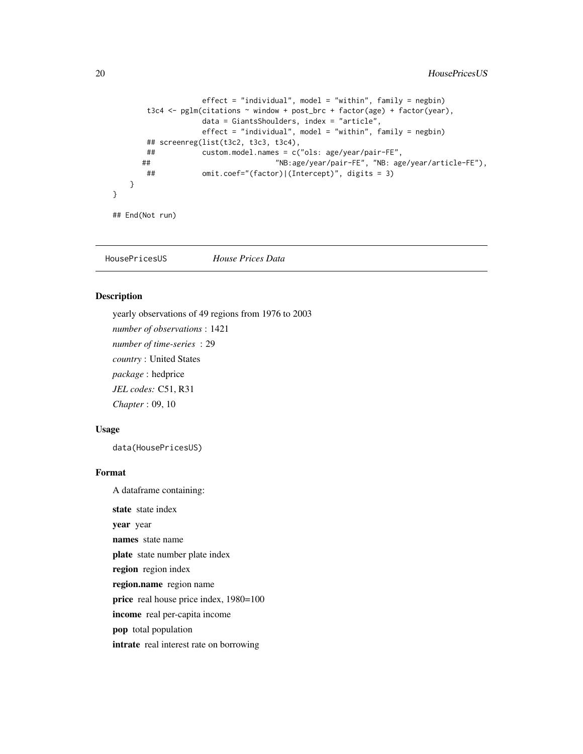```
                 effect = "individual", model = "within", family = negbin)
    t3c4 <- pglm(citations ~ window + post_brc + factor(age) + factor(year),
                 data = GiantsShoulders, index = "article",
                 effect = "individual", model = "within", family = negbin)
    ## screenreg(list(t3c2, t3c3, t3c4),
    ##           custom.model.names = c("ols: age/year/pair-FE",
   ##                              "NB:age/year/pair-FE", "NB: age/year/article-FE"),
    ##           omit.coef="(factor)|(Intercept)", digits = 3)
  }
}

## End(Not run)
```

## HousePricesUS    *House Prices Data*

### Description

yearly observations of 49 regions from 1976 to 2003

*number of observations* : 1421

*number of time-series* : 29

*country* : United States

*package* : hedprice

*JEL codes:* C51, R31

*Chapter* : 09, 10

### Usage

```
data(HousePricesUS)
```

### Format

A dataframe containing:

**state** state index

**year** year

**names** state name

**plate** state number plate index

**region** region index

**region.name** region name

**price** real house price index, 1980=100

**income** real per-capita income

**pop** total population

**intrate** real interest rate on borrowing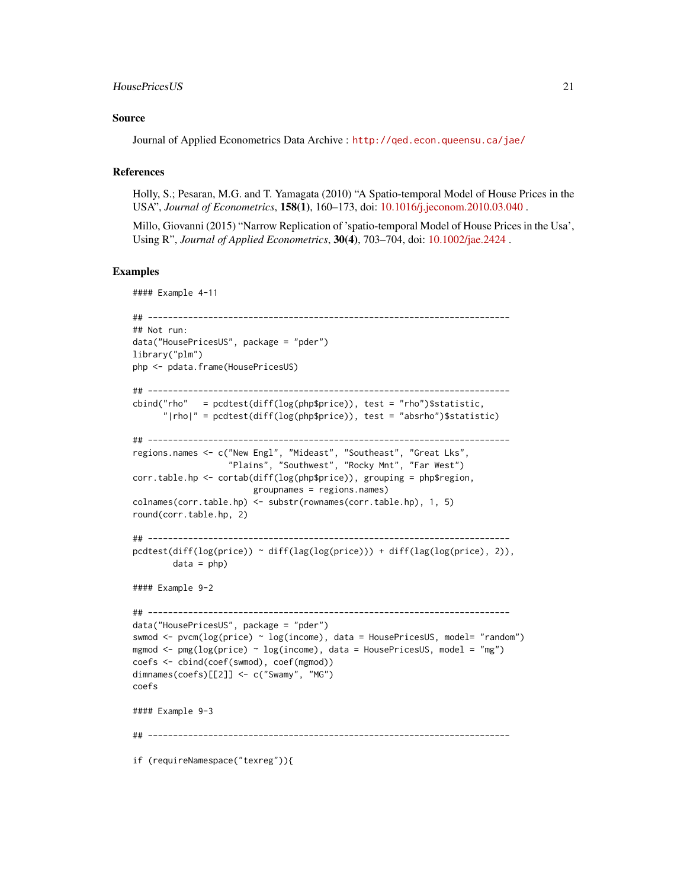### Source

Journal of Applied Econometrics Data Archive : http://qed.econ.queensu.ca/jae/

### References

Holly, S.; Pesaran, M.G. and T. Yamagata (2010) “A Spatio-temporal Model of House Prices in the USA”, *Journal of Econometrics*, **158(1)**, 160–173, doi: 10.1016/j.jeconom.2010.03.040 .

Millo, Giovanni (2015) “Narrow Replication of 'spatio-temporal Model of House Prices in the Usa', Using R”, *Journal of Applied Econometrics*, **30(4)**, 703–704, doi: 10.1002/jae.2424 .

### Examples

```
#### Example 4-11

## ------------------------------------------------------------------------
## Not run:
data("HousePricesUS", package = "pder")
library("plm")
php <- pdata.frame(HousePricesUS)

## ------------------------------------------------------------------------
cbind("rho"   = pcdtest(diff(log(php$price)), test = "rho")$statistic,
      "|rho|" = pcdtest(diff(log(php$price)), test = "absrho")$statistic)

## ------------------------------------------------------------------------
regions.names <- c("New Engl", "Mideast", "Southeast", "Great Lks",
                   "Plains", "Southwest", "Rocky Mnt", "Far West")
corr.table.hp <- cortab(diff(log(php$price)), grouping = php$region,
                        groupnames = regions.names)
colnames(corr.table.hp) <- substr(rownames(corr.table.hp), 1, 5)
round(corr.table.hp, 2)

## ------------------------------------------------------------------------
pcdtest(diff(log(price)) ~ diff(lag(log(price))) + diff(lag(log(price), 2)),
        data = php)

#### Example 9-2

## ------------------------------------------------------------------------
data("HousePricesUS", package = "pder")
swmod <- pvcm(log(price) ~ log(income), data = HousePricesUS, model= "random")
mgmod <- pmg(log(price) ~ log(income), data = HousePricesUS, model = "mg")
coefs <- cbind(coef(swmod), coef(mgmod))
dimnames(coefs)[[2]] <- c("Swamy", "MG")
coefs

#### Example 9-3

## ------------------------------------------------------------------------

if (requireNamespace("texreg")){
```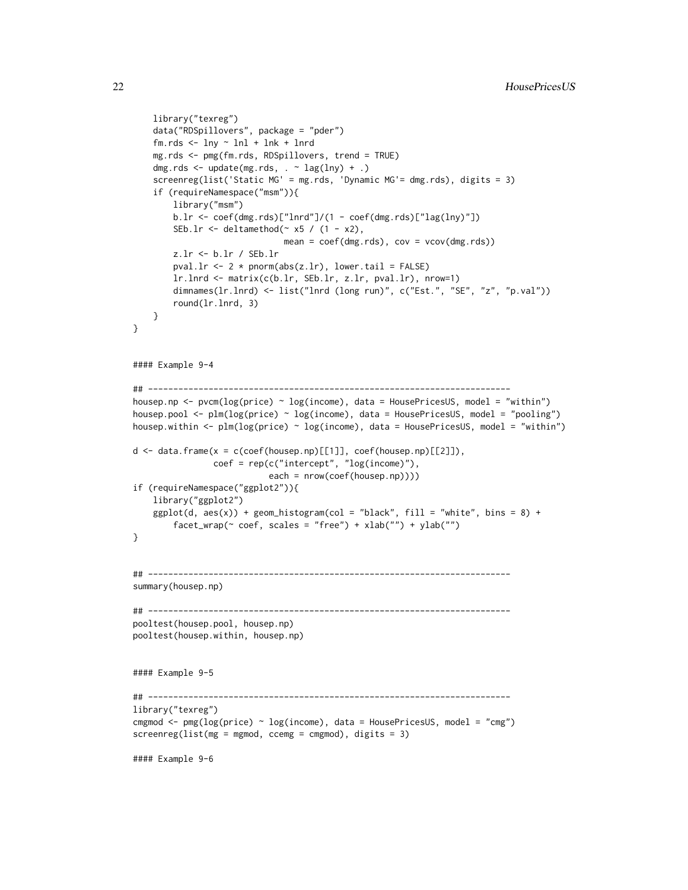```
    library("texreg")
    data("RDSpillovers", package = "pder")
    fm.rds <- lny ~ lnl + lnk + lnrd
    mg.rds <- pmg(fm.rds, RDSpillovers, trend = TRUE)
    dmg.rds <- update(mg.rds, . ~ lag(lny) + .)
    screenreg(list('Static MG' = mg.rds, 'Dynamic MG'= dmg.rds), digits = 3)
    if (requireNamespace("msm")){
        library("msm")
        b.lr <- coef(dmg.rds)["lnrd"]/(1 - coef(dmg.rds)["lag(lny)"])
        SEb.lr <- deltamethod(~ x5 / (1 - x2),
                              mean = coef(dmg.rds), cov = vcov(dmg.rds))
        z.lr <- b.lr / SEb.lr
        pval.lr <- 2 * pnorm(abs(z.lr), lower.tail = FALSE)
        lr.lnrd <- matrix(c(b.lr, SEb.lr, z.lr, pval.lr), nrow=1)
        dimnames(lr.lnrd) <- list("lnrd (long run)", c("Est.", "SE", "z", "p.val"))
        round(lr.lnrd, 3)
    }
}


#### Example 9-4

## ------------------------------------------------------------------------
housep.np <- pvcm(log(price) ~ log(income), data = HousePricesUS, model = "within")
housep.pool <- plm(log(price) ~ log(income), data = HousePricesUS, model = "pooling")
housep.within <- plm(log(price) ~ log(income), data = HousePricesUS, model = "within")

d <- data.frame(x = c(coef(housep.np)[[1]], coef(housep.np)[[2]]),
                coef = rep(c("intercept", "log(income)"),
                           each = nrow(coef(housep.np))))
if (requireNamespace("ggplot2")){
    library("ggplot2")
    ggplot(d, aes(x)) + geom_histogram(col = "black", fill = "white", bins = 8) +
        facet_wrap(~ coef, scales = "free") + xlab("") + ylab("")
}


## ------------------------------------------------------------------------
summary(housep.np)

## ------------------------------------------------------------------------
pooltest(housep.pool, housep.np)
pooltest(housep.within, housep.np)


#### Example 9-5

## ------------------------------------------------------------------------
library("texreg")
cmgmod <- pmg(log(price) ~ log(income), data = HousePricesUS, model = "cmg")
screenreg(list(mg = mgmod, ccemg = cmgmod), digits = 3)

#### Example 9-6
```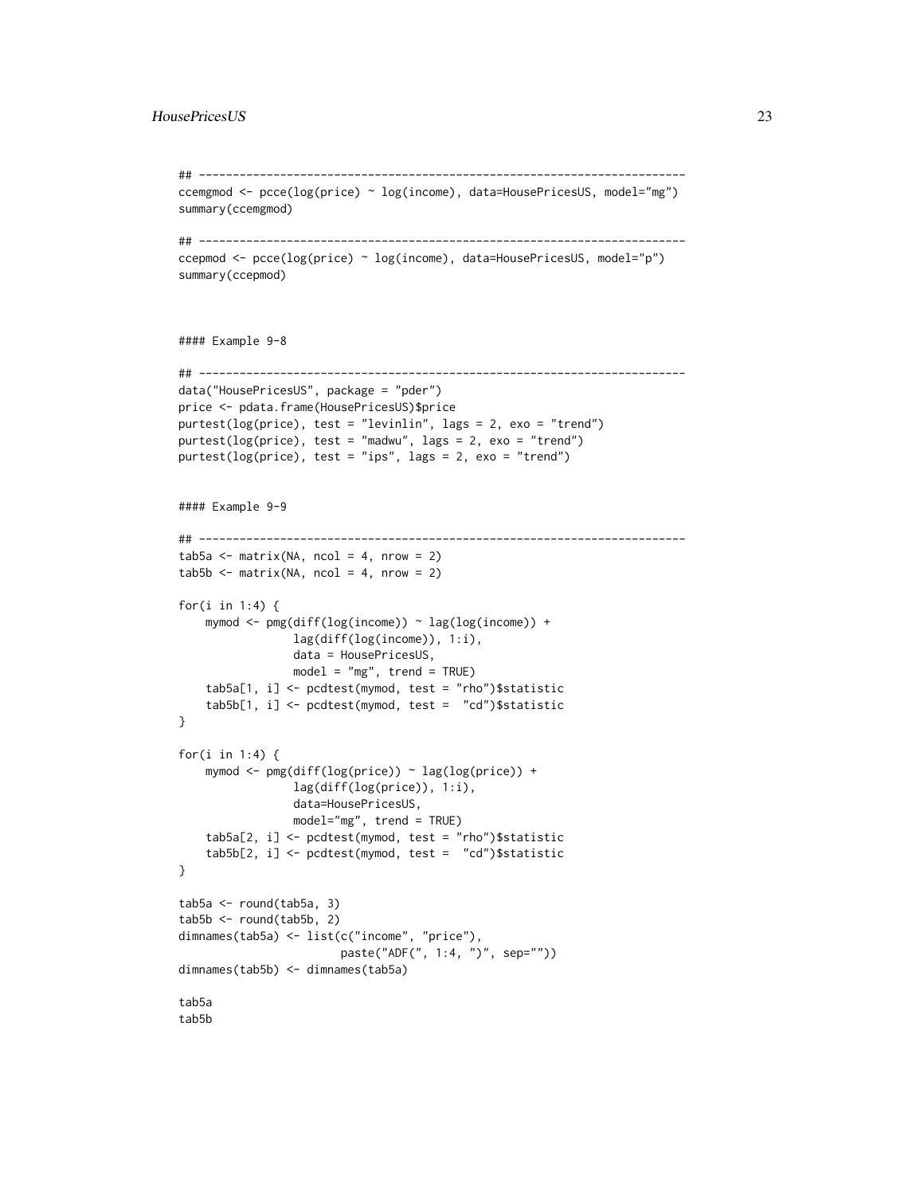```
## ------------------------------------------------------------------------
ccemgmod <- pcce(log(price) ~ log(income), data=HousePricesUS, model="mg")
summary(ccemgmod)

## ------------------------------------------------------------------------
ccepmod <- pcce(log(price) ~ log(income), data=HousePricesUS, model="p")
summary(ccepmod)



#### Example 9-8

## ------------------------------------------------------------------------
data("HousePricesUS", package = "pder")
price <- pdata.frame(HousePricesUS)$price
purtest(log(price), test = "levinlin", lags = 2, exo = "trend")
purtest(log(price), test = "madwu", lags = 2, exo = "trend")
purtest(log(price), test = "ips", lags = 2, exo = "trend")


#### Example 9-9

## ------------------------------------------------------------------------
tab5a <- matrix(NA, ncol = 4, nrow = 2)
tab5b <- matrix(NA, ncol = 4, nrow = 2)

for(i in 1:4) {
    mymod <- pmg(diff(log(income)) ~ lag(log(income)) +
                 lag(diff(log(income)), 1:i),
                 data = HousePricesUS,
                 model = "mg", trend = TRUE)
    tab5a[1, i] <- pcdtest(mymod, test = "rho")$statistic
    tab5b[1, i] <- pcdtest(mymod, test =  "cd")$statistic
}

for(i in 1:4) {
    mymod <- pmg(diff(log(price)) ~ lag(log(price)) +
                 lag(diff(log(price)), 1:i),
                 data=HousePricesUS,
                 model="mg", trend = TRUE)
    tab5a[2, i] <- pcdtest(mymod, test = "rho")$statistic
    tab5b[2, i] <- pcdtest(mymod, test =  "cd")$statistic
}

tab5a <- round(tab5a, 3)
tab5b <- round(tab5b, 2)
dimnames(tab5a) <- list(c("income", "price"),
                        paste("ADF(", 1:4, ")", sep=""))
dimnames(tab5b) <- dimnames(tab5a)

tab5a
tab5b
```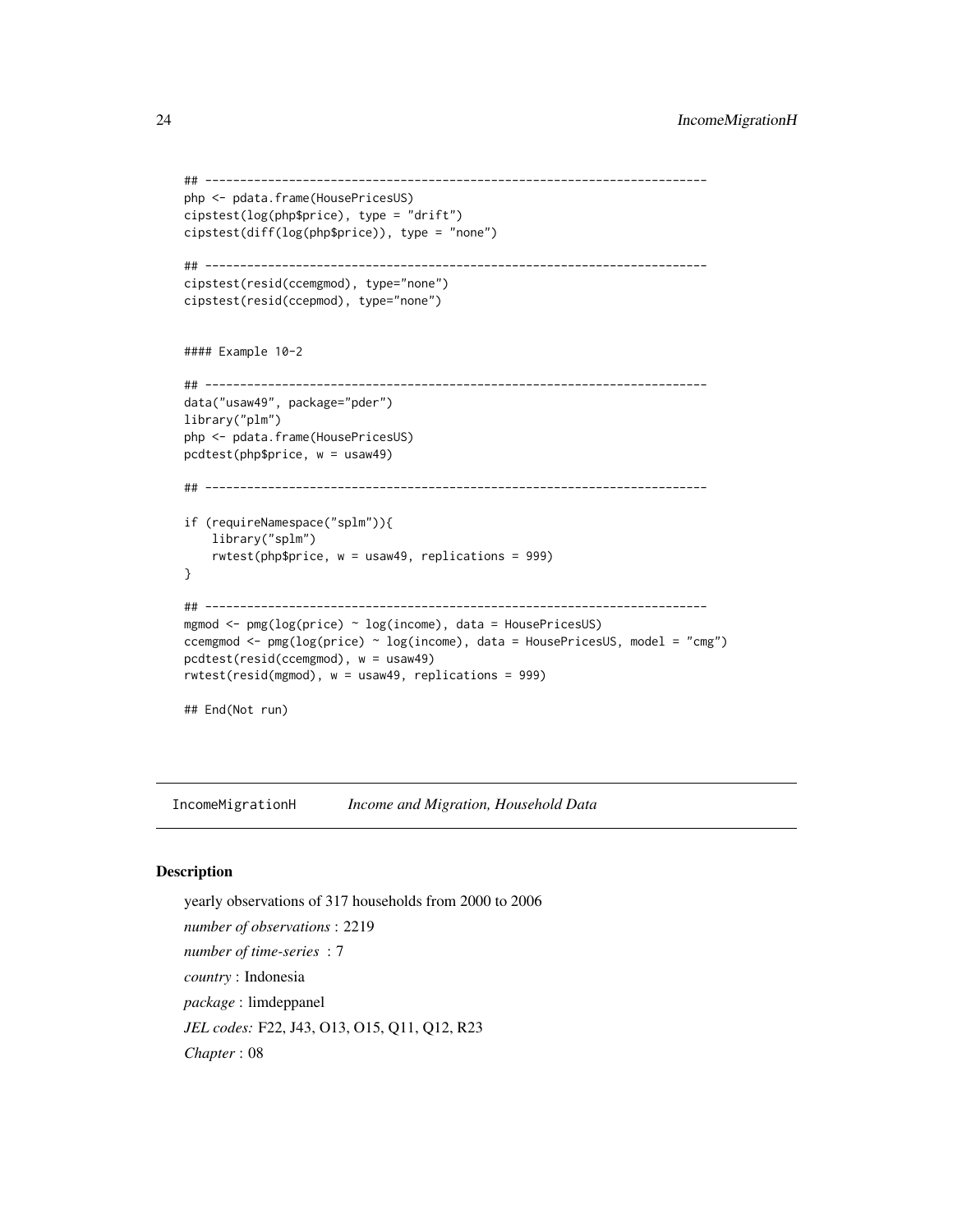```
## ------------------------------------------------------------------------
php <- pdata.frame(HousePricesUS)
cipstest(log(php$price), type = "drift")
cipstest(diff(log(php$price)), type = "none")

## ------------------------------------------------------------------------
cipstest(resid(ccemgmod), type="none")
cipstest(resid(ccepmod), type="none")


#### Example 10-2

## ------------------------------------------------------------------------
data("usaw49", package="pder")
library("plm")
php <- pdata.frame(HousePricesUS)
pcdtest(php$price, w = usaw49)

## ------------------------------------------------------------------------

if (requireNamespace("splm")){
    library("splm")
    rwtest(php$price, w = usaw49, replications = 999)
}

## ------------------------------------------------------------------------
mgmod <- pmg(log(price) ~ log(income), data = HousePricesUS)
ccemgmod <- pmg(log(price) ~ log(income), data = HousePricesUS, model = "cmg")
pcdtest(resid(ccemgmod), w = usaw49)
rwtest(resid(mgmod), w = usaw49, replications = 999)

## End(Not run)
```

## IncomeMigrationH *Income and Migration, Household Data*

### Description

yearly observations of 317 households from 2000 to 2006

*number of observations* : 2219

*number of time-series* : 7

*country* : Indonesia

*package* : limdeppanel

*JEL codes:* F22, J43, O13, O15, Q11, Q12, R23

*Chapter* : 08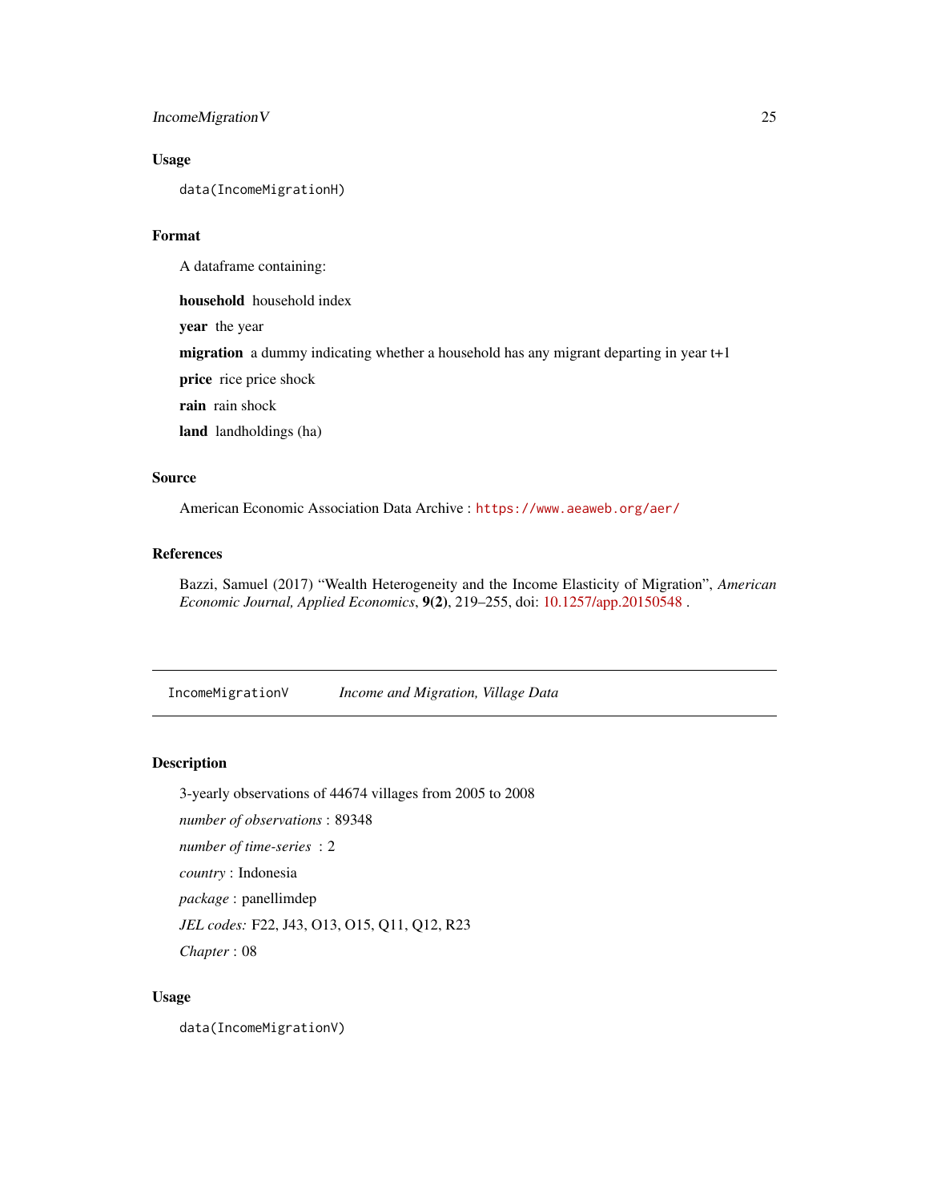### Usage

```
data(IncomeMigrationH)
```

### Format

A dataframe containing:

**household** household index

**year** the year

**migration** a dummy indicating whether a household has any migrant departing in year t+1

**price** rice price shock

**rain** rain shock

**land** landholdings (ha)

### Source

American Economic Association Data Archive : https://www.aeaweb.org/aer/

### References

Bazzi, Samuel (2017) "Wealth Heterogeneity and the Income Elasticity of Migration", *American Economic Journal, Applied Economics*, **9(2)**, 219–255, doi: 10.1257/app.20150548 .

---

## IncomeMigrationV *Income and Migration, Village Data*

### Description

3-yearly observations of 44674 villages from 2005 to 2008

*number of observations* : 89348

*number of time-series* : 2

*country* : Indonesia

*package* : panellimdep

*JEL codes:* F22, J43, O13, O15, Q11, Q12, R23

*Chapter* : 08

### Usage

```
data(IncomeMigrationV)
```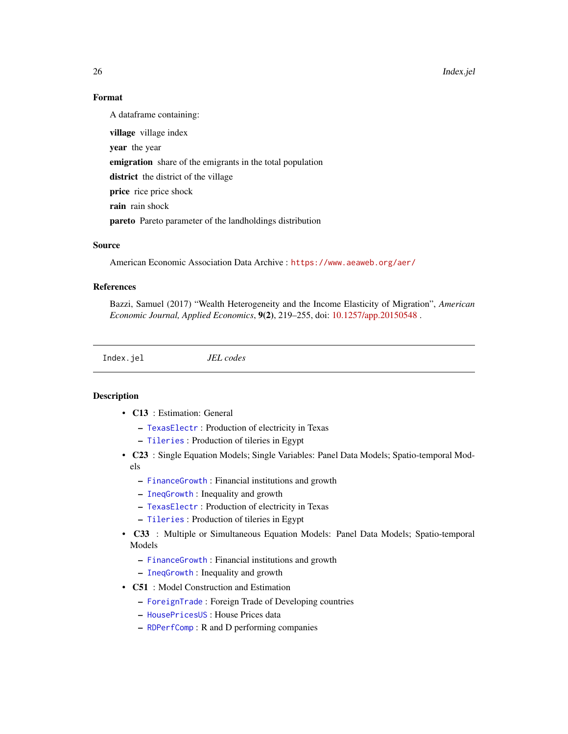### Format

A dataframe containing:

**village** village index

**year** the year

**emigration** share of the emigrants in the total population

**district** the district of the village

**price** rice price shock

**rain** rain shock

**pareto** Pareto parameter of the landholdings distribution

### Source

American Economic Association Data Archive : https://www.aeaweb.org/aer/

### References

Bazzi, Samuel (2017) "Wealth Heterogeneity and the Income Elasticity of Migration", *American Economic Journal, Applied Economics*, **9(2)**, 219–255, doi: 10.1257/app.20150548 .

---

## Index.jel *JEL codes*

---

### Description

- **C13** : Estimation: General
  - TexasElectr : Production of electricity in Texas
  - Tileries : Production of tileries in Egypt
- **C23** : Single Equation Models; Single Variables: Panel Data Models; Spatio-temporal Models
  - FinanceGrowth : Financial institutions and growth
  - IneqGrowth : Inequality and growth
  - TexasElectr : Production of electricity in Texas
  - Tileries : Production of tileries in Egypt
- **C33** : Multiple or Simultaneous Equation Models: Panel Data Models; Spatio-temporal Models
  - FinanceGrowth : Financial institutions and growth
  - IneqGrowth : Inequality and growth
- **C51** : Model Construction and Estimation
  - ForeignTrade : Foreign Trade of Developing countries
  - HousePricesUS : House Prices data
  - RDPerfComp : R and D performing companies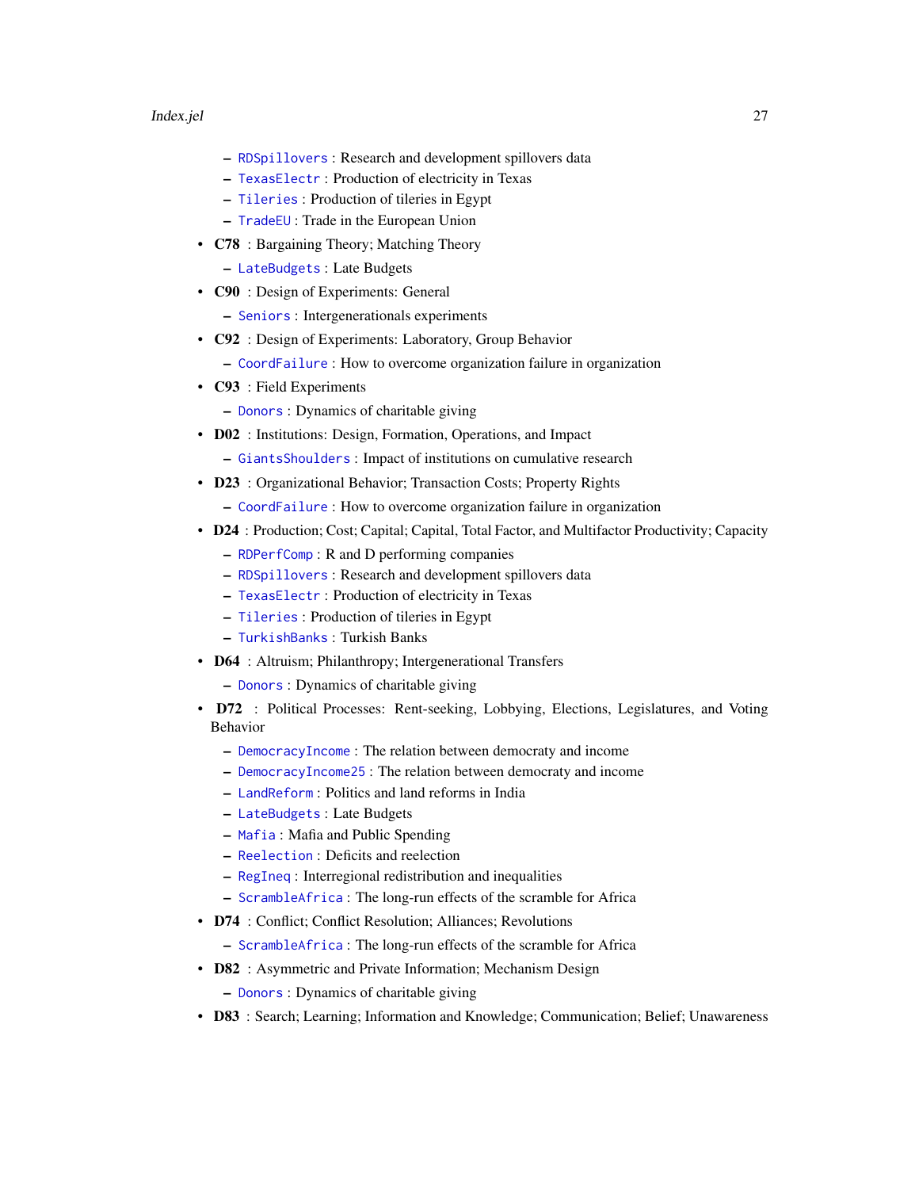- RDSpillovers : Research and development spillovers data
  - TexasElectr : Production of electricity in Texas
  - Tileries : Production of tileries in Egypt
  - TradeEU : Trade in the European Union
- **C78** : Bargaining Theory; Matching Theory
  - LateBudgets : Late Budgets
- **C90** : Design of Experiments: General
  - Seniors : Intergenerationals experiments
- **C92** : Design of Experiments: Laboratory, Group Behavior
  - CoordFailure : How to overcome organization failure in organization
- **C93** : Field Experiments
  - Donors : Dynamics of charitable giving
- **D02** : Institutions: Design, Formation, Operations, and Impact
  - GiantsShoulders : Impact of institutions on cumulative research
- **D23** : Organizational Behavior; Transaction Costs; Property Rights
  - CoordFailure : How to overcome organization failure in organization
- **D24** : Production; Cost; Capital; Capital, Total Factor, and Multifactor Productivity; Capacity
  - RDPerfComp : R and D performing companies
  - RDSpillovers : Research and development spillovers data
  - TexasElectr : Production of electricity in Texas
  - Tileries : Production of tileries in Egypt
  - TurkishBanks : Turkish Banks
- **D64** : Altruism; Philanthropy; Intergenerational Transfers
  - Donors : Dynamics of charitable giving
- **D72** : Political Processes: Rent-seeking, Lobbying, Elections, Legislatures, and Voting Behavior
  - DemocracyIncome : The relation between democraty and income
  - DemocracyIncome25 : The relation between democraty and income
  - LandReform : Politics and land reforms in India
  - LateBudgets : Late Budgets
  - Mafia : Mafia and Public Spending
  - Reelection : Deficits and reelection
  - RegIneq : Interregional redistribution and inequalities
  - ScrambleAfrica : The long-run effects of the scramble for Africa
- **D74** : Conflict; Conflict Resolution; Alliances; Revolutions
  - ScrambleAfrica : The long-run effects of the scramble for Africa
- **D82** : Asymmetric and Private Information; Mechanism Design
  - Donors : Dynamics of charitable giving
- **D83** : Search; Learning; Information and Knowledge; Communication; Belief; Unawareness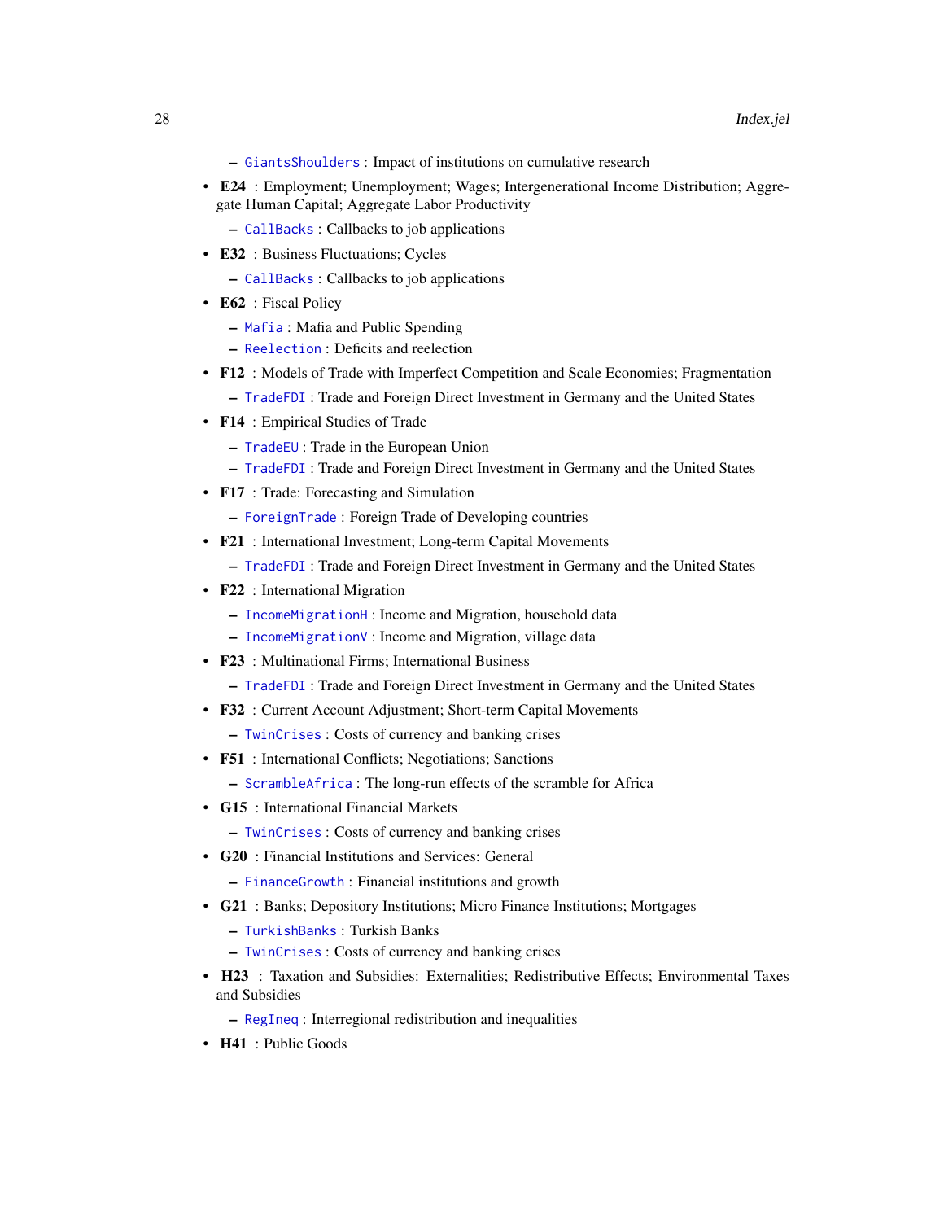- GiantsShoulders : Impact of institutions on cumulative research

- **E24** : Employment; Unemployment; Wages; Intergenerational Income Distribution; Aggregate Human Capital; Aggregate Labor Productivity
  - CallBacks : Callbacks to job applications
- **E32** : Business Fluctuations; Cycles
  - CallBacks : Callbacks to job applications
- **E62** : Fiscal Policy
  - Mafia : Mafia and Public Spending
  - Reelection : Deficits and reelection
- **F12** : Models of Trade with Imperfect Competition and Scale Economies; Fragmentation
  - TradeFDI : Trade and Foreign Direct Investment in Germany and the United States
- **F14** : Empirical Studies of Trade
  - TradeEU : Trade in the European Union
  - TradeFDI : Trade and Foreign Direct Investment in Germany and the United States
- **F17** : Trade: Forecasting and Simulation
  - ForeignTrade : Foreign Trade of Developing countries
- **F21** : International Investment; Long-term Capital Movements
  - TradeFDI : Trade and Foreign Direct Investment in Germany and the United States
- **F22** : International Migration
  - IncomeMigrationH : Income and Migration, household data
  - IncomeMigrationV : Income and Migration, village data
- **F23** : Multinational Firms; International Business
  - TradeFDI : Trade and Foreign Direct Investment in Germany and the United States
- **F32** : Current Account Adjustment; Short-term Capital Movements
  - TwinCrises : Costs of currency and banking crises
- **F51** : International Conflicts; Negotiations; Sanctions
  - ScrambleAfrica : The long-run effects of the scramble for Africa
- **G15** : International Financial Markets
  - TwinCrises : Costs of currency and banking crises
- **G20** : Financial Institutions and Services: General
  - FinanceGrowth : Financial institutions and growth
- **G21** : Banks; Depository Institutions; Micro Finance Institutions; Mortgages
  - TurkishBanks : Turkish Banks
  - TwinCrises : Costs of currency and banking crises
- **H23** : Taxation and Subsidies: Externalities; Redistributive Effects; Environmental Taxes and Subsidies
  - RegIneq : Interregional redistribution and inequalities
- **H41** : Public Goods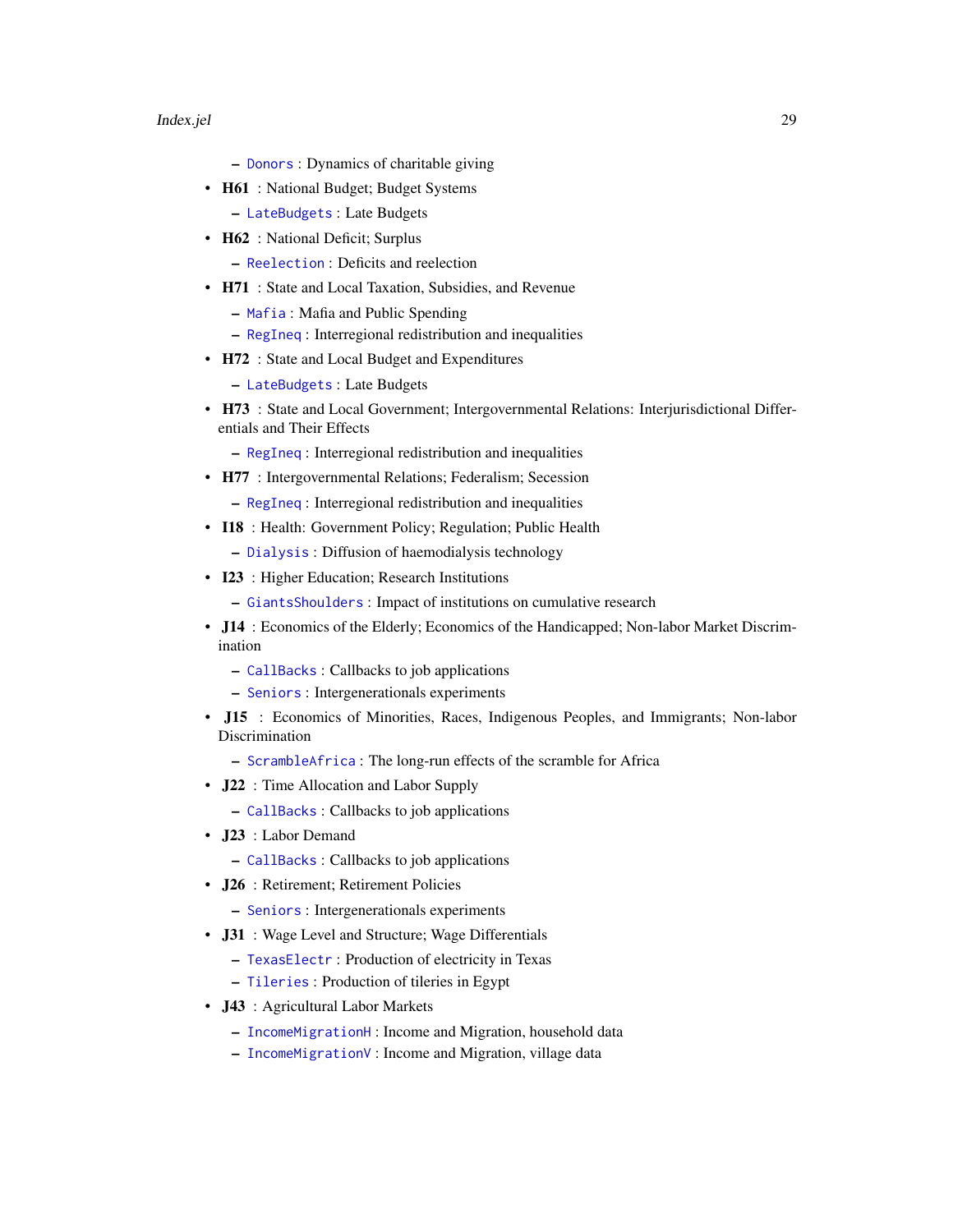- `Donors` : Dynamics of charitable giving
- **H61** : National Budget; Budget Systems
  - `LateBudgets` : Late Budgets
- **H62** : National Deficit; Surplus
  - `Reelection` : Deficits and reelection
- **H71** : State and Local Taxation, Subsidies, and Revenue
  - `Mafia` : Mafia and Public Spending
  - `RegIneq` : Interregional redistribution and inequalities
- **H72** : State and Local Budget and Expenditures
  - `LateBudgets` : Late Budgets
- **H73** : State and Local Government; Intergovernmental Relations: Interjurisdictional Differentials and Their Effects
  - `RegIneq` : Interregional redistribution and inequalities
- **H77** : Intergovernmental Relations; Federalism; Secession
  - `RegIneq` : Interregional redistribution and inequalities
- **I18** : Health: Government Policy; Regulation; Public Health
  - `Dialysis` : Diffusion of haemodialysis technology
- **I23** : Higher Education; Research Institutions
  - `GiantsShoulders` : Impact of institutions on cumulative research
- **J14** : Economics of the Elderly; Economics of the Handicapped; Non-labor Market Discrimination
  - `CallBacks` : Callbacks to job applications
  - `Seniors` : Intergenerationals experiments
- **J15** : Economics of Minorities, Races, Indigenous Peoples, and Immigrants; Non-labor Discrimination
  - `ScrambleAfrica` : The long-run effects of the scramble for Africa
- **J22** : Time Allocation and Labor Supply
  - `CallBacks` : Callbacks to job applications
- **J23** : Labor Demand
  - `CallBacks` : Callbacks to job applications
- **J26** : Retirement; Retirement Policies
  - `Seniors` : Intergenerationals experiments
- **J31** : Wage Level and Structure; Wage Differentials
  - `TexasElectr` : Production of electricity in Texas
  - `Tileries` : Production of tileries in Egypt
- **J43** : Agricultural Labor Markets
  - `IncomeMigrationH` : Income and Migration, household data
  - `IncomeMigrationV` : Income and Migration, village data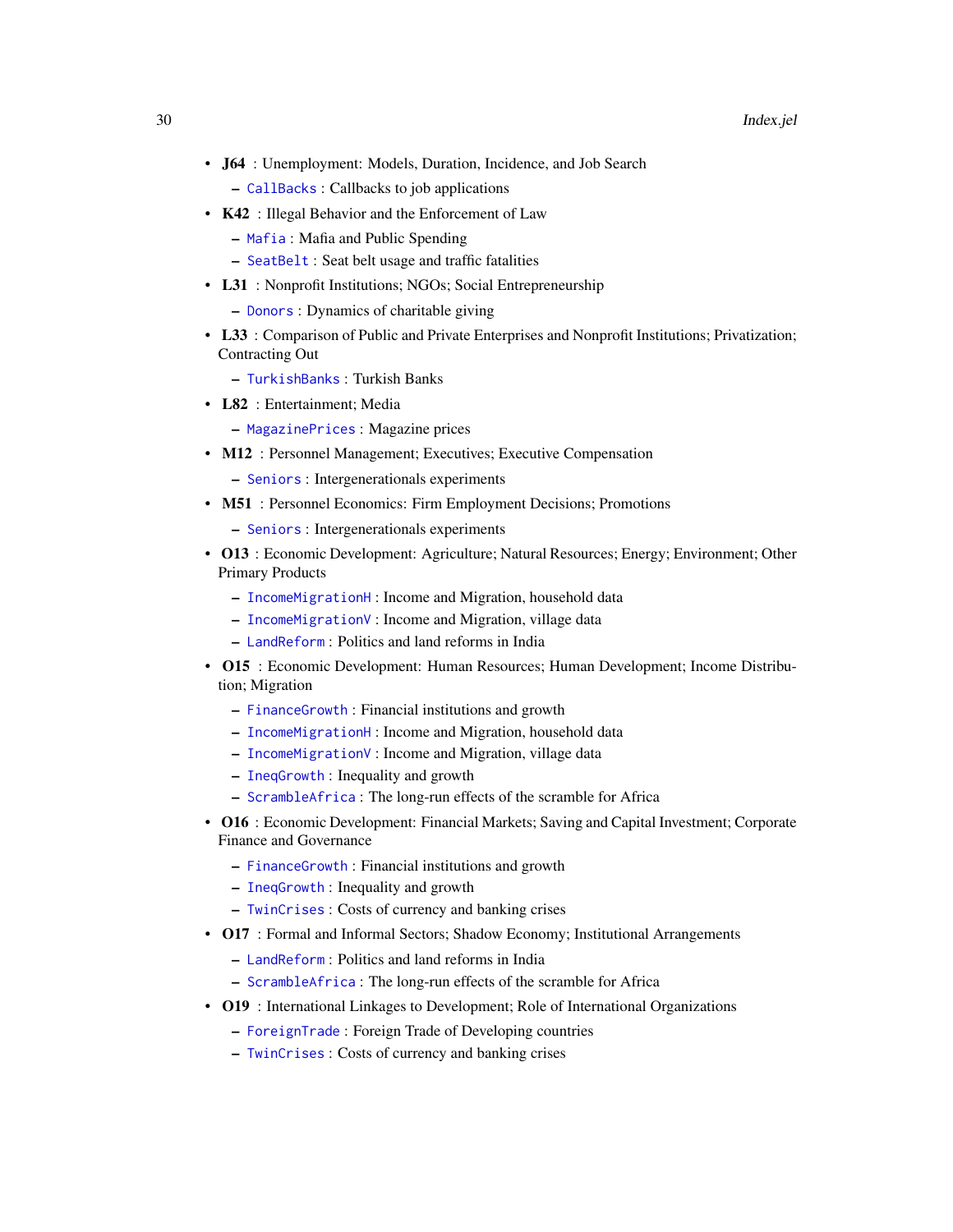- **J64** : Unemployment: Models, Duration, Incidence, and Job Search
  - `CallBacks` : Callbacks to job applications
- **K42** : Illegal Behavior and the Enforcement of Law
  - `Mafia` : Mafia and Public Spending
  - `SeatBelt` : Seat belt usage and traffic fatalities
- **L31** : Nonprofit Institutions; NGOs; Social Entrepreneurship
  - `Donors` : Dynamics of charitable giving
- **L33** : Comparison of Public and Private Enterprises and Nonprofit Institutions; Privatization; Contracting Out
  - `TurkishBanks` : Turkish Banks
- **L82** : Entertainment; Media
  - `MagazinePrices` : Magazine prices
- **M12** : Personnel Management; Executives; Executive Compensation
  - `Seniors` : Intergenerationals experiments
- **M51** : Personnel Economics: Firm Employment Decisions; Promotions
  - `Seniors` : Intergenerationals experiments
- **O13** : Economic Development: Agriculture; Natural Resources; Energy; Environment; Other Primary Products
  - `IncomeMigrationH` : Income and Migration, household data
  - `IncomeMigrationV` : Income and Migration, village data
  - `LandReform` : Politics and land reforms in India
- **O15** : Economic Development: Human Resources; Human Development; Income Distribution; Migration
  - `FinanceGrowth` : Financial institutions and growth
  - `IncomeMigrationH` : Income and Migration, household data
  - `IncomeMigrationV` : Income and Migration, village data
  - `IneqGrowth` : Inequality and growth
  - `ScrambleAfrica` : The long-run effects of the scramble for Africa
- **O16** : Economic Development: Financial Markets; Saving and Capital Investment; Corporate Finance and Governance
  - `FinanceGrowth` : Financial institutions and growth
  - `IneqGrowth` : Inequality and growth
  - `TwinCrises` : Costs of currency and banking crises
- **O17** : Formal and Informal Sectors; Shadow Economy; Institutional Arrangements
  - `LandReform` : Politics and land reforms in India
  - `ScrambleAfrica` : The long-run effects of the scramble for Africa
- **O19** : International Linkages to Development; Role of International Organizations
  - `ForeignTrade` : Foreign Trade of Developing countries
  - `TwinCrises` : Costs of currency and banking crises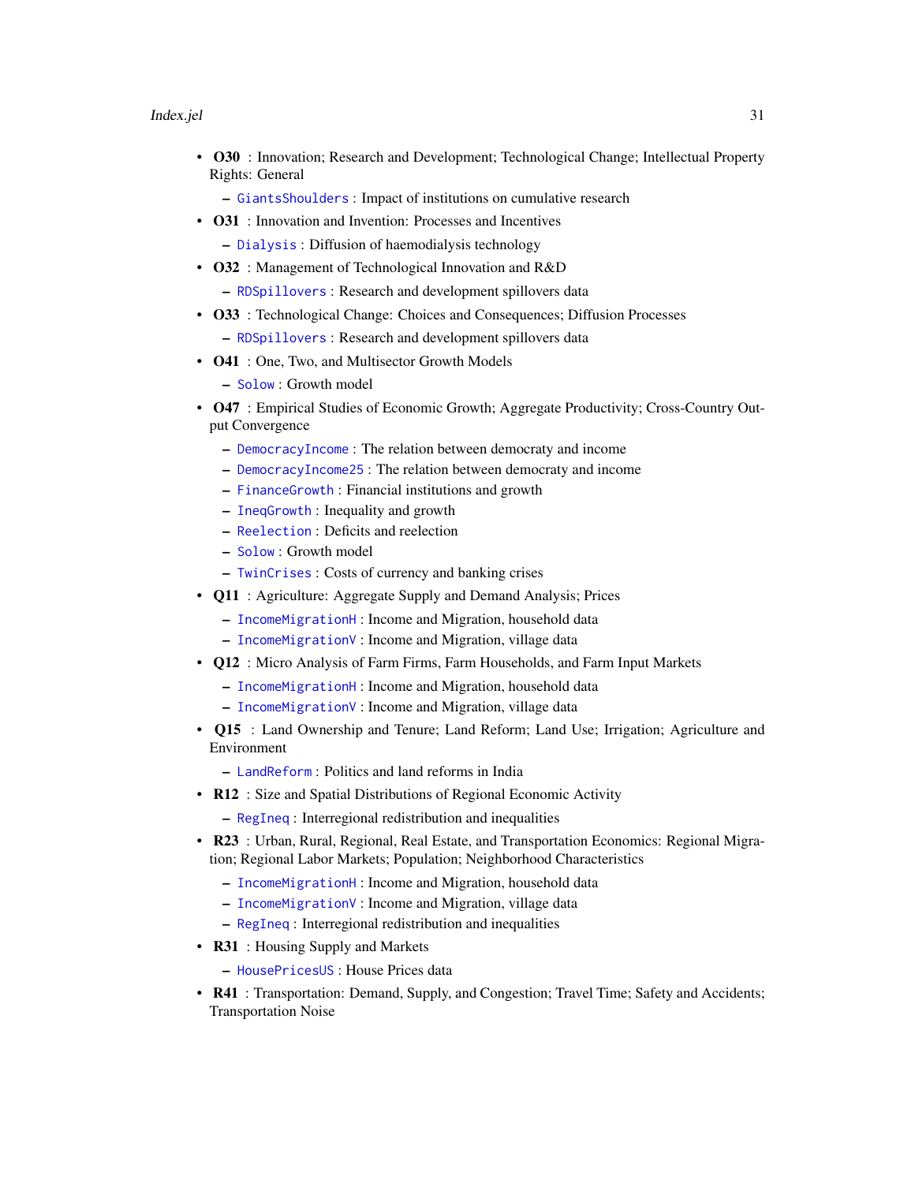- **O30** : Innovation; Research and Development; Technological Change; Intellectual Property Rights: General
  - GiantsShoulders : Impact of institutions on cumulative research
- **O31** : Innovation and Invention: Processes and Incentives
  - Dialysis : Diffusion of haemodialysis technology
- **O32** : Management of Technological Innovation and R&D
  - RDSpillovers : Research and development spillovers data
- **O33** : Technological Change: Choices and Consequences; Diffusion Processes
  - RDSpillovers : Research and development spillovers data
- **O41** : One, Two, and Multisector Growth Models
  - Solow : Growth model
- **O47** : Empirical Studies of Economic Growth; Aggregate Productivity; Cross-Country Output Convergence
  - DemocracyIncome : The relation between democraty and income
  - DemocracyIncome25 : The relation between democraty and income
  - FinanceGrowth : Financial institutions and growth
  - IneqGrowth : Inequality and growth
  - Reelection : Deficits and reelection
  - Solow : Growth model
  - TwinCrises : Costs of currency and banking crises
- **Q11** : Agriculture: Aggregate Supply and Demand Analysis; Prices
  - IncomeMigrationH : Income and Migration, household data
  - IncomeMigrationV : Income and Migration, village data
- **Q12** : Micro Analysis of Farm Firms, Farm Households, and Farm Input Markets
  - IncomeMigrationH : Income and Migration, household data
  - IncomeMigrationV : Income and Migration, village data
- **Q15** : Land Ownership and Tenure; Land Reform; Land Use; Irrigation; Agriculture and Environment
  - LandReform : Politics and land reforms in India
- **R12** : Size and Spatial Distributions of Regional Economic Activity
  - RegIneq : Interregional redistribution and inequalities
- **R23** : Urban, Rural, Regional, Real Estate, and Transportation Economics: Regional Migration; Regional Labor Markets; Population; Neighborhood Characteristics
  - IncomeMigrationH : Income and Migration, household data
  - IncomeMigrationV : Income and Migration, village data
  - RegIneq : Interregional redistribution and inequalities
- **R31** : Housing Supply and Markets
  - HousePricesUS : House Prices data
- **R41** : Transportation: Demand, Supply, and Congestion; Travel Time; Safety and Accidents; Transportation Noise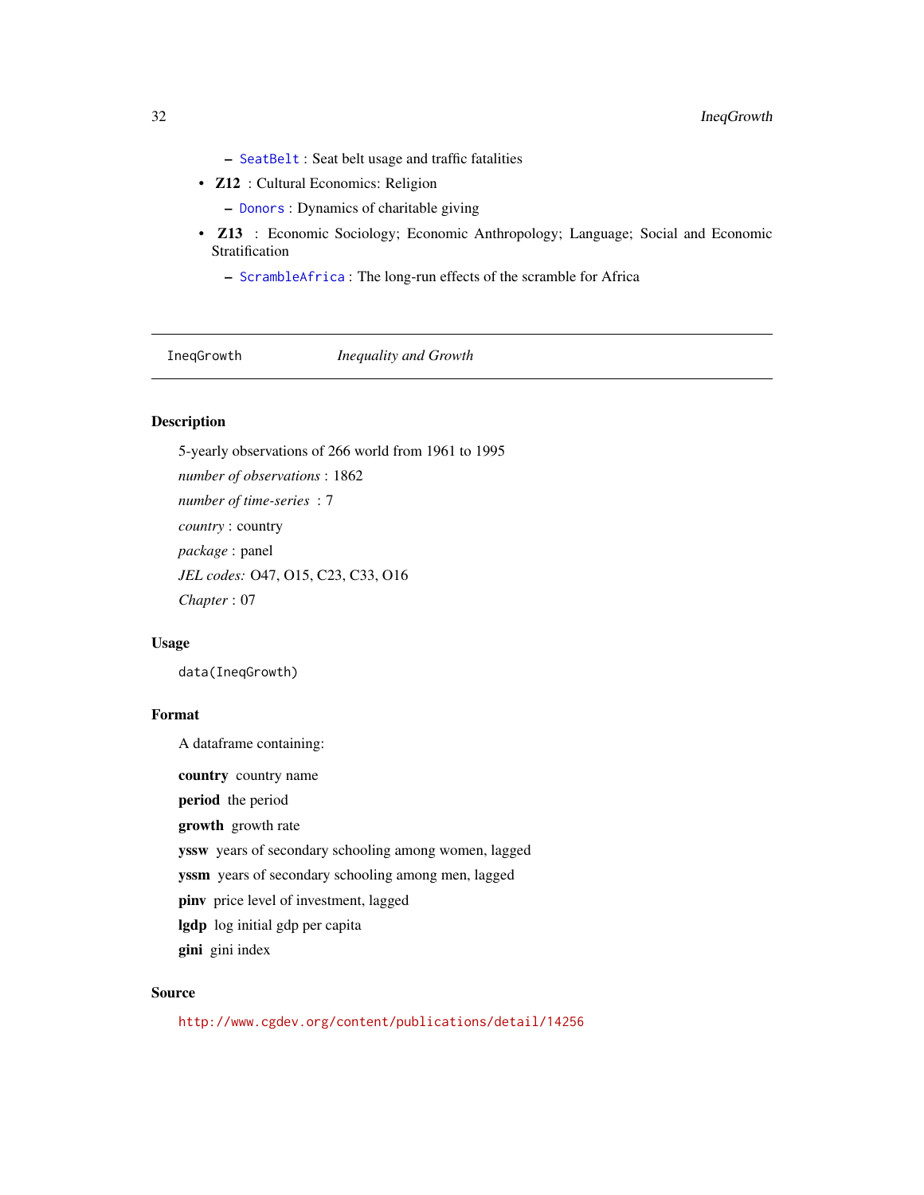- SeatBelt : Seat belt usage and traffic fatalities

- **Z12** : Cultural Economics: Religion
  - Donors : Dynamics of charitable giving
- **Z13** : Economic Sociology; Economic Anthropology; Language; Social and Economic Stratification
  - ScrambleAfrica : The long-run effects of the scramble for Africa

---

IneqGrowth *Inequality and Growth*

---

### Description

5-yearly observations of 266 world from 1961 to 1995

*number of observations* : 1862

*number of time-series* : 7

*country* : country

*package* : panel

*JEL codes:* O47, O15, C23, C33, O16

*Chapter* : 07

### Usage

```
data(IneqGrowth)
```

### Format

A dataframe containing:

**country** country name

**period** the period

**growth** growth rate

**yssw** years of secondary schooling among women, lagged

**yssm** years of secondary schooling among men, lagged

**pinv** price level of investment, lagged

**lgdp** log initial gdp per capita

**gini** gini index

### Source

http://www.cgdev.org/content/publications/detail/14256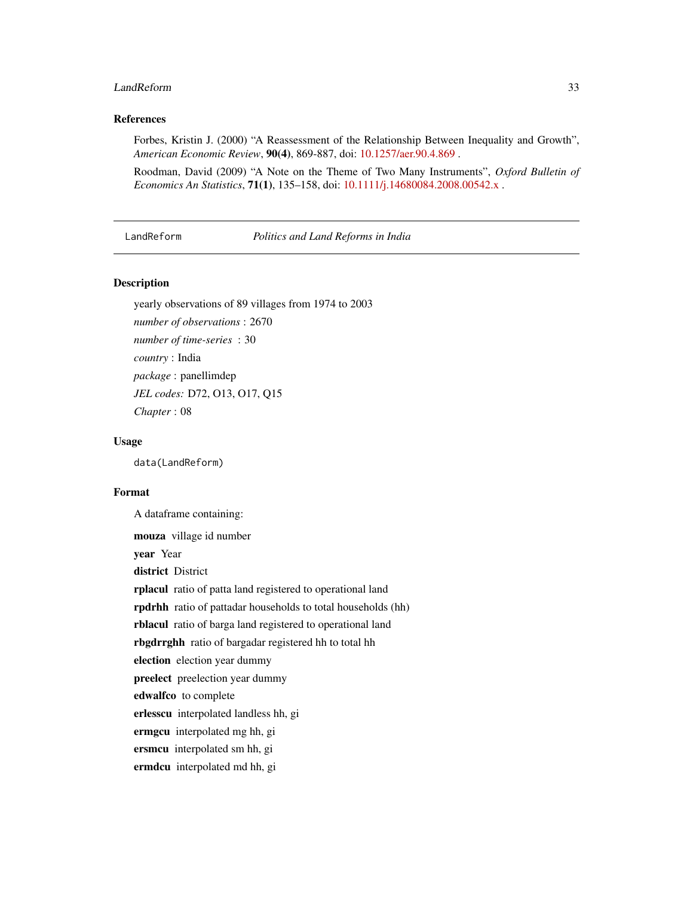### References

Forbes, Kristin J. (2000) "A Reassessment of the Relationship Between Inequality and Growth", *American Economic Review*, **90(4)**, 869-887, doi: 10.1257/aer.90.4.869 .

Roodman, David (2009) "A Note on the Theme of Two Many Instruments", *Oxford Bulletin of Economics An Statistics*, **71(1)**, 135–158, doi: 10.1111/j.14680084.2008.00542.x .

---

## LandReform — *Politics and Land Reforms in India*

---

### Description

yearly observations of 89 villages from 1974 to 2003

*number of observations* : 2670

*number of time-series* : 30

*country* : India

*package* : panellimdep

*JEL codes:* D72, O13, O17, Q15

*Chapter* : 08

### Usage

```
data(LandReform)
```

### Format

A dataframe containing:

**mouza** village id number

**year** Year

**district** District

**rplacul** ratio of patta land registered to operational land

**rpdrhh** ratio of pattadar households to total households (hh)

**rblacul** ratio of barga land registered to operational land

**rbgdrrghh** ratio of bargadar registered hh to total hh

**election** election year dummy

**preelect** preelection year dummy

**edwalfco** to complete

**erlesscu** interpolated landless hh, gi

**ermgcu** interpolated mg hh, gi

**ersmcu** interpolated sm hh, gi

**ermdcu** interpolated md hh, gi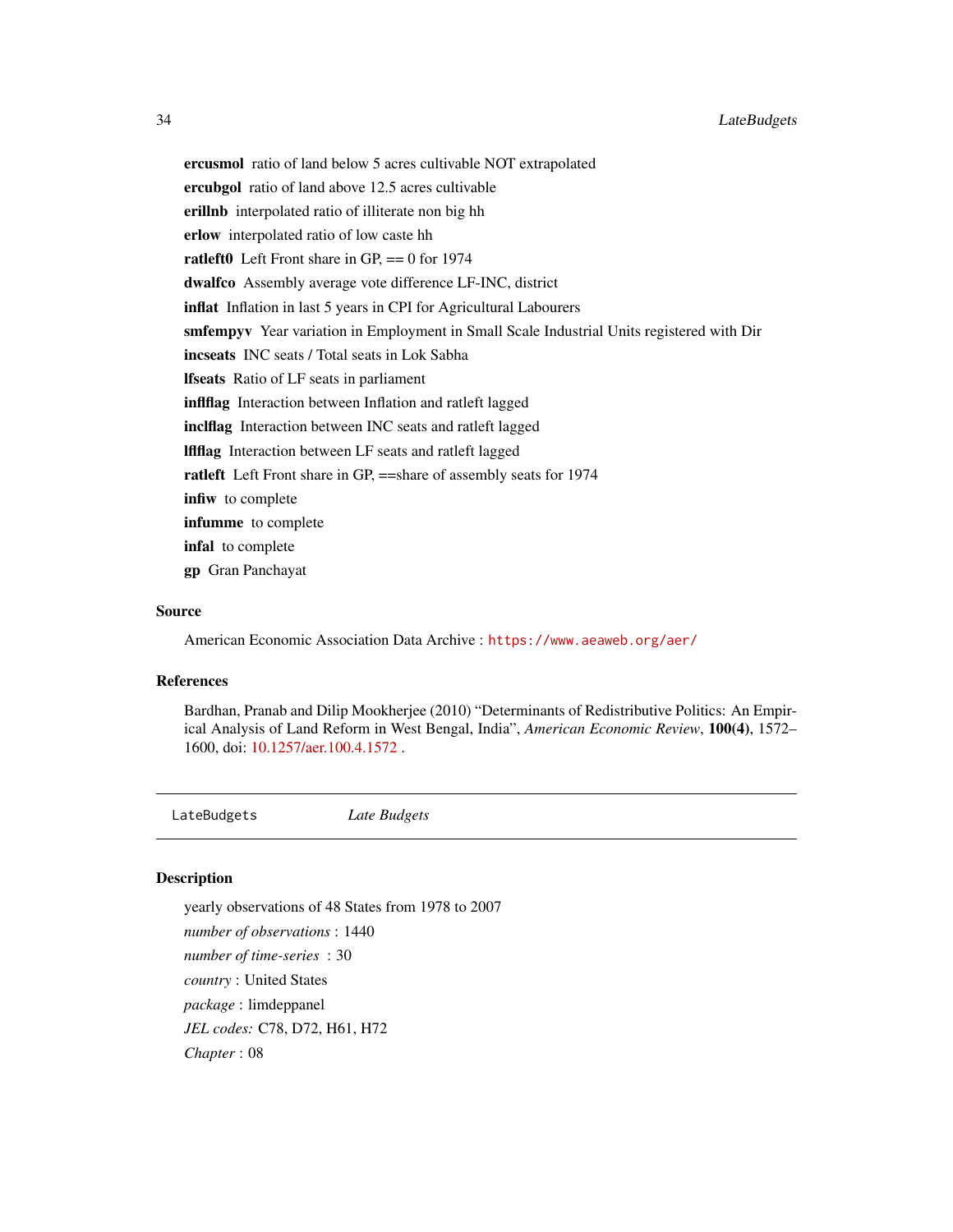**ercusmol** ratio of land below 5 acres cultivable NOT extrapolated

**ercubgol** ratio of land above 12.5 acres cultivable

**erillnb** interpolated ratio of illiterate non big hh

**erlow** interpolated ratio of low caste hh

**ratleft0** Left Front share in GP, == 0 for 1974

**dwalfco** Assembly average vote difference LF-INC, district

**inflat** Inflation in last 5 years in CPI for Agricultural Labourers

**smfempyv** Year variation in Employment in Small Scale Industrial Units registered with Dir

**incseats** INC seats / Total seats in Lok Sabha

**lfseats** Ratio of LF seats in parliament

**inflflag** Interaction between Inflation and ratleft lagged

**inclflag** Interaction between INC seats and ratleft lagged

**lflflag** Interaction between LF seats and ratleft lagged

**ratleft** Left Front share in GP, ==share of assembly seats for 1974

**infiw** to complete

**infumme** to complete

**infal** to complete

**gp** Gran Panchayat

### Source

American Economic Association Data Archive : https://www.aeaweb.org/aer/

### References

Bardhan, Pranab and Dilip Mookherjee (2010) "Determinants of Redistributive Politics: An Empirical Analysis of Land Reform in West Bengal, India", *American Economic Review*, **100(4)**, 1572–1600, doi: 10.1257/aer.100.4.1572 .

---

## LateBudgets *Late Budgets*

---

### Description

yearly observations of 48 States from 1978 to 2007

*number of observations* : 1440

*number of time-series* : 30

*country* : United States

*package* : limdeppanel

*JEL codes:* C78, D72, H61, H72

*Chapter* : 08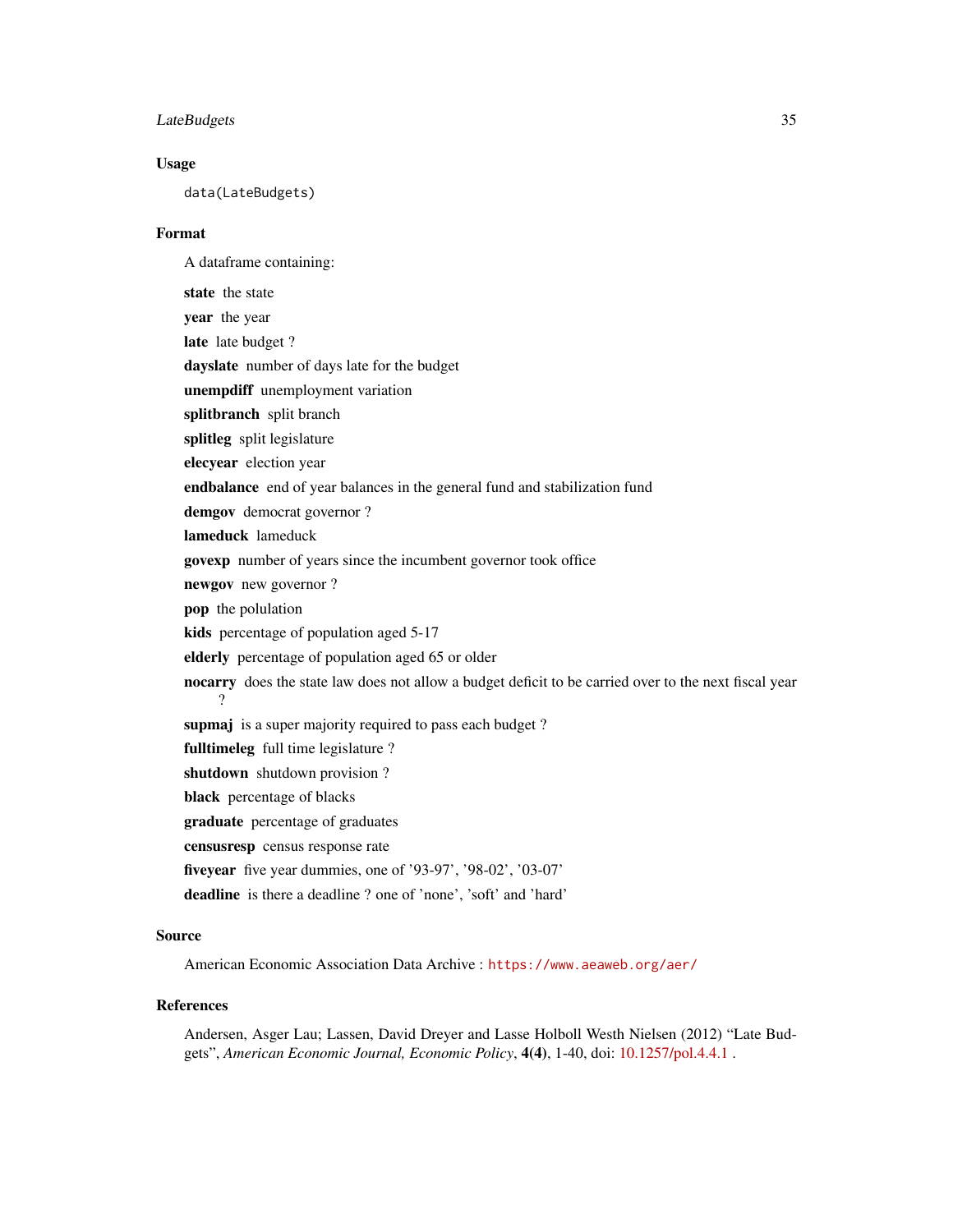### Usage

```
data(LateBudgets)
```

### Format

A dataframe containing:

**state** the state

**year** the year

**late** late budget ?

**dayslate** number of days late for the budget

**unempdiff** unemployment variation

**splitbranch** split branch

**splitleg** split legislature

**elecyear** election year

**endbalance** end of year balances in the general fund and stabilization fund

**demgov** democrat governor ?

**lameduck** lameduck

**govexp** number of years since the incumbent governor took office

**newgov** new governor ?

**pop** the polulation

**kids** percentage of population aged 5-17

**elderly** percentage of population aged 65 or older

**nocarry** does the state law does not allow a budget deficit to be carried over to the next fiscal year ?

**supmaj** is a super majority required to pass each budget ?

**fulltimeleg** full time legislature ?

**shutdown** shutdown provision ?

**black** percentage of blacks

**graduate** percentage of graduates

**censusresp** census response rate

**fiveyear** five year dummies, one of '93-97', '98-02', '03-07'

**deadline** is there a deadline ? one of 'none', 'soft' and 'hard'

### Source

American Economic Association Data Archive : https://www.aeaweb.org/aer/

### References

Andersen, Asger Lau; Lassen, David Dreyer and Lasse Holboll Westh Nielsen (2012) "Late Budgets", *American Economic Journal, Economic Policy*, **4(4)**, 1-40, doi: 10.1257/pol.4.4.1 .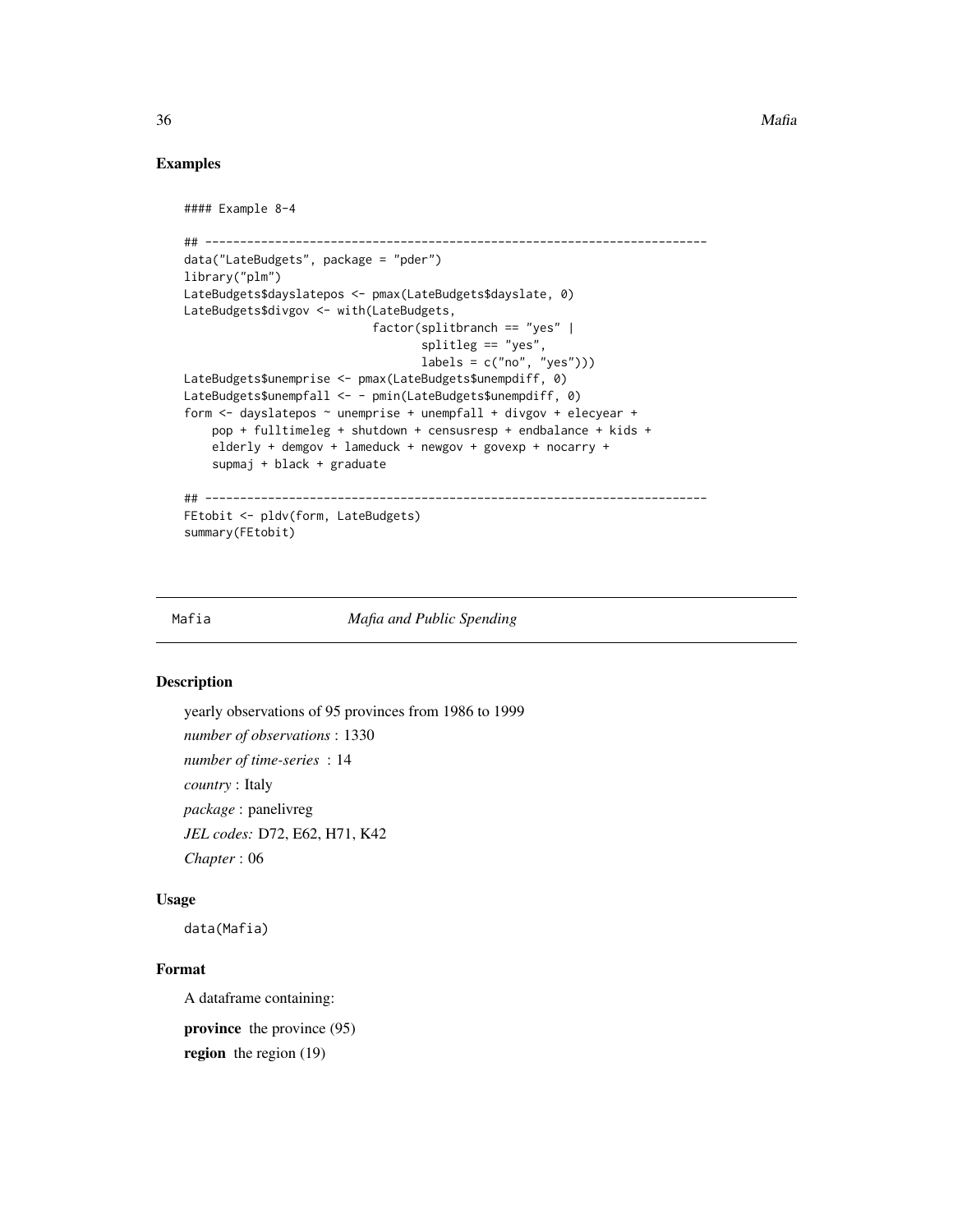## Examples

```
#### Example 8-4

## ----------------------------------------------------------------------
data("LateBudgets", package = "pder")
library("plm")
LateBudgets$dayslatepos <- pmax(LateBudgets$dayslate, 0)
LateBudgets$divgov <- with(LateBudgets,
                           factor(splitbranch == "yes" |
                                  splitleg == "yes",
                                  labels = c("no", "yes")))
LateBudgets$unemprise <- pmax(LateBudgets$unempdiff, 0)
LateBudgets$unempfall <- - pmin(LateBudgets$unempdiff, 0)
form <- dayslatepos ~ unemprise + unempfall + divgov + elecyear +
    pop + fulltimeleg + shutdown + censusresp + endbalance + kids +
    elderly + demgov + lameduck + newgov + govexp + nocarry +
    supmaj + black + graduate

## ----------------------------------------------------------------------
FEtobit <- pldv(form, LateBudgets)
summary(FEtobit)
```

---

# Mafia *Mafia and Public Spending*

## Description

yearly observations of 95 provinces from 1986 to 1999

*number of observations* : 1330

*number of time-series* : 14

*country* : Italy

*package* : panelivreg

*JEL codes:* D72, E62, H71, K42

*Chapter* : 06

## Usage

```
data(Mafia)
```

## Format

A dataframe containing:

**province** the province (95)

**region** the region (19)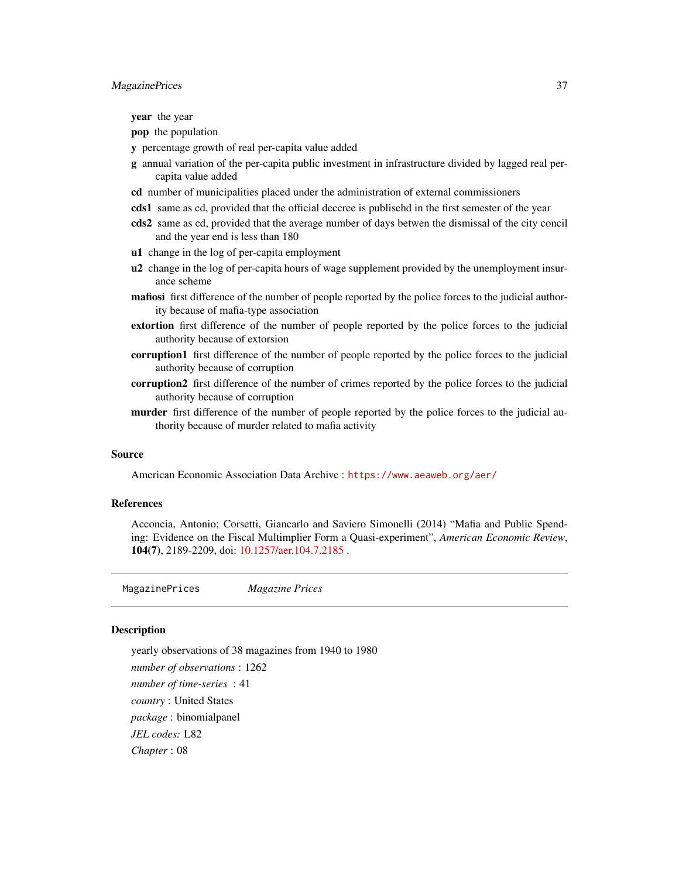**year** the year

**pop** the population

**y** percentage growth of real per-capita value added

**g** annual variation of the per-capita public investment in infrastructure divided by lagged real per-capita value added

**cd** number of municipalities placed under the administration of external commissioners

**cds1** same as cd, provided that the official deccree is publisehd in the first semester of the year

**cds2** same as cd, provided that the average number of days betwen the dismissal of the city concil and the year end is less than 180

**u1** change in the log of per-capita employment

**u2** change in the log of per-capita hours of wage supplement provided by the unemployment insurance scheme

**mafiosi** first difference of the number of people reported by the police forces to the judicial authority because of mafia-type association

**extortion** first difference of the number of people reported by the police forces to the judicial authority because of extorsion

**corruption1** first difference of the number of people reported by the police forces to the judicial authority because of corruption

**corruption2** first difference of the number of crimes reported by the police forces to the judicial authority because of corruption

**murder** first difference of the number of people reported by the police forces to the judicial authority because of murder related to mafia activity

### Source

American Economic Association Data Archive : https://www.aeaweb.org/aer/

### References

Acconcia, Antonio; Corsetti, Giancarlo and Saviero Simonelli (2014) "Mafia and Public Spending: Evidence on the Fiscal Multimplier Form a Quasi-experiment", *American Economic Review*, **104(7)**, 2189-2209, doi: 10.1257/aer.104.7.2185 .

---

## MagazinePrices *Magazine Prices*

### Description

yearly observations of 38 magazines from 1940 to 1980

*number of observations* : 1262

*number of time-series* : 41

*country* : United States

*package* : binomialpanel

*JEL codes:* L82

*Chapter* : 08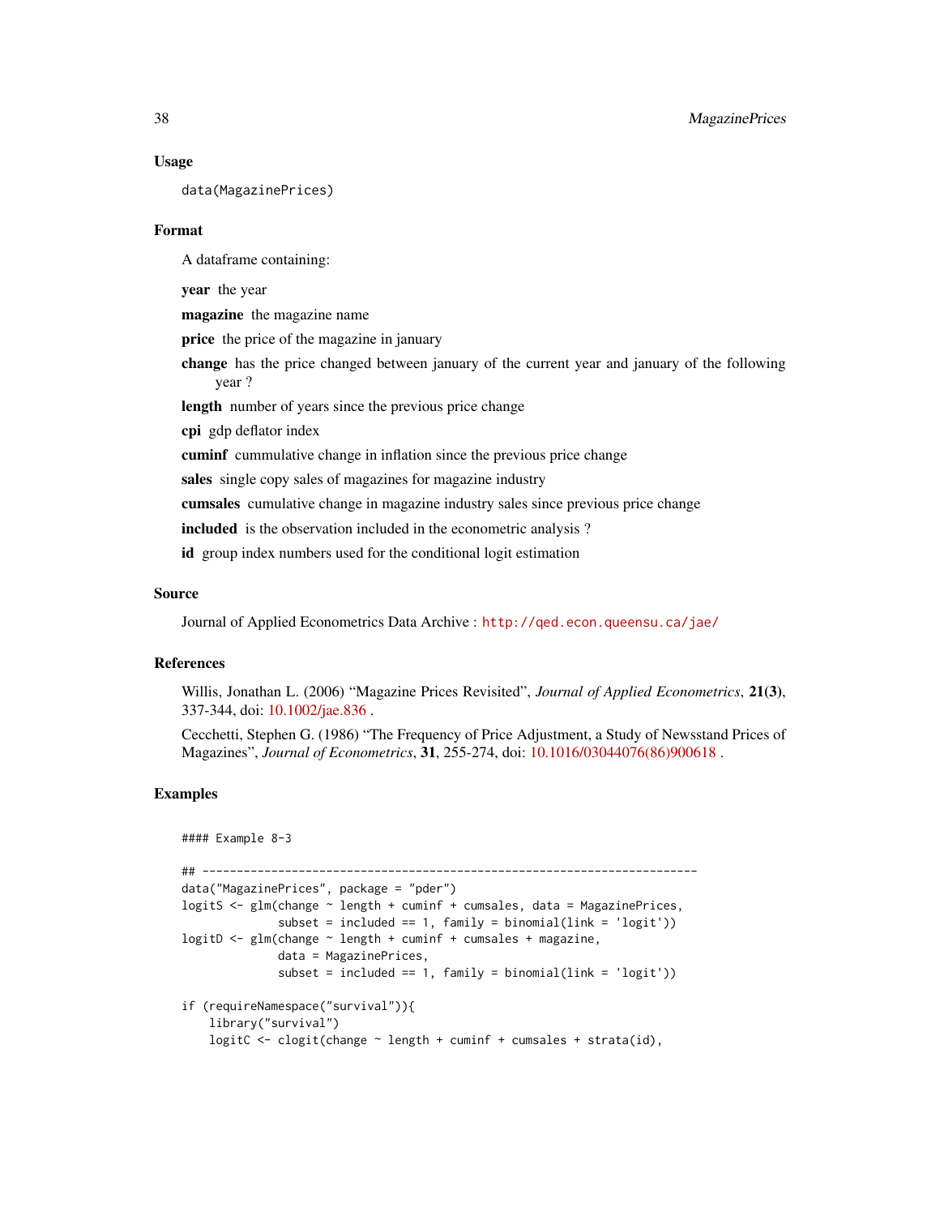### Usage

```
data(MagazinePrices)
```

### Format

A dataframe containing:

**year** the year

**magazine** the magazine name

**price** the price of the magazine in january

**change** has the price changed between january of the current year and january of the following year ?

**length** number of years since the previous price change

**cpi** gdp deflator index

**cuminf** cummulative change in inflation since the previous price change

**sales** single copy sales of magazines for magazine industry

**cumsales** cumulative change in magazine industry sales since previous price change

**included** is the observation included in the econometric analysis ?

**id** group index numbers used for the conditional logit estimation

### Source

Journal of Applied Econometrics Data Archive : http://qed.econ.queensu.ca/jae/

### References

Willis, Jonathan L. (2006) "Magazine Prices Revisited", *Journal of Applied Econometrics*, **21(3)**, 337-344, doi: 10.1002/jae.836 .

Cecchetti, Stephen G. (1986) "The Frequency of Price Adjustment, a Study of Newsstand Prices of Magazines", *Journal of Econometrics*, **31**, 255-274, doi: 10.1016/03044076(86)900618 .

### Examples

```
#### Example 8-3

## ------------------------------------------------------------------------
data("MagazinePrices", package = "pder")
logitS <- glm(change ~ length + cuminf + cumsales, data = MagazinePrices,
              subset = included == 1, family = binomial(link = 'logit'))
logitD <- glm(change ~ length + cuminf + cumsales + magazine,
              data = MagazinePrices,
              subset = included == 1, family = binomial(link = 'logit'))

if (requireNamespace("survival")){
    library("survival")
    logitC <- clogit(change ~ length + cuminf + cumsales + strata(id),
```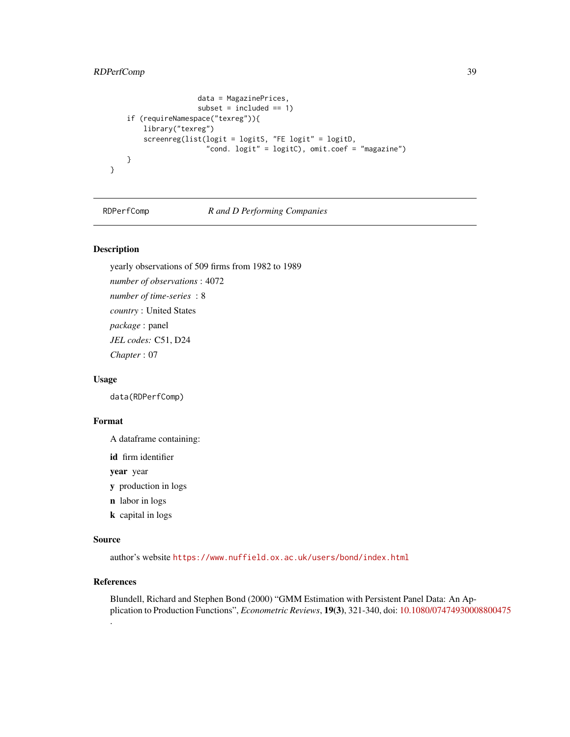```
                    data = MagazinePrices,
                    subset = included == 1)
    if (requireNamespace("texreg")){
        library("texreg")
        screenreg(list(logit = logitS, "FE logit" = logitD,
                      "cond. logit" = logitC), omit.coef = "magazine")
    }
}
```

---

RDPerfComp — *R and D Performing Companies*

---

## Description

yearly observations of 509 firms from 1982 to 1989

*number of observations* : 4072

*number of time-series* : 8

*country* : United States

*package* : panel

*JEL codes:* C51, D24

*Chapter* : 07

## Usage

```
data(RDPerfComp)
```

## Format

A dataframe containing:

**id** firm identifier

**year** year

**y** production in logs

**n** labor in logs

**k** capital in logs

## Source

author's website `https://www.nuffield.ox.ac.uk/users/bond/index.html`

## References

Blundell, Richard and Stephen Bond (2000) "GMM Estimation with Persistent Panel Data: An Application to Production Functions", *Econometric Reviews*, **19(3)**, 321-340, doi: 10.1080/07474930008800475 .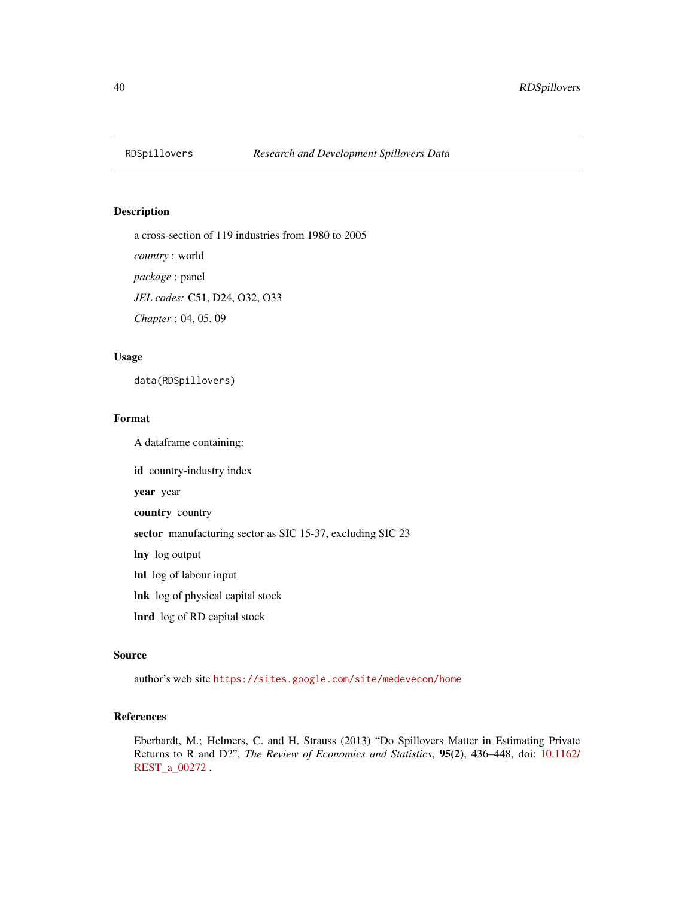RDSpillovers *Research and Development Spillovers Data*

## Description

a cross-section of 119 industries from 1980 to 2005

*country* : world

*package* : panel

*JEL codes:* C51, D24, O32, O33

*Chapter* : 04, 05, 09

## Usage

```
data(RDSpillovers)
```

## Format

A dataframe containing:

**id** country-industry index

**year** year

**country** country

**sector** manufacturing sector as SIC 15-37, excluding SIC 23

**lny** log output

**lnl** log of labour input

**lnk** log of physical capital stock

**lnrd** log of RD capital stock

## Source

author's web site https://sites.google.com/site/medevecon/home

## References

Eberhardt, M.; Helmers, C. and H. Strauss (2013) "Do Spillovers Matter in Estimating Private Returns to R and D?", *The Review of Economics and Statistics*, **95(2)**, 436–448, doi: 10.1162/REST_a_00272 .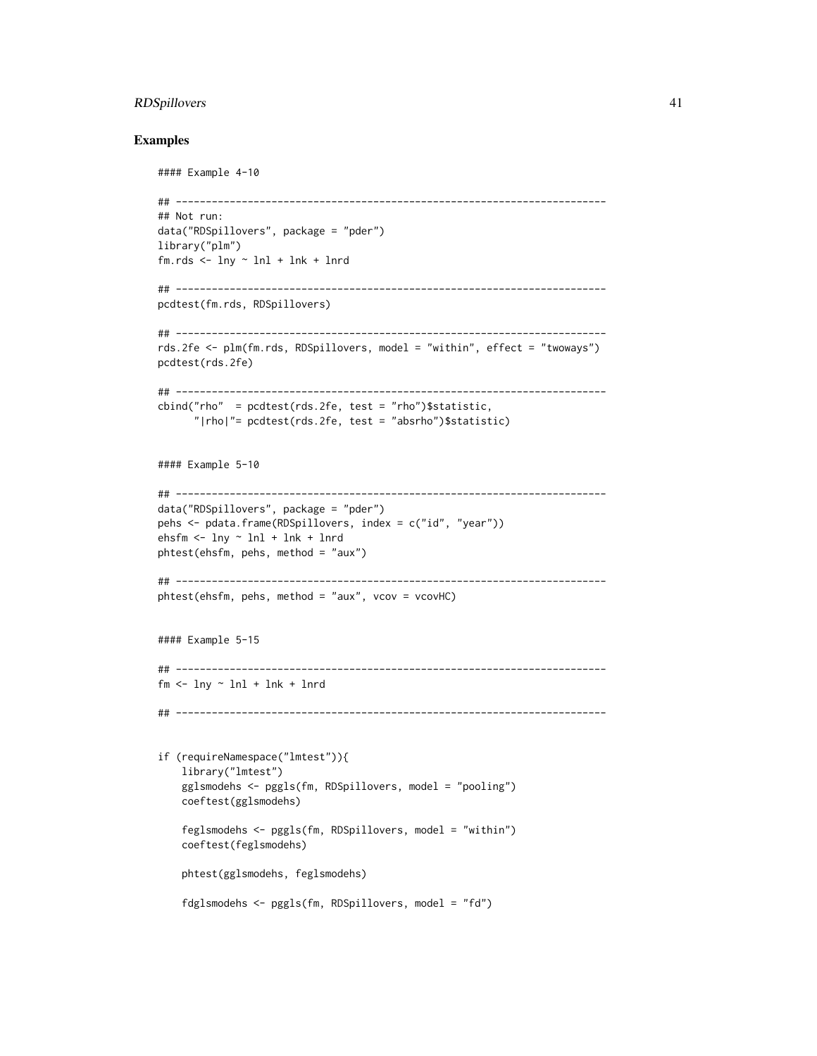## Examples

```
#### Example 4-10

## ------------------------------------------------------------------------
## Not run:
data("RDSpillovers", package = "pder")
library("plm")
fm.rds <- lny ~ lnl + lnk + lnrd

## ------------------------------------------------------------------------
pcdtest(fm.rds, RDSpillovers)

## ------------------------------------------------------------------------
rds.2fe <- plm(fm.rds, RDSpillovers, model = "within", effect = "twoways")
pcdtest(rds.2fe)

## ------------------------------------------------------------------------
cbind("rho"  = pcdtest(rds.2fe, test = "rho")$statistic,
      "|rho|"= pcdtest(rds.2fe, test = "absrho")$statistic)


#### Example 5-10

## ------------------------------------------------------------------------
data("RDSpillovers", package = "pder")
pehs <- pdata.frame(RDSpillovers, index = c("id", "year"))
ehsfm <- lny ~ lnl + lnk + lnrd
phtest(ehsfm, pehs, method = "aux")

## ------------------------------------------------------------------------
phtest(ehsfm, pehs, method = "aux", vcov = vcovHC)


#### Example 5-15

## ------------------------------------------------------------------------
fm <- lny ~ lnl + lnk + lnrd

## ------------------------------------------------------------------------


if (requireNamespace("lmtest")){
    library("lmtest")
    gglsmodehs <- pggls(fm, RDSpillovers, model = "pooling")
    coeftest(gglsmodehs)

    feglsmodehs <- pggls(fm, RDSpillovers, model = "within")
    coeftest(feglsmodehs)

    phtest(gglsmodehs, feglsmodehs)

    fdglsmodehs <- pggls(fm, RDSpillovers, model = "fd")
```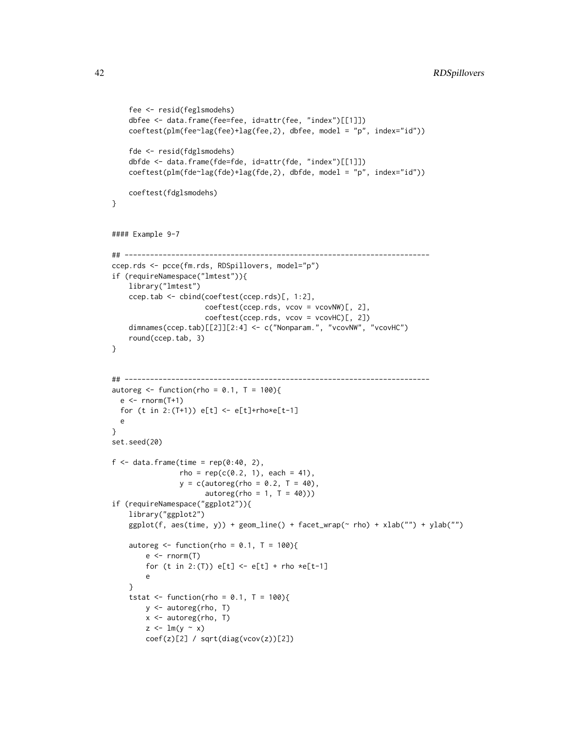```
    fee <- resid(feglsmodehs)
    dbfee <- data.frame(fee=fee, id=attr(fee, "index")[[1]])
    coeftest(plm(fee~lag(fee)+lag(fee,2), dbfee, model = "p", index="id"))

    fde <- resid(fdglsmodehs)
    dbfde <- data.frame(fde=fde, id=attr(fde, "index")[[1]])
    coeftest(plm(fde~lag(fde)+lag(fde,2), dbfde, model = "p", index="id"))

    coeftest(fdglsmodehs)
}


#### Example 9-7

## ------------------------------------------------------------------------
ccep.rds <- pcce(fm.rds, RDSpillovers, model="p")
if (requireNamespace("lmtest")){
    library("lmtest")
    ccep.tab <- cbind(coeftest(ccep.rds)[, 1:2],
                      coeftest(ccep.rds, vcov = vcovNW)[, 2],
                      coeftest(ccep.rds, vcov = vcovHC)[, 2])
    dimnames(ccep.tab)[[2]][2:4] <- c("Nonparam.", "vcovNW", "vcovHC")
    round(ccep.tab, 3)
}


## ------------------------------------------------------------------------
autoreg <- function(rho = 0.1, T = 100){
  e <- rnorm(T+1)
  for (t in 2:(T+1)) e[t] <- e[t]+rho*e[t-1]
  e
}
set.seed(20)

f <- data.frame(time = rep(0:40, 2),
                rho = rep(c(0.2, 1), each = 41),
                y = c(autoreg(rho = 0.2, T = 40),
                      autoreg(rho = 1, T = 40)))
if (requireNamespace("ggplot2")){
    library("ggplot2")
    ggplot(f, aes(time, y)) + geom_line() + facet_wrap(~ rho) + xlab("") + ylab("")

    autoreg <- function(rho = 0.1, T = 100){
        e <- rnorm(T)
        for (t in 2:(T)) e[t] <- e[t] + rho *e[t-1]
        e
    }
    tstat <- function(rho = 0.1, T = 100){
        y <- autoreg(rho, T)
        x <- autoreg(rho, T)
        z <- lm(y ~ x)
        coef(z)[2] / sqrt(diag(vcov(z))[2])
```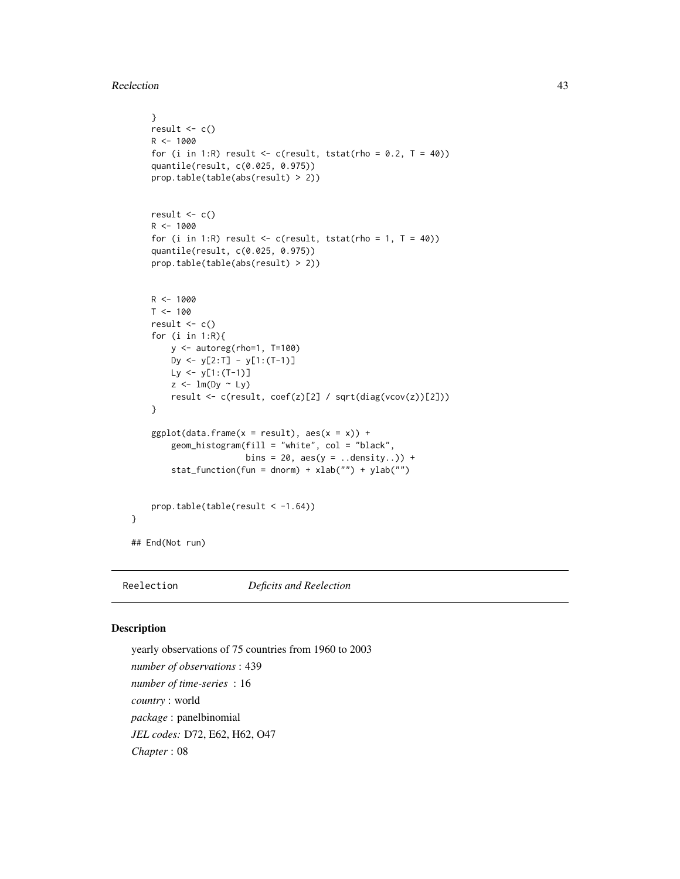```
    }
    result <- c()
    R <- 1000
    for (i in 1:R) result <- c(result, tstat(rho = 0.2, T = 40))
    quantile(result, c(0.025, 0.975))
    prop.table(table(abs(result) > 2))


    result <- c()
    R <- 1000
    for (i in 1:R) result <- c(result, tstat(rho = 1, T = 40))
    quantile(result, c(0.025, 0.975))
    prop.table(table(abs(result) > 2))


    R <- 1000
    T <- 100
    result <- c()
    for (i in 1:R){
        y <- autoreg(rho=1, T=100)
        Dy <- y[2:T] - y[1:(T-1)]
        Ly <- y[1:(T-1)]
        z <- lm(Dy ~ Ly)
        result <- c(result, coef(z)[2] / sqrt(diag(vcov(z))[2]))
    }

    ggplot(data.frame(x = result), aes(x = x)) +
        geom_histogram(fill = "white", col = "black",
                       bins = 20, aes(y = ..density..)) +
        stat_function(fun = dnorm) + xlab("") + ylab("")


    prop.table(table(result < -1.64))
}

## End(Not run)
```

## Reelection — *Deficits and Reelection*

### Description

yearly observations of 75 countries from 1960 to 2003

*number of observations* : 439

*number of time-series* : 16

*country* : world

*package* : panelbinomial

*JEL codes:* D72, E62, H62, O47

*Chapter* : 08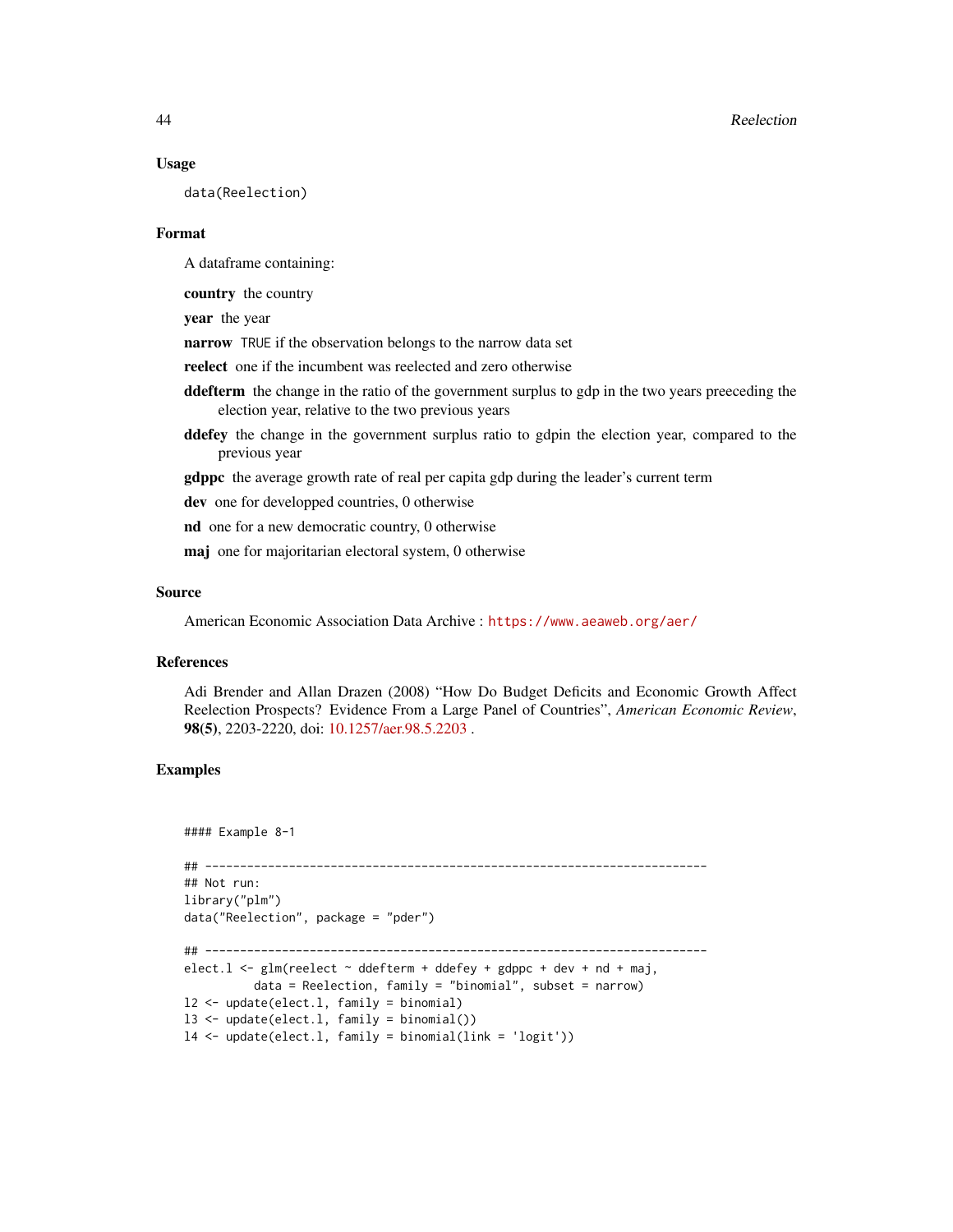### Usage

```
data(Reelection)
```

### Format

A dataframe containing:

**country** the country

**year** the year

**narrow** TRUE if the observation belongs to the narrow data set

**reelect** one if the incumbent was reelected and zero otherwise

**ddefterm** the change in the ratio of the government surplus to gdp in the two years preeceding the election year, relative to the two previous years

**ddefey** the change in the government surplus ratio to gdpin the election year, compared to the previous year

**gdppc** the average growth rate of real per capita gdp during the leader's current term

**dev** one for developped countries, 0 otherwise

**nd** one for a new democratic country, 0 otherwise

**maj** one for majoritarian electoral system, 0 otherwise

### Source

American Economic Association Data Archive : https://www.aeaweb.org/aer/

### References

Adi Brender and Allan Drazen (2008) "How Do Budget Deficits and Economic Growth Affect Reelection Prospects? Evidence From a Large Panel of Countries", *American Economic Review*, **98(5)**, 2203-2220, doi: 10.1257/aer.98.5.2203 .

### Examples

```
#### Example 8-1

## ------------------------------------------------------------------------
## Not run:
library("plm")
data("Reelection", package = "pder")

## ------------------------------------------------------------------------
elect.l <- glm(reelect ~ ddefterm + ddefey + gdppc + dev + nd + maj,
          data = Reelection, family = "binomial", subset = narrow)
l2 <- update(elect.l, family = binomial)
l3 <- update(elect.l, family = binomial())
l4 <- update(elect.l, family = binomial(link = 'logit'))
```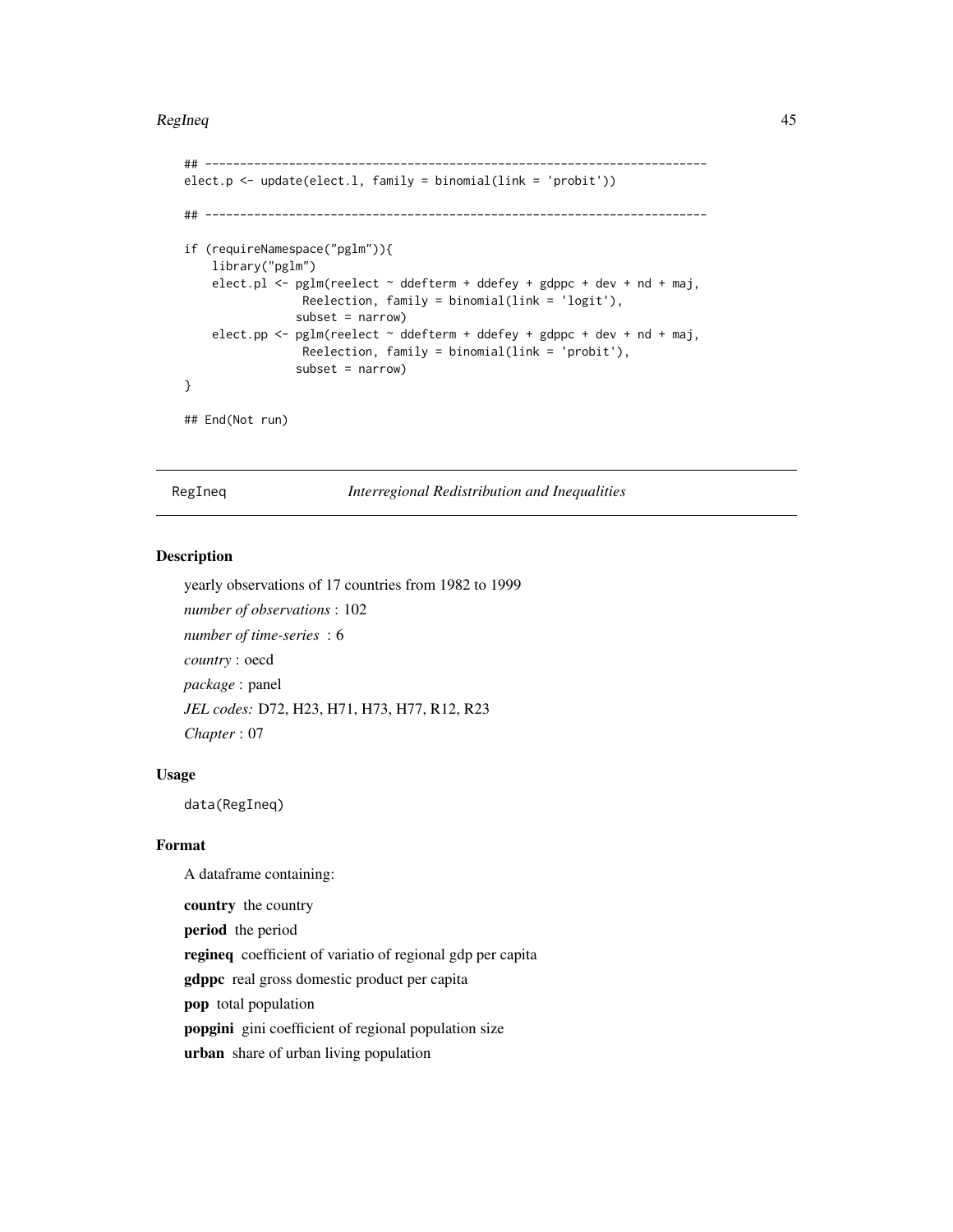```
## ----------------------------------------------------------------------
elect.p <- update(elect.l, family = binomial(link = 'probit'))

## ----------------------------------------------------------------------

if (requireNamespace("pglm")){
    library("pglm")
    elect.pl <- pglm(reelect ~ ddefterm + ddefey + gdppc + dev + nd + maj,
                 Reelection, family = binomial(link = 'logit'),
                subset = narrow)
    elect.pp <- pglm(reelect ~ ddefterm + ddefey + gdppc + dev + nd + maj,
                 Reelection, family = binomial(link = 'probit'),
                subset = narrow)
}

## End(Not run)
```

---

RegIneq *Interregional Redistribution and Inequalities*

---

## Description

yearly observations of 17 countries from 1982 to 1999

*number of observations* : 102

*number of time-series* : 6

*country* : oecd

*package* : panel

*JEL codes:* D72, H23, H71, H73, H77, R12, R23

*Chapter* : 07

## Usage

```
data(RegIneq)
```

## Format

A dataframe containing:

**country** the country

**period** the period

**regineq** coefficient of variatio of regional gdp per capita

**gdppc** real gross domestic product per capita

**pop** total population

**popgini** gini coefficient of regional population size

**urban** share of urban living population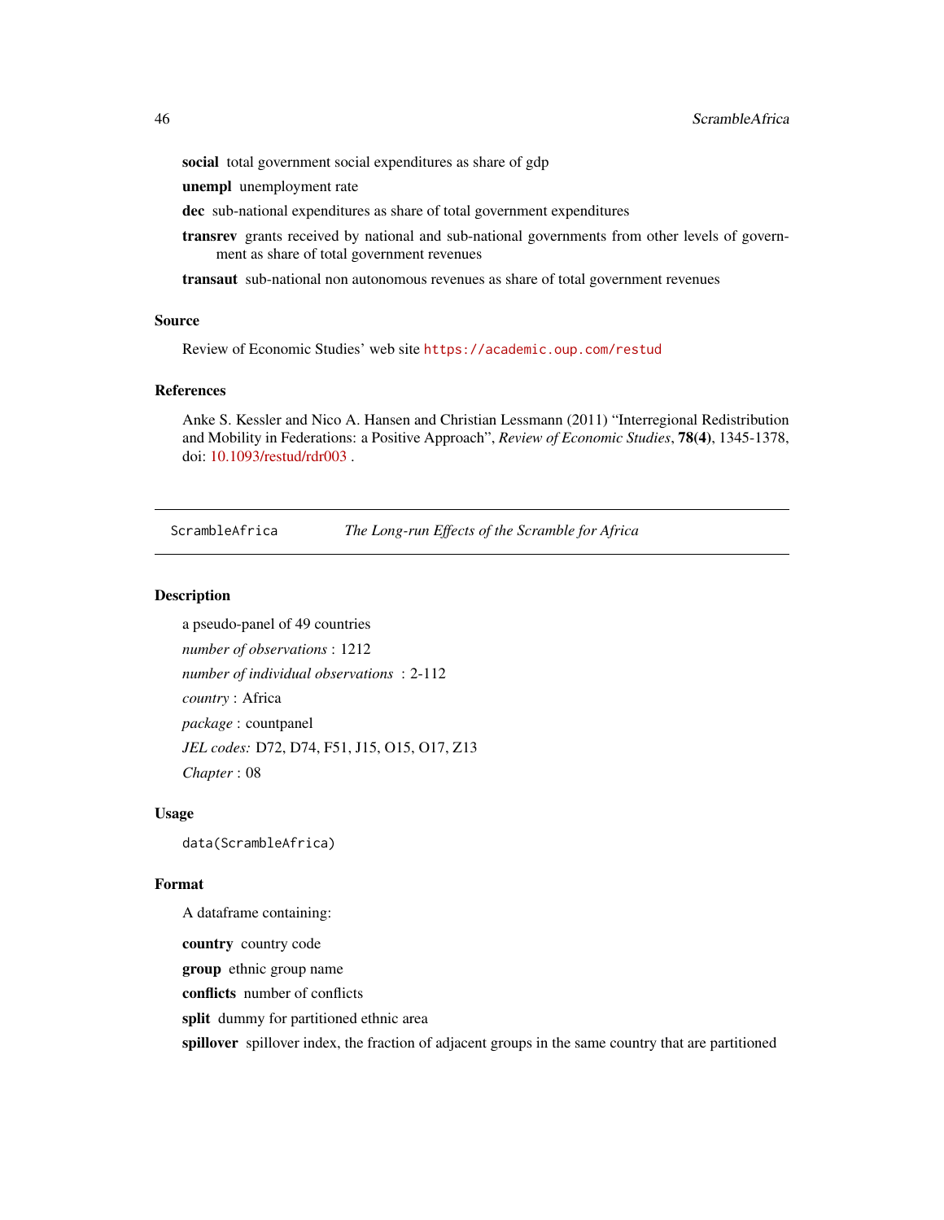**social** total government social expenditures as share of gdp

**unempl** unemployment rate

**dec** sub-national expenditures as share of total government expenditures

**transrev** grants received by national and sub-national governments from other levels of government as share of total government revenues

**transaut** sub-national non autonomous revenues as share of total government revenues

## Source

Review of Economic Studies' web site https://academic.oup.com/restud

## References

Anke S. Kessler and Nico A. Hansen and Christian Lessmann (2011) "Interregional Redistribution and Mobility in Federations: a Positive Approach", *Review of Economic Studies*, **78(4)**, 1345-1378, doi: 10.1093/restud/rdr003 .

---

# ScrambleAfrica *The Long-run Effects of the Scramble for Africa*

## Description

a pseudo-panel of 49 countries

*number of observations* : 1212

*number of individual observations* : 2-112

*country* : Africa

*package* : countpanel

*JEL codes:* D72, D74, F51, J15, O15, O17, Z13

*Chapter* : 08

## Usage

```
data(ScrambleAfrica)
```

## Format

A dataframe containing:

**country** country code

**group** ethnic group name

**conflicts** number of conflicts

**split** dummy for partitioned ethnic area

**spillover** spillover index, the fraction of adjacent groups in the same country that are partitioned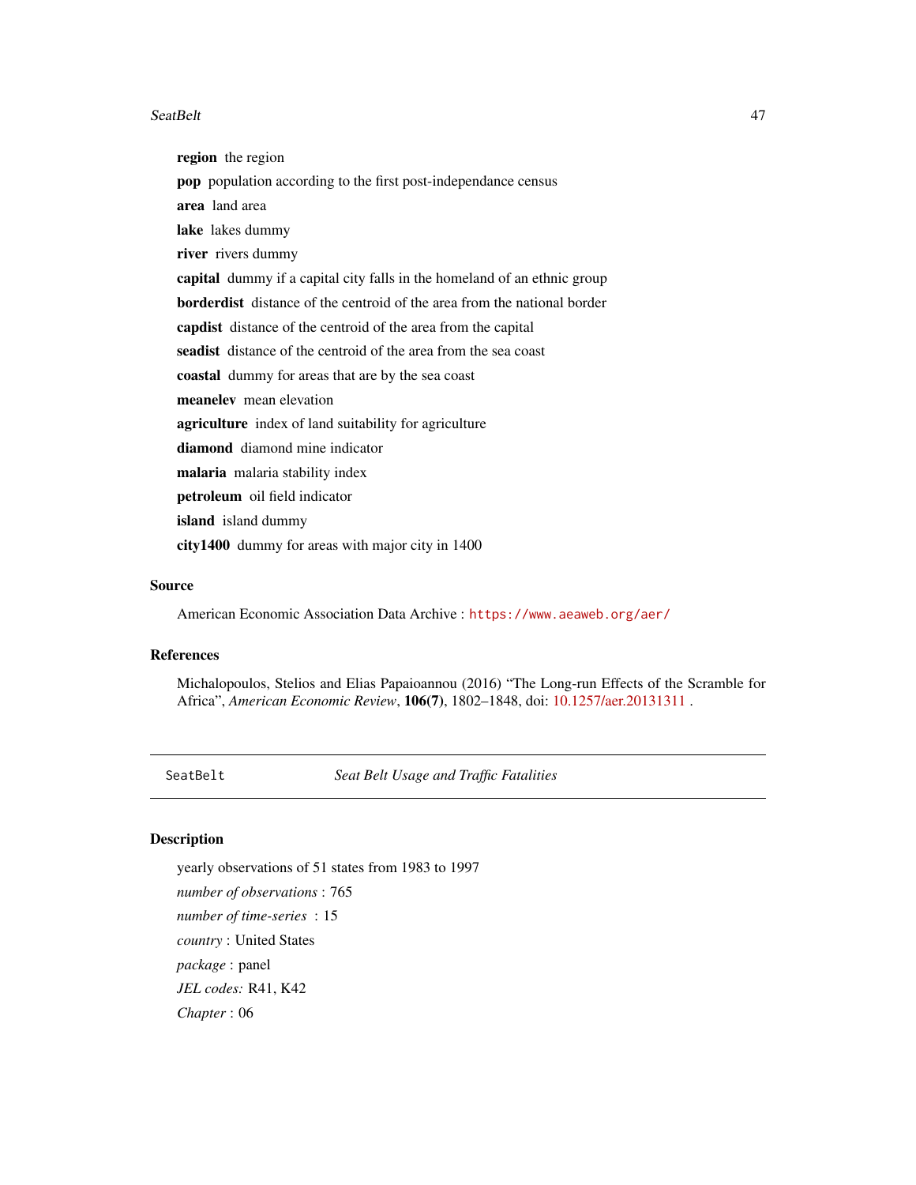**region** the region

**pop** population according to the first post-independance census

**area** land area

**lake** lakes dummy

**river** rivers dummy

**capital** dummy if a capital city falls in the homeland of an ethnic group

**borderdist** distance of the centroid of the area from the national border

**capdist** distance of the centroid of the area from the capital

**seadist** distance of the centroid of the area from the sea coast

**coastal** dummy for areas that are by the sea coast

**meanelev** mean elevation

**agriculture** index of land suitability for agriculture

**diamond** diamond mine indicator

**malaria** malaria stability index

**petroleum** oil field indicator

**island** island dummy

**city1400** dummy for areas with major city in 1400

## Source

American Economic Association Data Archive : https://www.aeaweb.org/aer/

## References

Michalopoulos, Stelios and Elias Papaioannou (2016) "The Long-run Effects of the Scramble for Africa", *American Economic Review*, **106(7)**, 1802–1848, doi: 10.1257/aer.20131311 .

---

# SeatBelt *Seat Belt Usage and Traffic Fatalities*

---

## Description

yearly observations of 51 states from 1983 to 1997

*number of observations* : 765

*number of time-series* : 15

*country* : United States

*package* : panel

*JEL codes:* R41, K42

*Chapter* : 06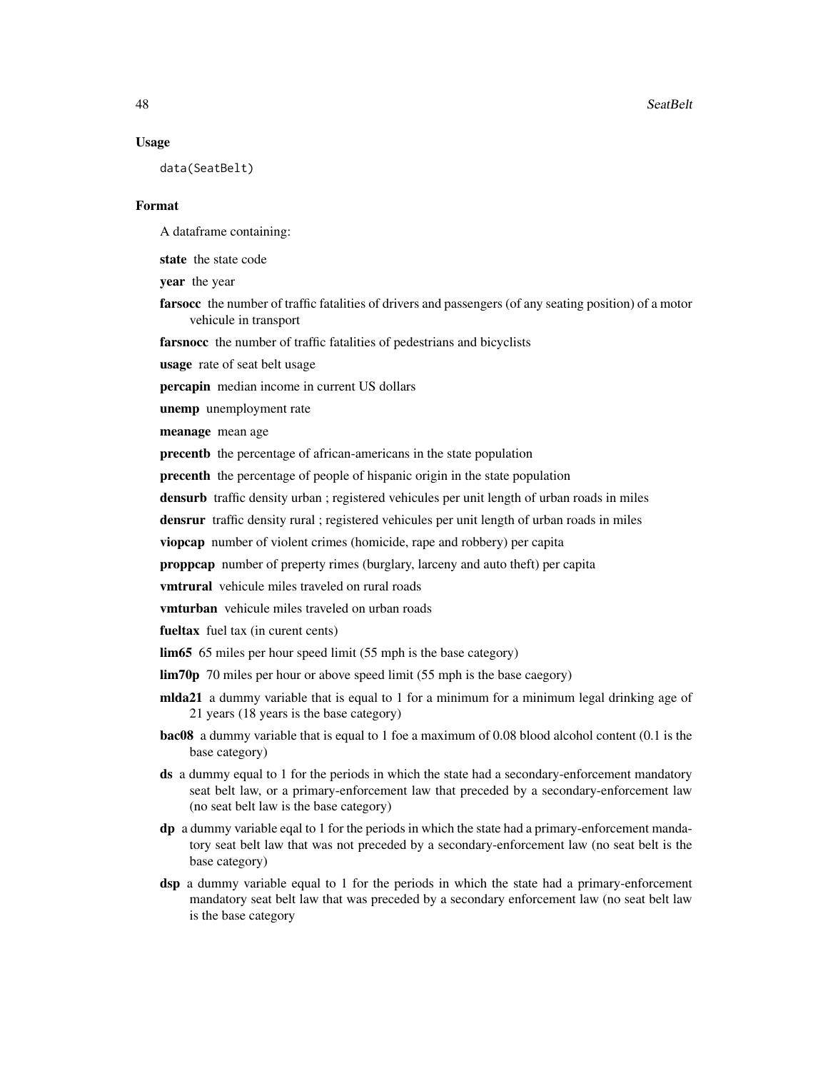### Usage

```
data(SeatBelt)
```

### Format

A dataframe containing:

**state** the state code

**year** the year

**farsocc** the number of traffic fatalities of drivers and passengers (of any seating position) of a motor vehicle in transport

**farsnocc** the number of traffic fatalities of pedestrians and bicyclists

**usage** rate of seat belt usage

**percapin** median income in current US dollars

**unemp** unemployment rate

**meanage** mean age

**precentb** the percentage of african-americans in the state population

**precenth** the percentage of people of hispanic origin in the state population

**densurb** traffic density urban ; registered vehicules per unit length of urban roads in miles

**densrur** traffic density rural ; registered vehicules per unit length of urban roads in miles

**viopcap** number of violent crimes (homicide, rape and robbery) per capita

**proppcap** number of preperty rimes (burglary, larceny and auto theft) per capita

**vmtrural** vehicule miles traveled on rural roads

**vmturban** vehicule miles traveled on urban roads

**fueltax** fuel tax (in curent cents)

**lim65** 65 miles per hour speed limit (55 mph is the base category)

**lim70p** 70 miles per hour or above speed limit (55 mph is the base caegory)

**mlda21** a dummy variable that is equal to 1 for a minimum for a minimum legal drinking age of 21 years (18 years is the base category)

**bac08** a dummy variable that is equal to 1 foe a maximum of 0.08 blood alcohol content (0.1 is the base category)

**ds** a dummy equal to 1 for the periods in which the state had a secondary-enforcement mandatory seat belt law, or a primary-enforcement law that preceded by a secondary-enforcement law (no seat belt law is the base category)

**dp** a dummy variable eqal to 1 for the periods in which the state had a primary-enforcement mandatory seat belt law that was not preceded by a secondary-enforcement law (no seat belt is the base category)

**dsp** a dummy variable equal to 1 for the periods in which the state had a primary-enforcement mandatory seat belt law that was preceded by a secondary enforcement law (no seat belt law is the base category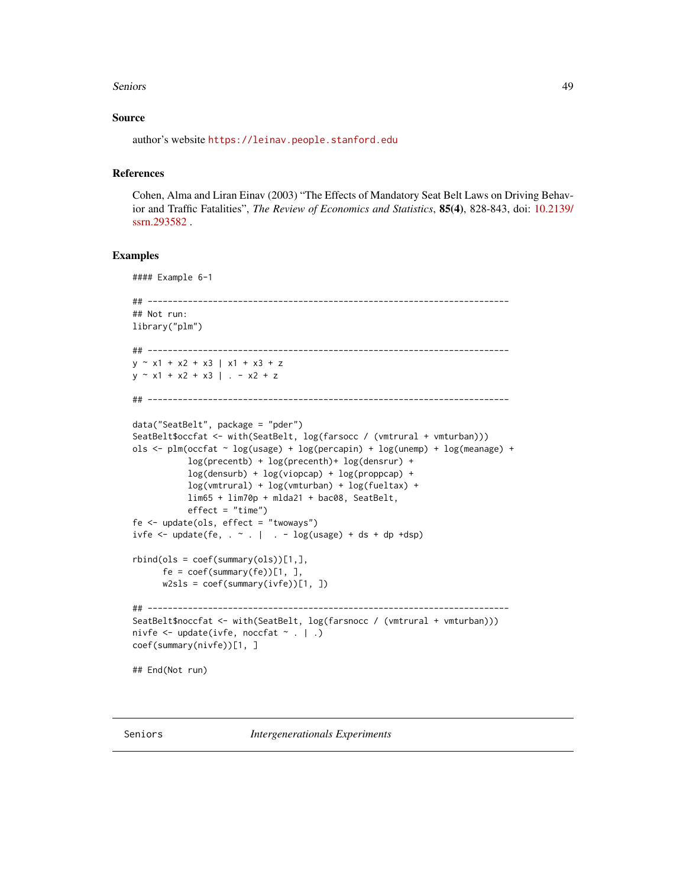## Source

author's website https://leinav.people.stanford.edu

## References

Cohen, Alma and Liran Einav (2003) "The Effects of Mandatory Seat Belt Laws on Driving Behavior and Traffic Fatalities", *The Review of Economics and Statistics*, **85(4)**, 828-843, doi: 10.2139/ssrn.293582 .

## Examples

```
#### Example 6-1

## ------------------------------------------------------------------------
## Not run:
library("plm")

## ------------------------------------------------------------------------
y ~ x1 + x2 + x3 | x1 + x3 + z
y ~ x1 + x2 + x3 | . - x2 + z

## ------------------------------------------------------------------------

data("SeatBelt", package = "pder")
SeatBelt$occfat <- with(SeatBelt, log(farsocc / (vmtrural + vmturban)))
ols <- plm(occfat ~ log(usage) + log(percapin) + log(unemp) + log(meanage) +
           log(precentb) + log(precenth)+ log(densrur) +
           log(densurb) + log(viopcap) + log(proppcap) +
           log(vmtrural) + log(vmturban) + log(fueltax) +
           lim65 + lim70p + mlda21 + bac08, SeatBelt,
           effect = "time")
fe <- update(ols, effect = "twoways")
ivfe <- update(fe, . ~ . |  . - log(usage) + ds + dp +dsp)

rbind(ols = coef(summary(ols))[1,],
      fe = coef(summary(fe))[1, ],
      w2sls = coef(summary(ivfe))[1, ])

## ------------------------------------------------------------------------
SeatBelt$noccfat <- with(SeatBelt, log(farsnocc / (vmtrural + vmturban)))
nivfe <- update(ivfe, noccfat ~ . | .)
coef(summary(nivfe))[1, ]

## End(Not run)
```

---

Seniors *Intergenerationals Experiments*

---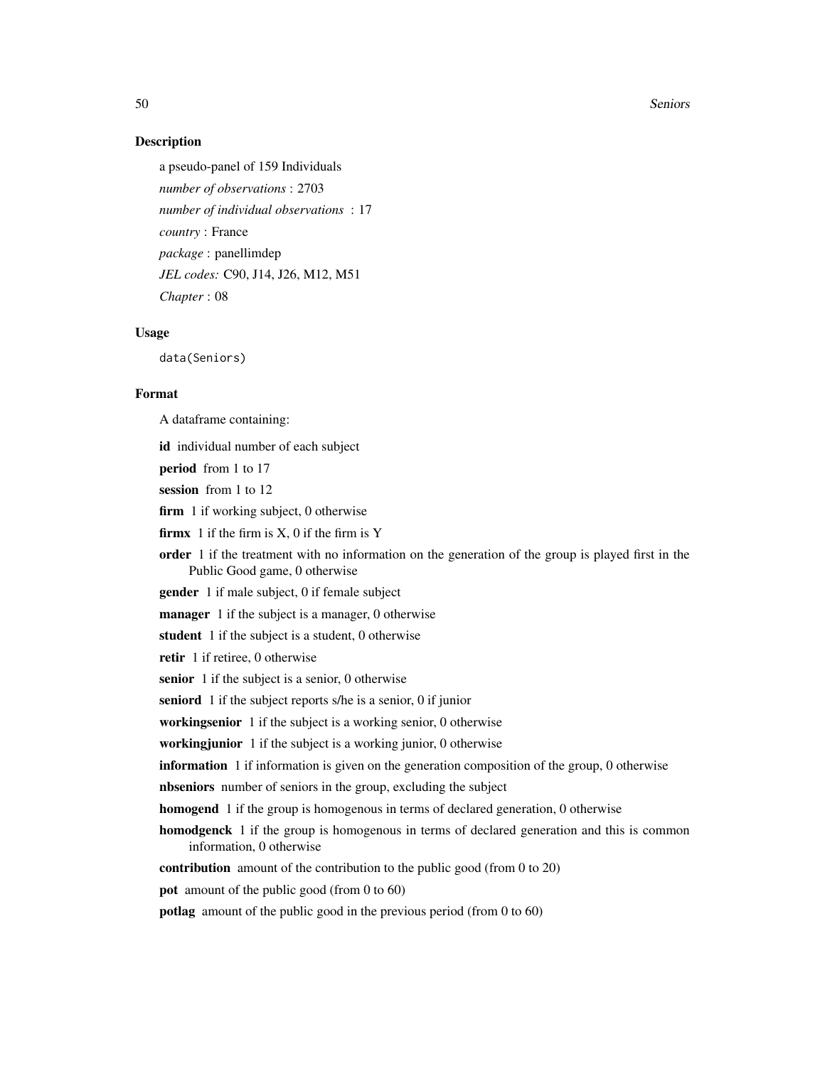### Description

a pseudo-panel of 159 Individuals

*number of observations* : 2703

*number of individual observations* : 17

*country* : France

*package* : panellimdep

*JEL codes:* C90, J14, J26, M12, M51

*Chapter* : 08

### Usage

```
data(Seniors)
```

### Format

A dataframe containing:

**id** individual number of each subject

**period** from 1 to 17

**session** from 1 to 12

**firm** 1 if working subject, 0 otherwise

**firmx** 1 if the firm is X, 0 if the firm is Y

**order** 1 if the treatment with no information on the generation of the group is played first in the Public Good game, 0 otherwise

**gender** 1 if male subject, 0 if female subject

**manager** 1 if the subject is a manager, 0 otherwise

**student** 1 if the subject is a student, 0 otherwise

**retir** 1 if retiree, 0 otherwise

**senior** 1 if the subject is a senior, 0 otherwise

**seniord** 1 if the subject reports s/he is a senior, 0 if junior

**workingsenior** 1 if the subject is a working senior, 0 otherwise

**workingjunior** 1 if the subject is a working junior, 0 otherwise

**information** 1 if information is given on the generation composition of the group, 0 otherwise

**nbseniors** number of seniors in the group, excluding the subject

**homogend** 1 if the group is homogenous in terms of declared generation, 0 otherwise

**homodgenck** 1 if the group is homogenous in terms of declared generation and this is common information, 0 otherwise

**contribution** amount of the contribution to the public good (from 0 to 20)

**pot** amount of the public good (from 0 to 60)

**potlag** amount of the public good in the previous period (from 0 to 60)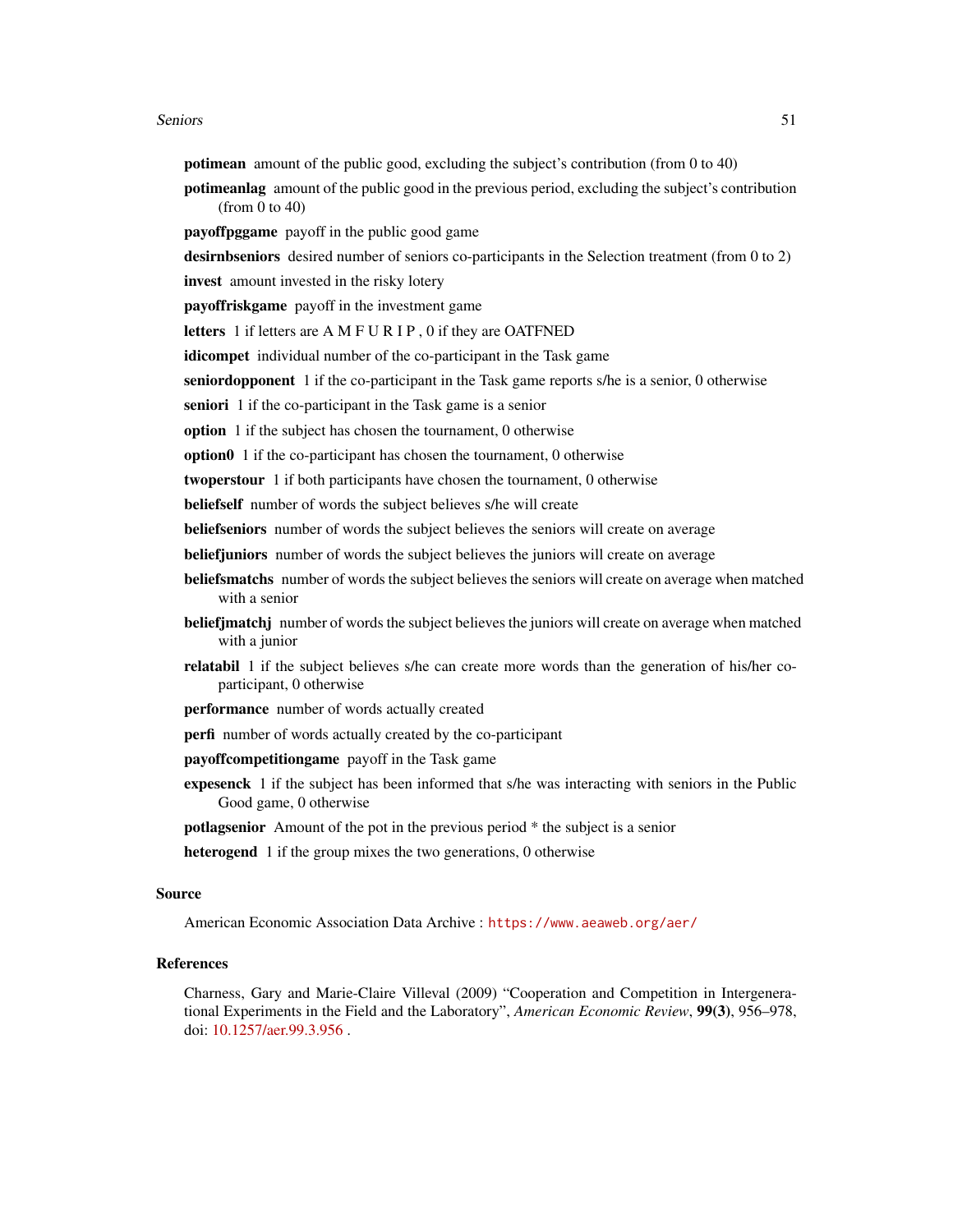**potimean** amount of the public good, excluding the subject's contribution (from 0 to 40)

**potimeanlag** amount of the public good in the previous period, excluding the subject's contribution (from 0 to 40)

**payoffpggame** payoff in the public good game

**desirnbseniors** desired number of seniors co-participants in the Selection treatment (from 0 to 2)

**invest** amount invested in the risky lotery

**payoffriskgame** payoff in the investment game

**letters** 1 if letters are A M F U R I P , 0 if they are OATFNED

**idicompet** individual number of the co-participant in the Task game

**seniordopponent** 1 if the co-participant in the Task game reports s/he is a senior, 0 otherwise

**seniori** 1 if the co-participant in the Task game is a senior

**option** 1 if the subject has chosen the tournament, 0 otherwise

**option0** 1 if the co-participant has chosen the tournament, 0 otherwise

**twoperstour** 1 if both participants have chosen the tournament, 0 otherwise

**beliefself** number of words the subject believes s/he will create

**beliefseniors** number of words the subject believes the seniors will create on average

**beliefjuniors** number of words the subject believes the juniors will create on average

**beliefsmatchs** number of words the subject believes the seniors will create on average when matched with a senior

**beliefjmatchj** number of words the subject believes the juniors will create on average when matched with a junior

**relatabil** 1 if the subject believes s/he can create more words than the generation of his/her co-participant, 0 otherwise

**performance** number of words actually created

**perfi** number of words actually created by the co-participant

**payoffcompetitiongame** payoff in the Task game

**expesenck** 1 if the subject has been informed that s/he was interacting with seniors in the Public Good game, 0 otherwise

**potlagsenior** Amount of the pot in the previous period * the subject is a senior

**heterogend** 1 if the group mixes the two generations, 0 otherwise

## Source

American Economic Association Data Archive : https://www.aeaweb.org/aer/

## References

Charness, Gary and Marie-Claire Villeval (2009) "Cooperation and Competition in Intergenerational Experiments in the Field and the Laboratory", *American Economic Review*, **99(3)**, 956–978, doi: 10.1257/aer.99.3.956 .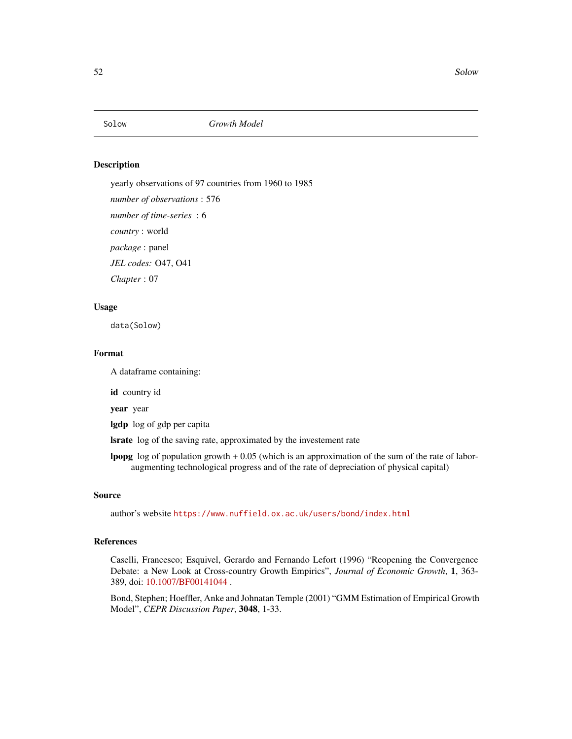Solow    *Growth Model*

## Description

yearly observations of 97 countries from 1960 to 1985

*number of observations* : 576

*number of time-series* : 6

*country* : world

*package* : panel

*JEL codes:* O47, O41

*Chapter* : 07

## Usage

```
data(Solow)
```

## Format

A dataframe containing:

**id** country id

**year** year

**lgdp** log of gdp per capita

**lsrate** log of the saving rate, approximated by the investement rate

**lpopg** log of population growth + 0.05 (which is an approximation of the sum of the rate of labor-augmenting technological progress and of the rate of depreciation of physical capital)

## Source

author's website https://www.nuffield.ox.ac.uk/users/bond/index.html

## References

Caselli, Francesco; Esquivel, Gerardo and Fernando Lefort (1996) "Reopening the Convergence Debate: a New Look at Cross-country Growth Empirics", *Journal of Economic Growth*, **1**, 363-389, doi: 10.1007/BF00141044 .

Bond, Stephen; Hoeffler, Anke and Johnatan Temple (2001) "GMM Estimation of Empirical Growth Model", *CEPR Discussion Paper*, **3048**, 1-33.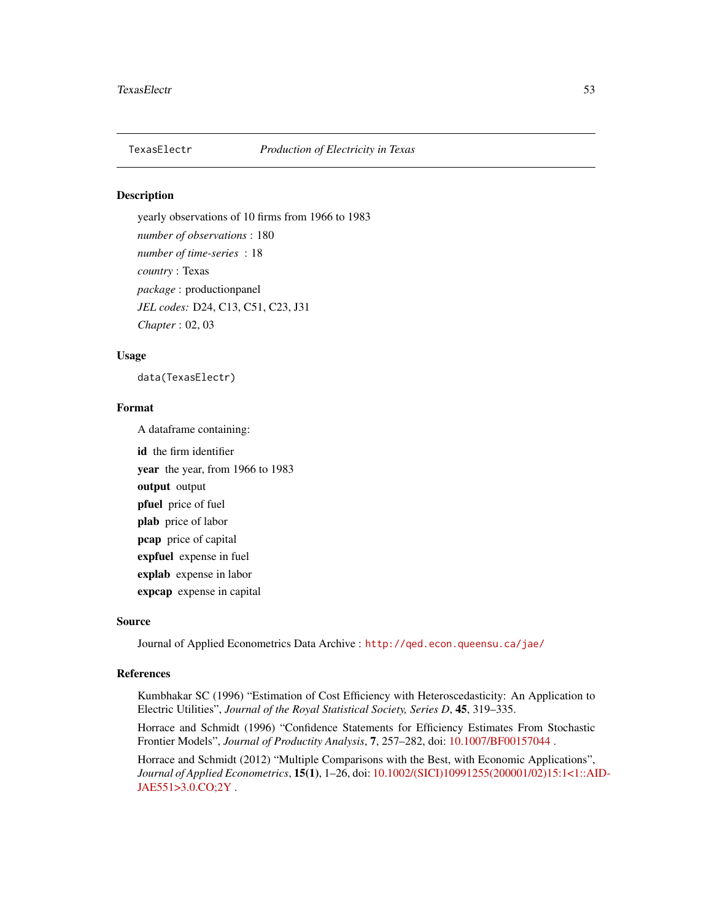TexasElectr *Production of Electricity in Texas*

## Description

yearly observations of 10 firms from 1966 to 1983

*number of observations* : 180

*number of time-series* : 18

*country* : Texas

*package* : productionpanel

*JEL codes:* D24, C13, C51, C23, J31

*Chapter* : 02, 03

## Usage

```
data(TexasElectr)
```

## Format

A dataframe containing:

**id** the firm identifier

**year** the year, from 1966 to 1983

**output** output

**pfuel** price of fuel

**plab** price of labor

**pcap** price of capital

**expfuel** expense in fuel

**explab** expense in labor

**expcap** expense in capital

## Source

Journal of Applied Econometrics Data Archive : http://qed.econ.queensu.ca/jae/

## References

Kumbhakar SC (1996) "Estimation of Cost Efficiency with Heteroscedasticity: An Application to Electric Utilities", *Journal of the Royal Statistical Society, Series D*, **45**, 319–335.

Horrace and Schmidt (1996) "Confidence Statements for Efficiency Estimates From Stochastic Frontier Models", *Journal of Productity Analysis*, **7**, 257–282, doi: 10.1007/BF00157044 .

Horrace and Schmidt (2012) "Multiple Comparisons with the Best, with Economic Applications", *Journal of Applied Econometrics*, **15(1)**, 1–26, doi: 10.1002/(SICI)10991255(200001/02)15:1<1::AID-JAE551>3.0.CO;2Y .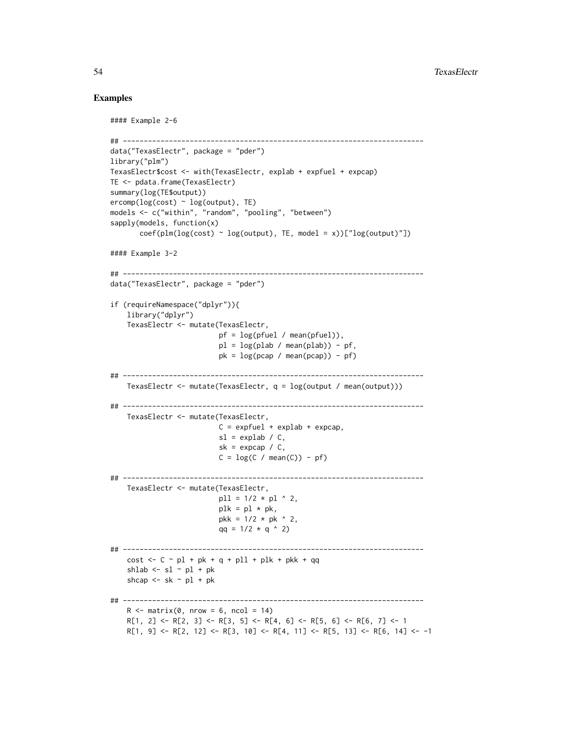## Examples

```
#### Example 2-6

## ------------------------------------------------------------------------
data("TexasElectr", package = "pder")
library("plm")
TexasElectr$cost <- with(TexasElectr, explab + expfuel + expcap)
TE <- pdata.frame(TexasElectr)
summary(log(TE$output))
ercomp(log(cost) ~ log(output), TE)
models <- c("within", "random", "pooling", "between")
sapply(models, function(x)
       coef(plm(log(cost) ~ log(output), TE, model = x))["log(output)"])

#### Example 3-2

## ------------------------------------------------------------------------
data("TexasElectr", package = "pder")

if (requireNamespace("dplyr")){
    library("dplyr")
    TexasElectr <- mutate(TexasElectr,
                          pf = log(pfuel / mean(pfuel)),
                          pl = log(plab / mean(plab)) - pf,
                          pk = log(pcap / mean(pcap)) - pf)

## ------------------------------------------------------------------------
    TexasElectr <- mutate(TexasElectr, q = log(output / mean(output)))

## ------------------------------------------------------------------------
    TexasElectr <- mutate(TexasElectr,
                          C = expfuel + explab + expcap,
                          sl = explab / C,
                          sk = expcap / C,
                          C = log(C / mean(C)) - pf)

## ------------------------------------------------------------------------
    TexasElectr <- mutate(TexasElectr,
                          pll = 1/2 * pl ^ 2,
                          plk = pl * pk,
                          pkk = 1/2 * pk ^ 2,
                          qq = 1/2 * q ^ 2)

## ------------------------------------------------------------------------
    cost <- C ~ pl + pk + q + pll + plk + pkk + qq
    shlab <- sl ~ pl + pk
    shcap <- sk ~ pl + pk

## ------------------------------------------------------------------------
    R <- matrix(0, nrow = 6, ncol = 14)
    R[1, 2] <- R[2, 3] <- R[3, 5] <- R[4, 6] <- R[5, 6] <- R[6, 7] <- 1
    R[1, 9] <- R[2, 12] <- R[3, 10] <- R[4, 11] <- R[5, 13] <- R[6, 14] <- -1
```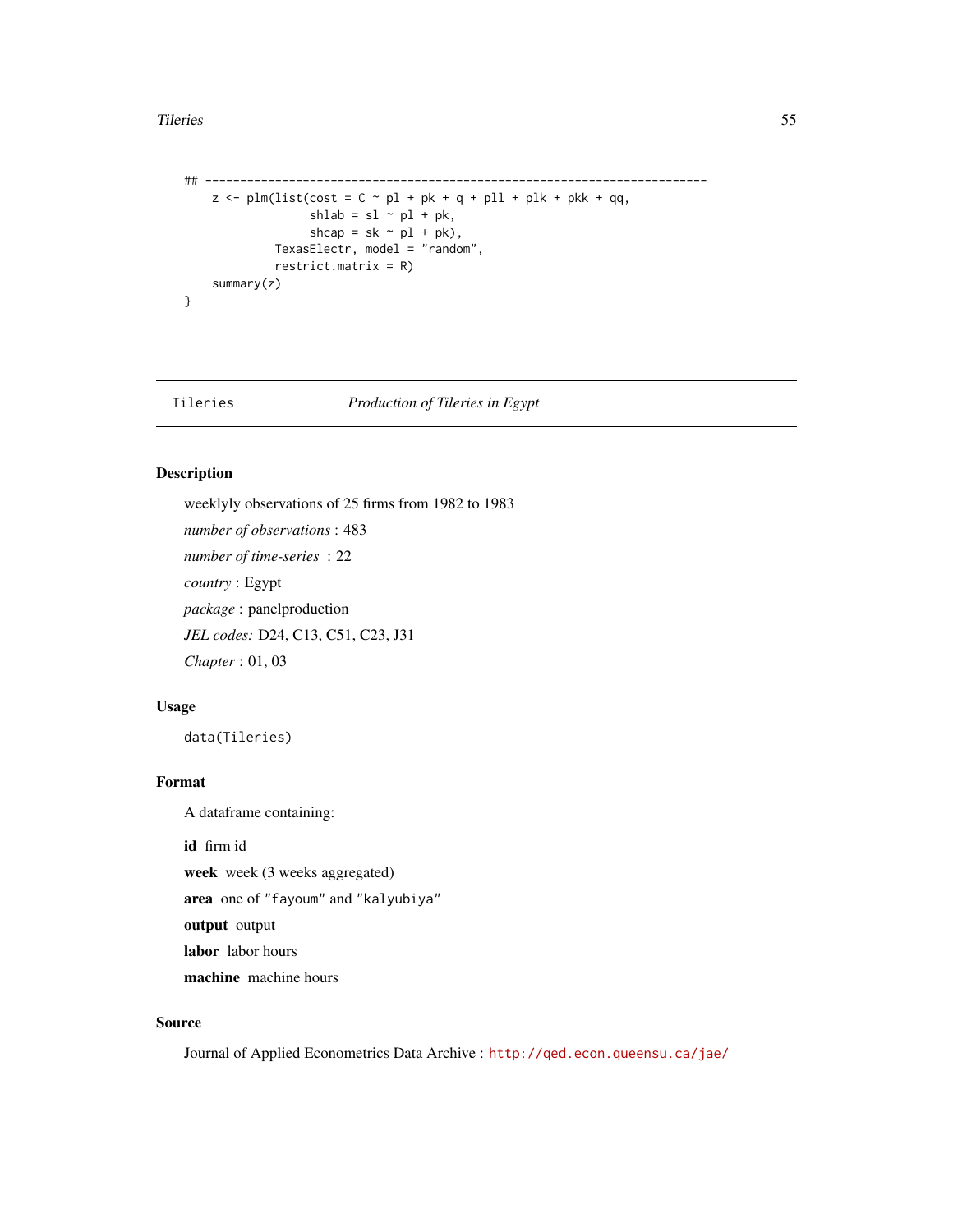```
## ----------------------------------------------------------------------
    z <- plm(list(cost = C ~ pl + pk + q + pll + plk + pkk + qq,
                  shlab = sl ~ pl + pk,
                  shcap = sk ~ pl + pk),
             TexasElectr, model = "random",
             restrict.matrix = R)
    summary(z)
}
```

---

Tileries &nbsp;&nbsp;&nbsp;&nbsp; *Production of Tileries in Egypt*

---

## Description

weeklyly observations of 25 firms from 1982 to 1983

*number of observations* : 483

*number of time-series* : 22

*country* : Egypt

*package* : panelproduction

*JEL codes:* D24, C13, C51, C23, J31

*Chapter* : 01, 03

## Usage

```
data(Tileries)
```

## Format

A dataframe containing:

**id** firm id

**week** week (3 weeks aggregated)

**area** one of "fayoum" and "kalyubiya"

**output** output

**labor** labor hours

**machine** machine hours

## Source

Journal of Applied Econometrics Data Archive : http://qed.econ.queensu.ca/jae/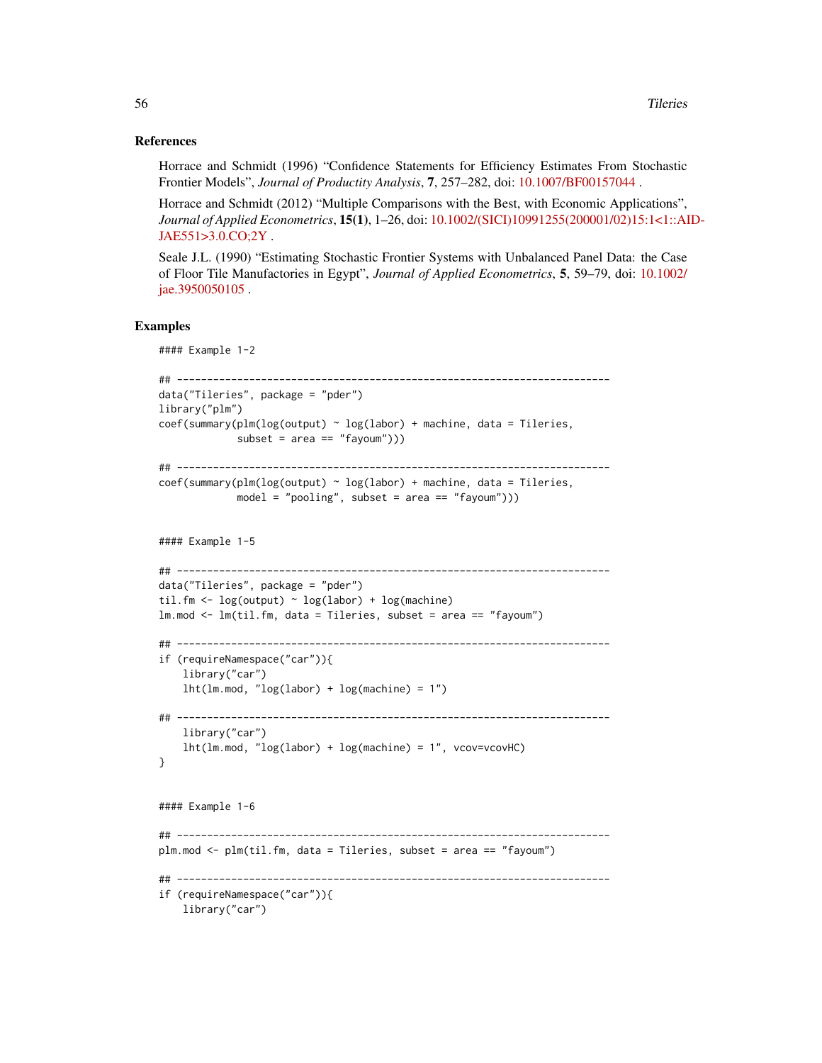### References

Horrace and Schmidt (1996) "Confidence Statements for Efficiency Estimates From Stochastic Frontier Models", *Journal of Productity Analysis*, **7**, 257–282, doi: 10.1007/BF00157044 .

Horrace and Schmidt (2012) "Multiple Comparisons with the Best, with Economic Applications", *Journal of Applied Econometrics*, **15(1)**, 1–26, doi: 10.1002/(SICI)10991255(200001/02)15:1<1::AID-JAE551>3.0.CO;2Y .

Seale J.L. (1990) "Estimating Stochastic Frontier Systems with Unbalanced Panel Data: the Case of Floor Tile Manufactories in Egypt", *Journal of Applied Econometrics*, **5**, 59–79, doi: 10.1002/jae.3950050105 .

### Examples

```
#### Example 1-2

## ------------------------------------------------------------------------
data("Tileries", package = "pder")
library("plm")
coef(summary(plm(log(output) ~ log(labor) + machine, data = Tileries,
             subset = area == "fayoum")))

## ------------------------------------------------------------------------
coef(summary(plm(log(output) ~ log(labor) + machine, data = Tileries,
             model = "pooling", subset = area == "fayoum")))


#### Example 1-5

## ------------------------------------------------------------------------
data("Tileries", package = "pder")
til.fm <- log(output) ~ log(labor) + log(machine)
lm.mod <- lm(til.fm, data = Tileries, subset = area == "fayoum")

## ------------------------------------------------------------------------
if (requireNamespace("car")){
    library("car")
    lht(lm.mod, "log(labor) + log(machine) = 1")

## ------------------------------------------------------------------------
    library("car")
    lht(lm.mod, "log(labor) + log(machine) = 1", vcov=vcovHC)
}


#### Example 1-6

## ------------------------------------------------------------------------
plm.mod <- plm(til.fm, data = Tileries, subset = area == "fayoum")

## ------------------------------------------------------------------------
if (requireNamespace("car")){
    library("car")
```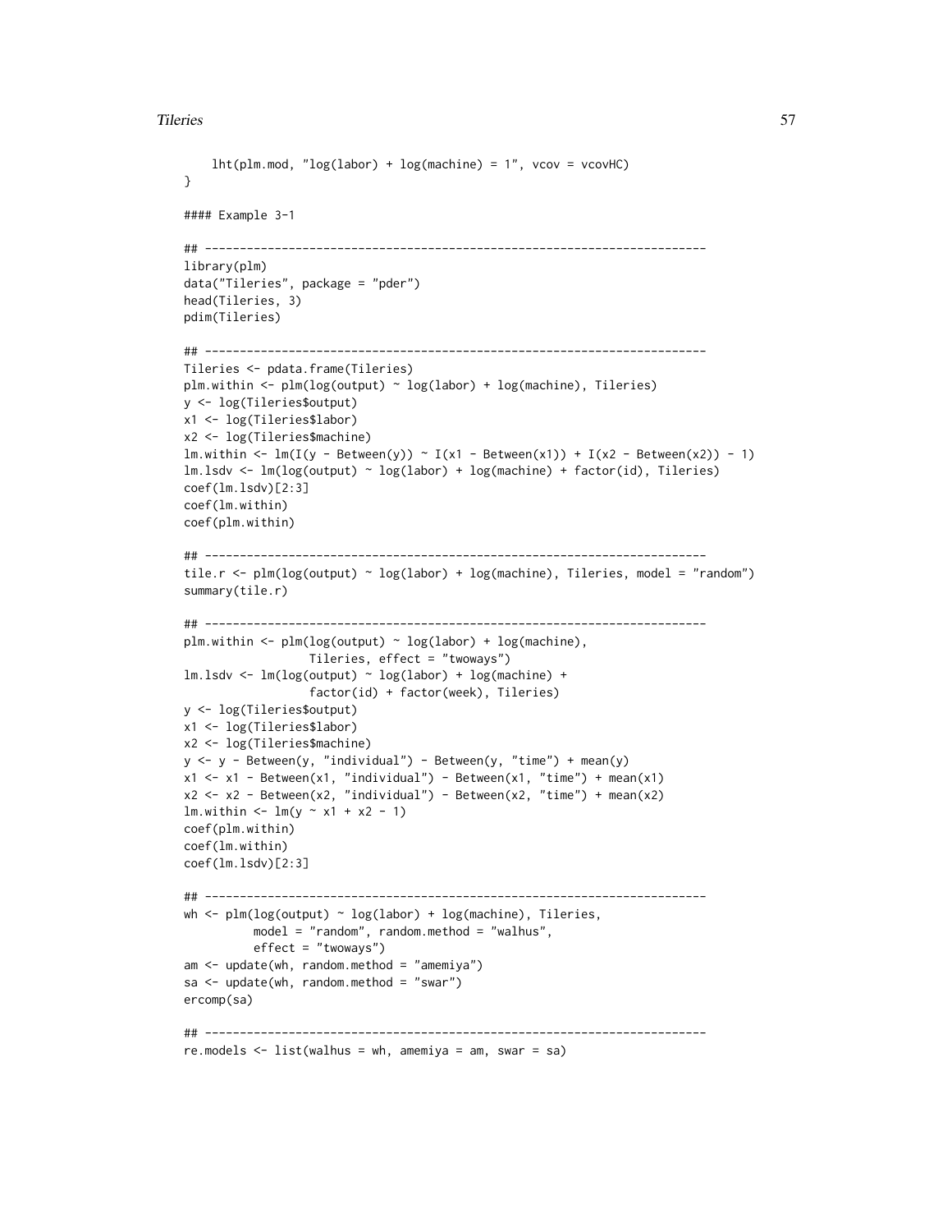```
    lht(plm.mod, "log(labor) + log(machine) = 1", vcov = vcovHC)
}

#### Example 3-1

## ------------------------------------------------------------------------
library(plm)
data("Tileries", package = "pder")
head(Tileries, 3)
pdim(Tileries)

## ------------------------------------------------------------------------
Tileries <- pdata.frame(Tileries)
plm.within <- plm(log(output) ~ log(labor) + log(machine), Tileries)
y <- log(Tileries$output)
x1 <- log(Tileries$labor)
x2 <- log(Tileries$machine)
lm.within <- lm(I(y - Between(y)) ~ I(x1 - Between(x1)) + I(x2 - Between(x2)) - 1)
lm.lsdv <- lm(log(output) ~ log(labor) + log(machine) + factor(id), Tileries)
coef(lm.lsdv)[2:3]
coef(lm.within)
coef(plm.within)

## ------------------------------------------------------------------------
tile.r <- plm(log(output) ~ log(labor) + log(machine), Tileries, model = "random")
summary(tile.r)

## ------------------------------------------------------------------------
plm.within <- plm(log(output) ~ log(labor) + log(machine),
                  Tileries, effect = "twoways")
lm.lsdv <- lm(log(output) ~ log(labor) + log(machine) +
                  factor(id) + factor(week), Tileries)
y <- log(Tileries$output)
x1 <- log(Tileries$labor)
x2 <- log(Tileries$machine)
y <- y - Between(y, "individual") - Between(y, "time") + mean(y)
x1 <- x1 - Between(x1, "individual") - Between(x1, "time") + mean(x1)
x2 <- x2 - Between(x2, "individual") - Between(x2, "time") + mean(x2)
lm.within <- lm(y ~ x1 + x2 - 1)
coef(plm.within)
coef(lm.within)
coef(lm.lsdv)[2:3]

## ------------------------------------------------------------------------
wh <- plm(log(output) ~ log(labor) + log(machine), Tileries,
          model = "random", random.method = "walhus",
          effect = "twoways")
am <- update(wh, random.method = "amemiya")
sa <- update(wh, random.method = "swar")
ercomp(sa)

## ------------------------------------------------------------------------
re.models <- list(walhus = wh, amemiya = am, swar = sa)
```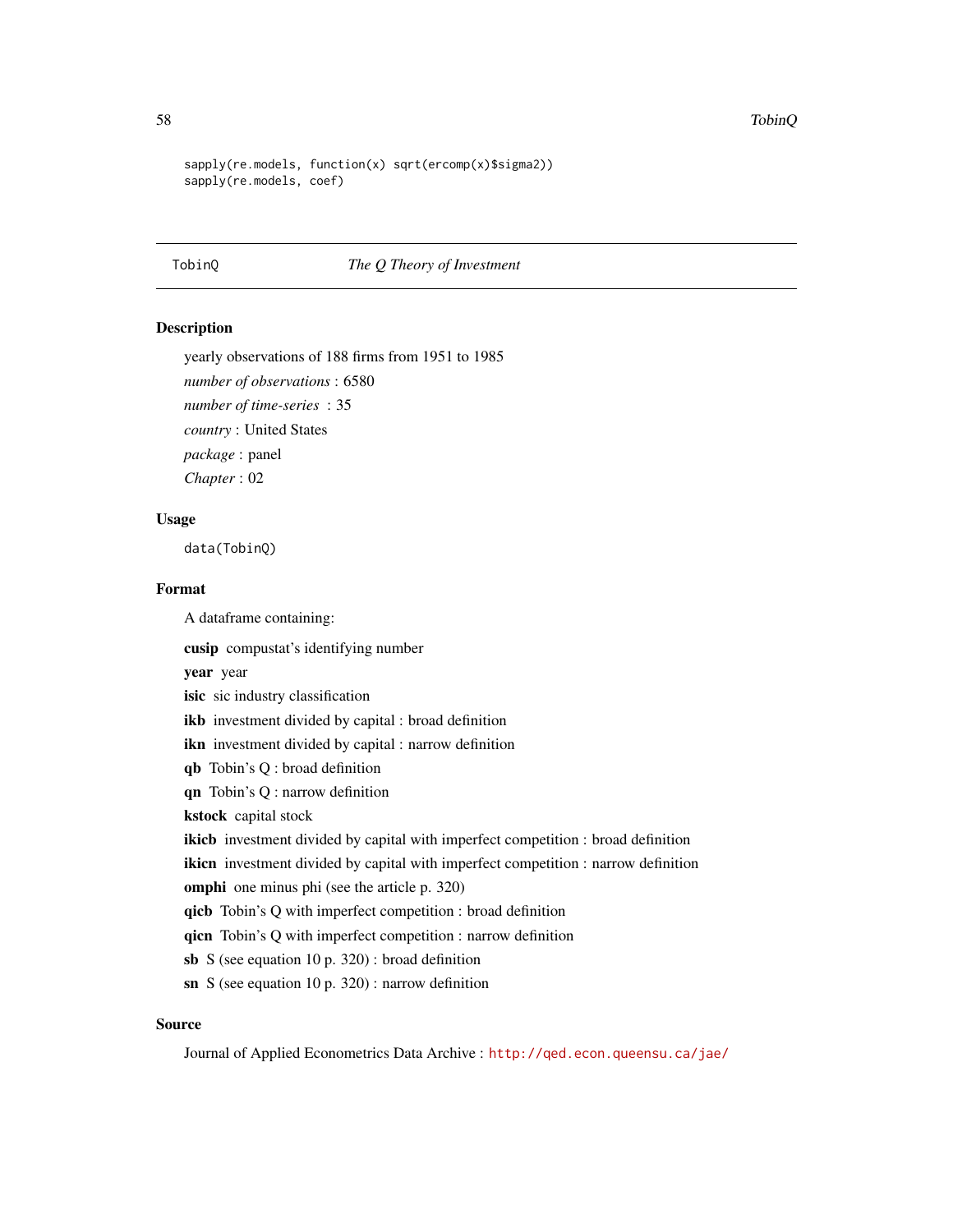```
sapply(re.models, function(x) sqrt(ercomp(x)$sigma2))
sapply(re.models, coef)
```

## TobinQ *The Q Theory of Investment*

### Description

yearly observations of 188 firms from 1951 to 1985

*number of observations* : 6580

*number of time-series* : 35

*country* : United States

*package* : panel

*Chapter* : 02

### Usage

```
data(TobinQ)
```

### Format

A dataframe containing:

**cusip** compustat's identifying number

**year** year

**isic** sic industry classification

**ikb** investment divided by capital : broad definition

**ikn** investment divided by capital : narrow definition

**qb** Tobin's Q : broad definition

**qn** Tobin's Q : narrow definition

**kstock** capital stock

**ikicb** investment divided by capital with imperfect competition : broad definition

**ikicn** investment divided by capital with imperfect competition : narrow definition

**omphi** one minus phi (see the article p. 320)

**qicb** Tobin's Q with imperfect competition : broad definition

**qicn** Tobin's Q with imperfect competition : narrow definition

**sb** S (see equation 10 p. 320) : broad definition

**sn** S (see equation 10 p. 320) : narrow definition

### Source

Journal of Applied Econometrics Data Archive : http://qed.econ.queensu.ca/jae/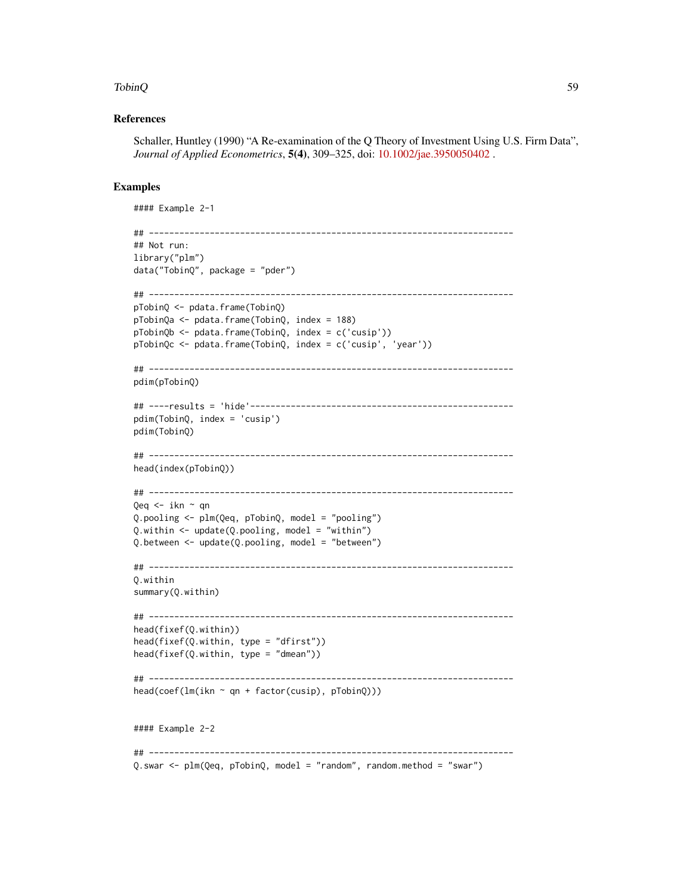## References

Schaller, Huntley (1990) "A Re-examination of the Q Theory of Investment Using U.S. Firm Data", *Journal of Applied Econometrics*, **5(4)**, 309–325, doi: 10.1002/jae.3950050402 .

## Examples

```
#### Example 2-1

## ------------------------------------------------------------------------
## Not run:
library("plm")
data("TobinQ", package = "pder")

## ------------------------------------------------------------------------
pTobinQ <- pdata.frame(TobinQ)
pTobinQa <- pdata.frame(TobinQ, index = 188)
pTobinQb <- pdata.frame(TobinQ, index = c('cusip'))
pTobinQc <- pdata.frame(TobinQ, index = c('cusip', 'year'))

## ------------------------------------------------------------------------
pdim(pTobinQ)

## ----results = 'hide'----------------------------------------------------
pdim(TobinQ, index = 'cusip')
pdim(TobinQ)

## ------------------------------------------------------------------------
head(index(pTobinQ))

## ------------------------------------------------------------------------
Qeq <- ikn ~ qn
Q.pooling <- plm(Qeq, pTobinQ, model = "pooling")
Q.within <- update(Q.pooling, model = "within")
Q.between <- update(Q.pooling, model = "between")

## ------------------------------------------------------------------------
Q.within
summary(Q.within)

## ------------------------------------------------------------------------
head(fixef(Q.within))
head(fixef(Q.within, type = "dfirst"))
head(fixef(Q.within, type = "dmean"))

## ------------------------------------------------------------------------
head(coef(lm(ikn ~ qn + factor(cusip), pTobinQ)))


#### Example 2-2

## ------------------------------------------------------------------------
Q.swar <- plm(Qeq, pTobinQ, model = "random", random.method = "swar")
```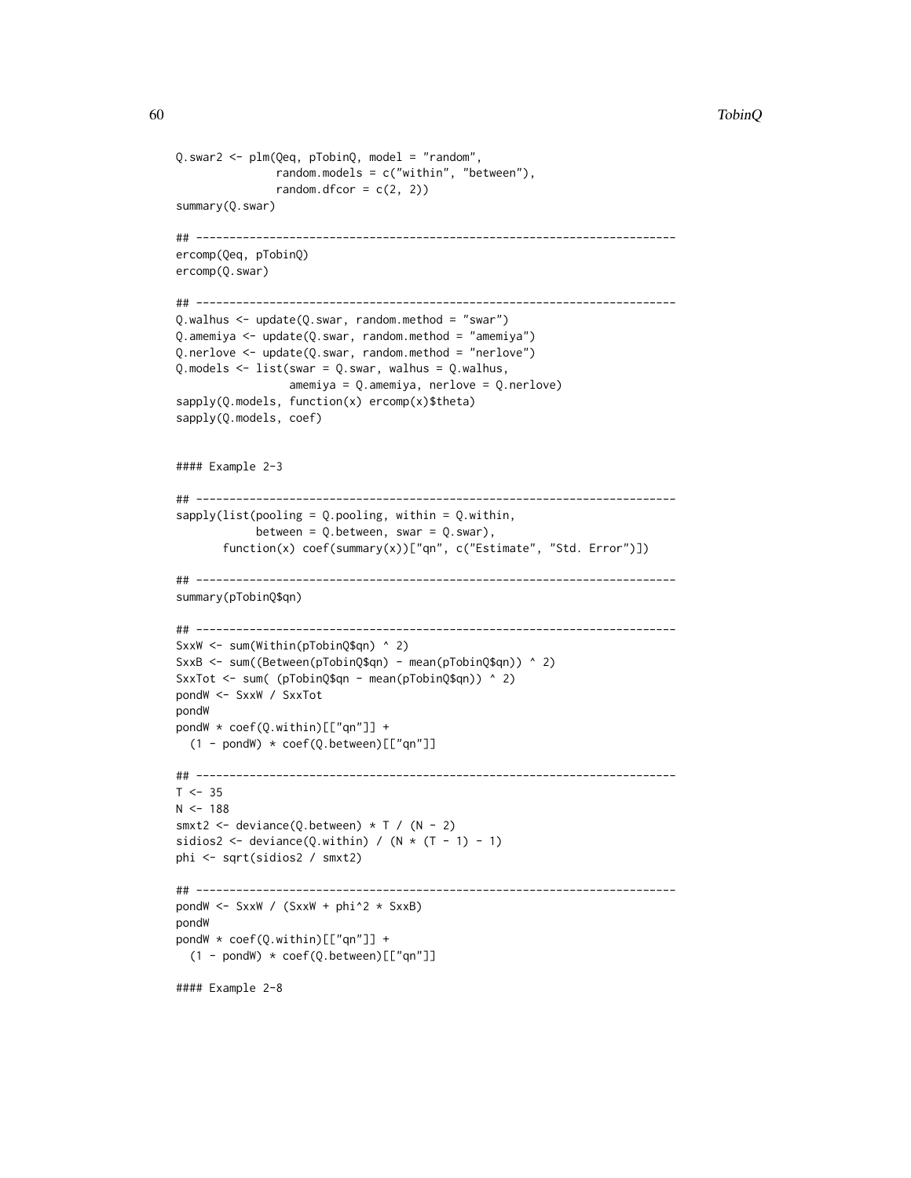```
Q.swar2 <- plm(Qeq, pTobinQ, model = "random",
               random.models = c("within", "between"),
               random.dfcor = c(2, 2))
summary(Q.swar)

## ------------------------------------------------------------------------
ercomp(Qeq, pTobinQ)
ercomp(Q.swar)

## ------------------------------------------------------------------------
Q.walhus <- update(Q.swar, random.method = "swar")
Q.amemiya <- update(Q.swar, random.method = "amemiya")
Q.nerlove <- update(Q.swar, random.method = "nerlove")
Q.models <- list(swar = Q.swar, walhus = Q.walhus,
                 amemiya = Q.amemiya, nerlove = Q.nerlove)
sapply(Q.models, function(x) ercomp(x)$theta)
sapply(Q.models, coef)


#### Example 2-3

## ------------------------------------------------------------------------
sapply(list(pooling = Q.pooling, within = Q.within,
            between = Q.between, swar = Q.swar),
       function(x) coef(summary(x))["qn", c("Estimate", "Std. Error")])

## ------------------------------------------------------------------------
summary(pTobinQ$qn)

## ------------------------------------------------------------------------
SxxW <- sum(Within(pTobinQ$qn) ^ 2)
SxxB <- sum((Between(pTobinQ$qn) - mean(pTobinQ$qn)) ^ 2)
SxxTot <- sum( (pTobinQ$qn - mean(pTobinQ$qn)) ^ 2)
pondW <- SxxW / SxxTot
pondW
pondW * coef(Q.within)[["qn"]] +
  (1 - pondW) * coef(Q.between)[["qn"]]

## ------------------------------------------------------------------------
T <- 35
N <- 188
smxt2 <- deviance(Q.between) * T / (N - 2)
sidios2 <- deviance(Q.within) / (N * (T - 1) - 1)
phi <- sqrt(sidios2 / smxt2)

## ------------------------------------------------------------------------
pondW <- SxxW / (SxxW + phi^2 * SxxB)
pondW
pondW * coef(Q.within)[["qn"]] +
  (1 - pondW) * coef(Q.between)[["qn"]]

#### Example 2-8
```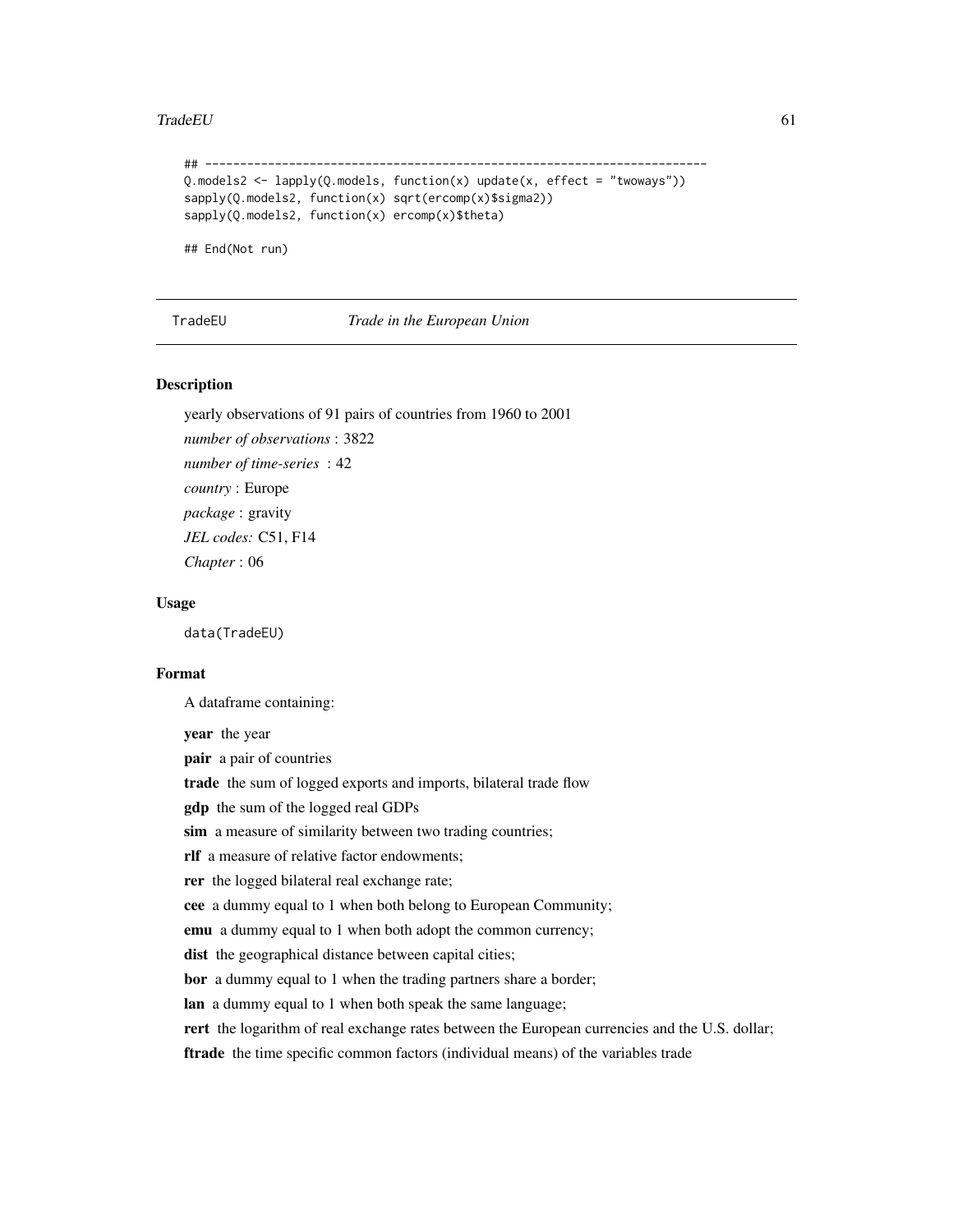```
## ------------------------------------------------------------------------
Q.models2 <- lapply(Q.models, function(x) update(x, effect = "twoways"))
sapply(Q.models2, function(x) sqrt(ercomp(x)$sigma2))
sapply(Q.models2, function(x) ercomp(x)$theta)

## End(Not run)
```

---

TradeEU *Trade in the European Union*

---

## Description

yearly observations of 91 pairs of countries from 1960 to 2001

*number of observations* : 3822

*number of time-series* : 42

*country* : Europe

*package* : gravity

*JEL codes:* C51, F14

*Chapter* : 06

## Usage

```
data(TradeEU)
```

## Format

A dataframe containing:

**year** the year

**pair** a pair of countries

**trade** the sum of logged exports and imports, bilateral trade flow

**gdp** the sum of the logged real GDPs

**sim** a measure of similarity between two trading countries;

**rlf** a measure of relative factor endowments;

**rer** the logged bilateral real exchange rate;

**cee** a dummy equal to 1 when both belong to European Community;

**emu** a dummy equal to 1 when both adopt the common currency;

**dist** the geographical distance between capital cities;

**bor** a dummy equal to 1 when the trading partners share a border;

**lan** a dummy equal to 1 when both speak the same language;

**rert** the logarithm of real exchange rates between the European currencies and the U.S. dollar;

**ftrade** the time specific common factors (individual means) of the variables trade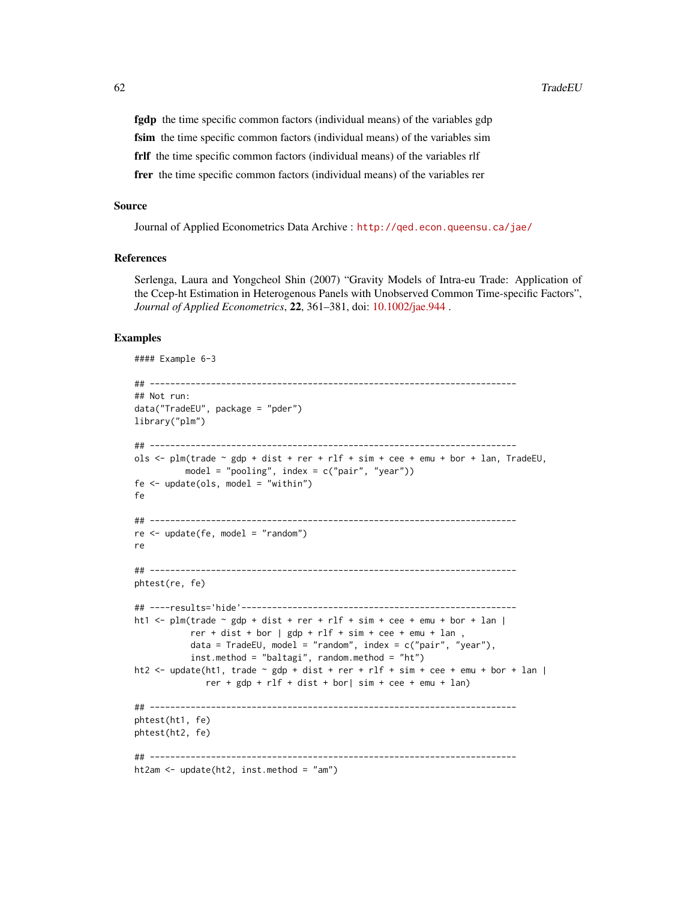**fgdp** the time specific common factors (individual means) of the variables gdp

**fsim** the time specific common factors (individual means) of the variables sim

**frlf** the time specific common factors (individual means) of the variables rlf

**frer** the time specific common factors (individual means) of the variables rer

## Source

Journal of Applied Econometrics Data Archive : http://qed.econ.queensu.ca/jae/

## References

Serlenga, Laura and Yongcheol Shin (2007) "Gravity Models of Intra-eu Trade: Application of the Ccep-ht Estimation in Heterogenous Panels with Unobserved Common Time-specific Factors", *Journal of Applied Econometrics*, **22**, 361–381, doi: 10.1002/jae.944 .

## Examples

```
#### Example 6-3

## ------------------------------------------------------------------------
## Not run:
data("TradeEU", package = "pder")
library("plm")

## ------------------------------------------------------------------------
ols <- plm(trade ~ gdp + dist + rer + rlf + sim + cee + emu + bor + lan, TradeEU,
         model = "pooling", index = c("pair", "year"))
fe <- update(ols, model = "within")
fe

## ------------------------------------------------------------------------
re <- update(fe, model = "random")
re

## ------------------------------------------------------------------------
phtest(re, fe)

## ----results='hide'------------------------------------------------------
ht1 <- plm(trade ~ gdp + dist + rer + rlf + sim + cee + emu + bor + lan |
          rer + dist + bor | gdp + rlf + sim + cee + emu + lan ,
          data = TradeEU, model = "random", index = c("pair", "year"),
          inst.method = "baltagi", random.method = "ht")
ht2 <- update(ht1, trade ~ gdp + dist + rer + rlf + sim + cee + emu + bor + lan |
             rer + gdp + rlf + dist + bor| sim + cee + emu + lan)

## ------------------------------------------------------------------------
phtest(ht1, fe)
phtest(ht2, fe)

## ------------------------------------------------------------------------
ht2am <- update(ht2, inst.method = "am")
```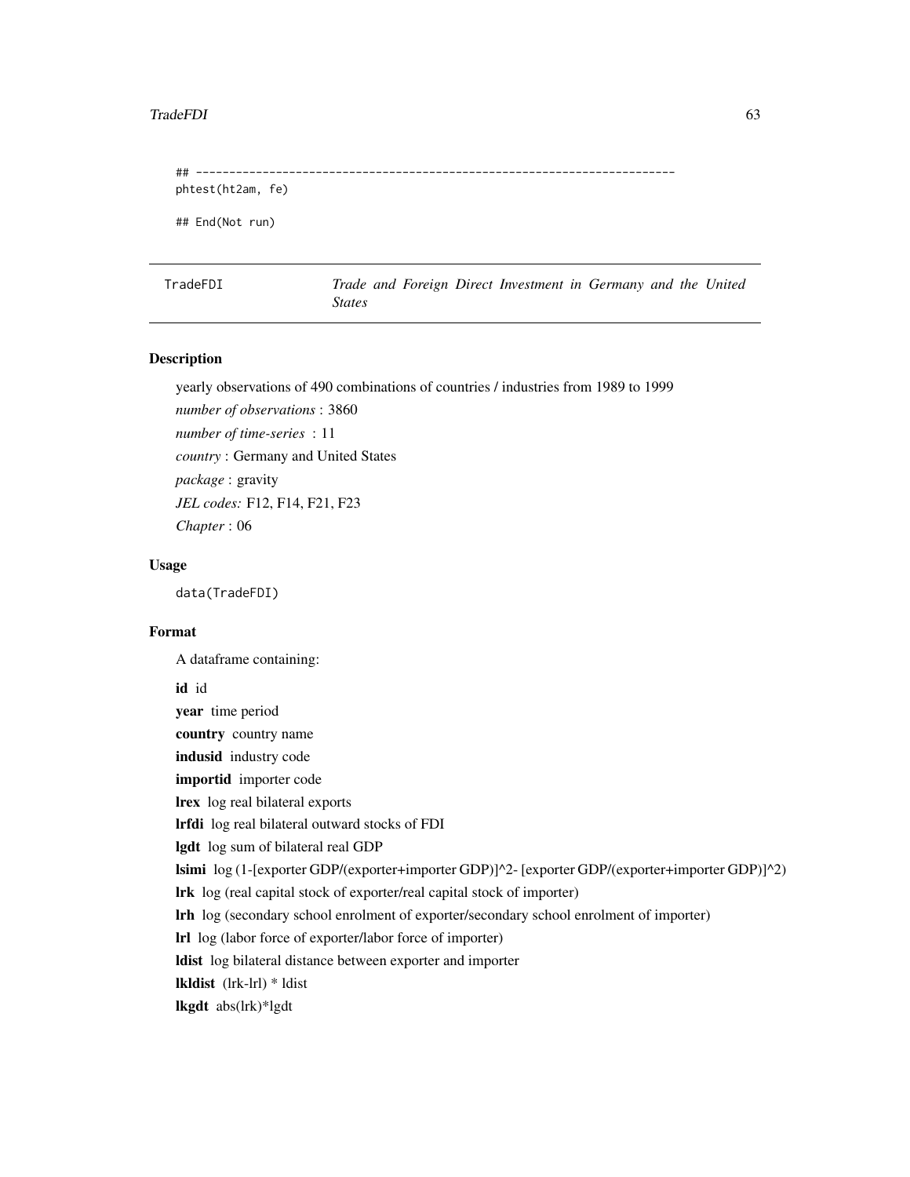```
## -----------------------------------------------------------------------
phtest(ht2am, fe)

## End(Not run)
```

## TradeFDI — *Trade and Foreign Direct Investment in Germany and the United States*

### Description

yearly observations of 490 combinations of countries / industries from 1989 to 1999

*number of observations* : 3860

*number of time-series* : 11

*country* : Germany and United States

*package* : gravity

*JEL codes:* F12, F14, F21, F23

*Chapter* : 06

### Usage

```
data(TradeFDI)
```

### Format

A dataframe containing:

**id** id

**year** time period

**country** country name

**indusid** industry code

**importid** importer code

**lrex** log real bilateral exports

**lrfdi** log real bilateral outward stocks of FDI

**lgdt** log sum of bilateral real GDP

**lsimi** log (1-[exporter GDP/(exporter+importer GDP)]^2- [exporter GDP/(exporter+importer GDP)]^2)

**lrk** log (real capital stock of exporter/real capital stock of importer)

**lrh** log (secondary school enrolment of exporter/secondary school enrolment of importer)

**lrl** log (labor force of exporter/labor force of importer)

**ldist** log bilateral distance between exporter and importer

**lkldist** (lrk-lrl) * ldist

**lkgdt** abs(lrk)*lgdt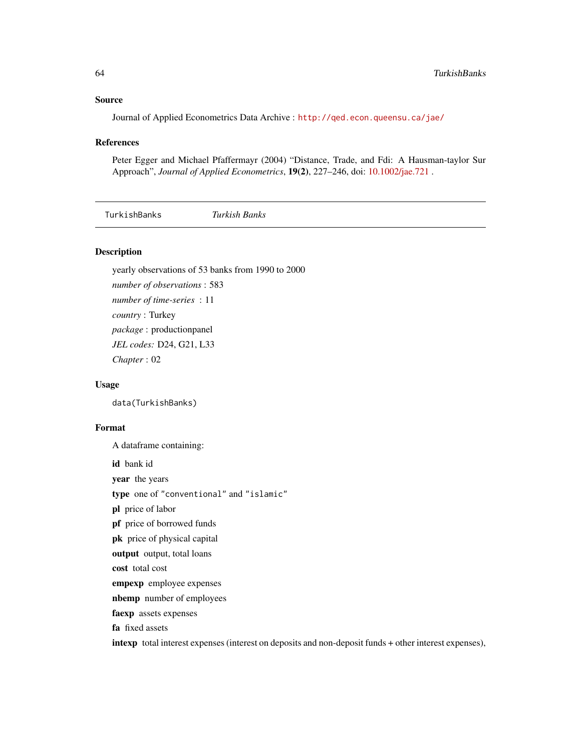## Source

Journal of Applied Econometrics Data Archive : http://qed.econ.queensu.ca/jae/

## References

Peter Egger and Michael Pfaffermayr (2004) "Distance, Trade, and Fdi: A Hausman-taylor Sur Approach", *Journal of Applied Econometrics*, **19(2)**, 227–246, doi: 10.1002/jae.721 .

---

TurkishBanks *Turkish Banks*

---

## Description

yearly observations of 53 banks from 1990 to 2000

*number of observations* : 583

*number of time-series* : 11

*country* : Turkey

*package* : productionpanel

*JEL codes:* D24, G21, L33

*Chapter* : 02

## Usage

```
data(TurkishBanks)
```

## Format

A dataframe containing:

**id** bank id

**year** the years

**type** one of "conventional" and "islamic"

**pl** price of labor

**pf** price of borrowed funds

**pk** price of physical capital

**output** output, total loans

**cost** total cost

**empexp** employee expenses

**nbemp** number of employees

**faexp** assets expenses

**fa** fixed assets

**intexp** total interest expenses (interest on deposits and non-deposit funds + other interest expenses),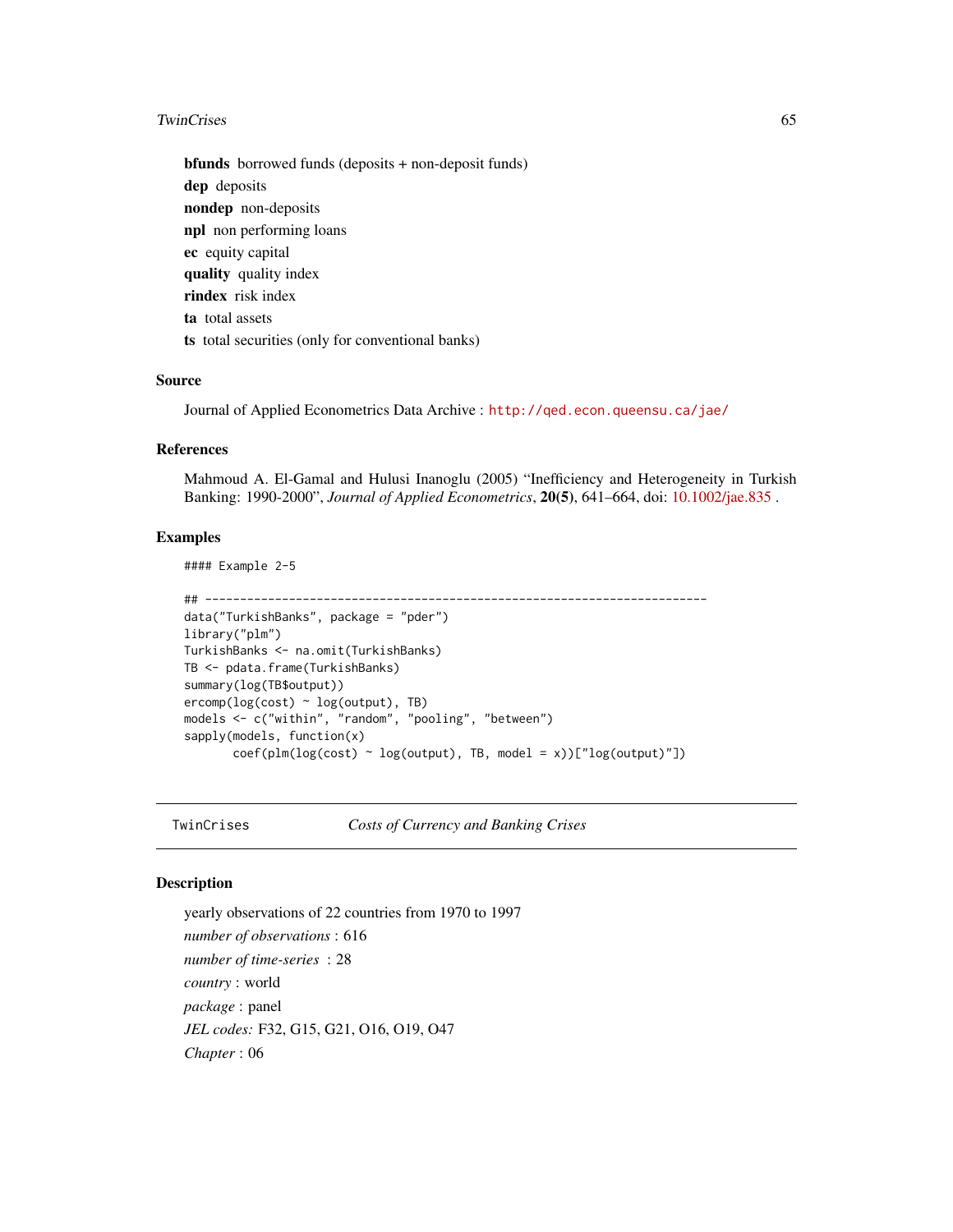**bfunds** borrowed funds (deposits + non-deposit funds)

**dep** deposits

**nondep** non-deposits

**npl** non performing loans

**ec** equity capital

**quality** quality index

**rindex** risk index

**ta** total assets

**ts** total securities (only for conventional banks)

### Source

Journal of Applied Econometrics Data Archive : http://qed.econ.queensu.ca/jae/

### References

Mahmoud A. El-Gamal and Hulusi Inanoglu (2005) "Inefficiency and Heterogeneity in Turkish Banking: 1990-2000", *Journal of Applied Econometrics*, **20(5)**, 641–664, doi: 10.1002/jae.835 .

### Examples

```
#### Example 2-5

## ------------------------------------------------------------------------
data("TurkishBanks", package = "pder")
library("plm")
TurkishBanks <- na.omit(TurkishBanks)
TB <- pdata.frame(TurkishBanks)
summary(log(TB$output))
ercomp(log(cost) ~ log(output), TB)
models <- c("within", "random", "pooling", "between")
sapply(models, function(x)
       coef(plm(log(cost) ~ log(output), TB, model = x))["log(output)"])
```

---

## TwinCrises — *Costs of Currency and Banking Crises*

---

### Description

yearly observations of 22 countries from 1970 to 1997

*number of observations* : 616

*number of time-series* : 28

*country* : world

*package* : panel

*JEL codes:* F32, G15, G21, O16, O19, O47

*Chapter* : 06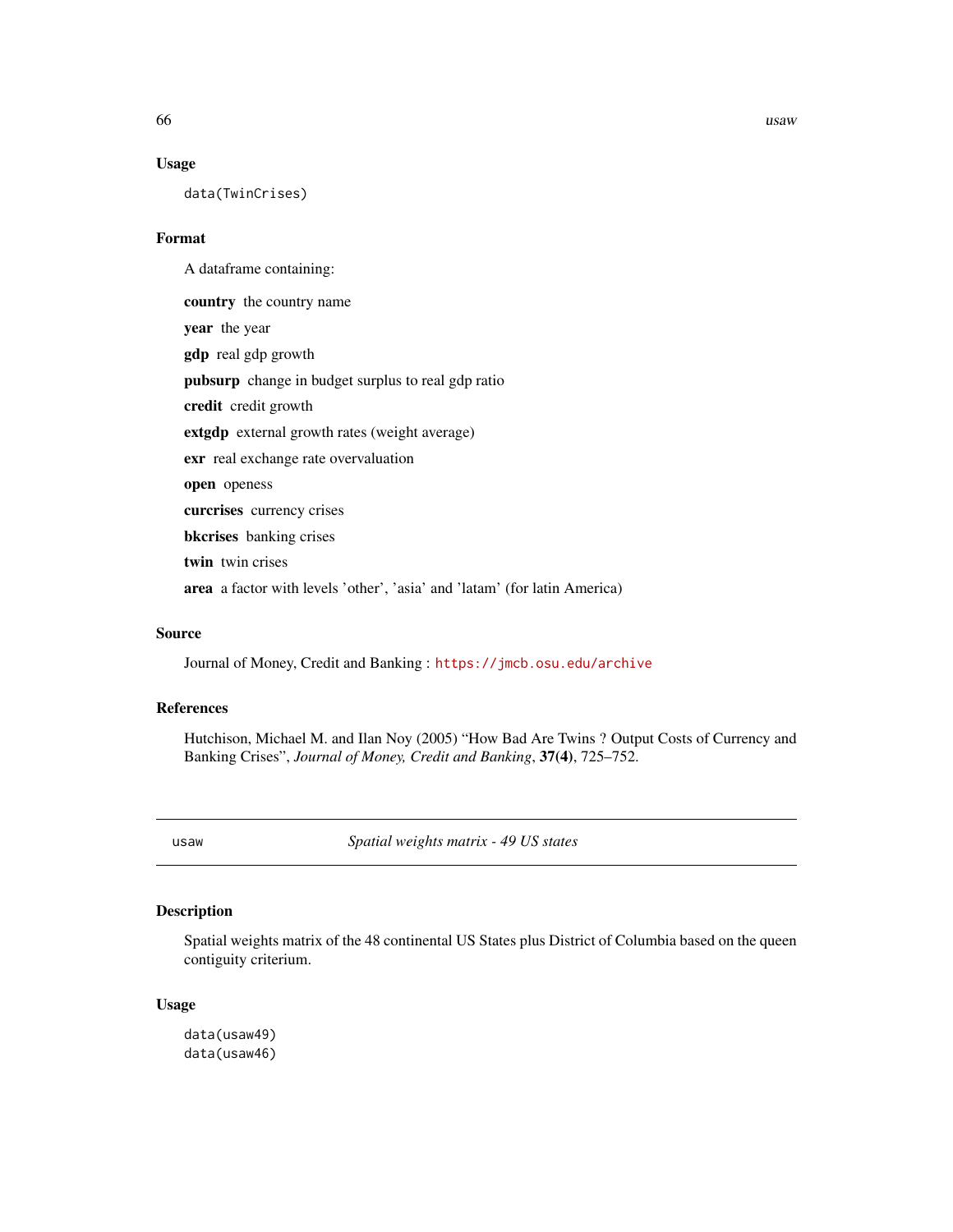## Usage

```
data(TwinCrises)
```

## Format

A dataframe containing:

**country** the country name

**year** the year

**gdp** real gdp growth

**pubsurp** change in budget surplus to real gdp ratio

**credit** credit growth

**extgdp** external growth rates (weight average)

**exr** real exchange rate overvaluation

**open** openess

**curcrises** currency crises

**bkcrises** banking crises

**twin** twin crises

**area** a factor with levels 'other', 'asia' and 'latam' (for latin America)

## Source

Journal of Money, Credit and Banking : https://jmcb.osu.edu/archive

## References

Hutchison, Michael M. and Ilan Noy (2005) "How Bad Are Twins ? Output Costs of Currency and Banking Crises", *Journal of Money, Credit and Banking*, **37(4)**, 725–752.

---

# usaw *Spatial weights matrix - 49 US states*

## Description

Spatial weights matrix of the 48 continental US States plus District of Columbia based on the queen contiguity criterium.

## Usage

```
data(usaw49)
data(usaw46)
```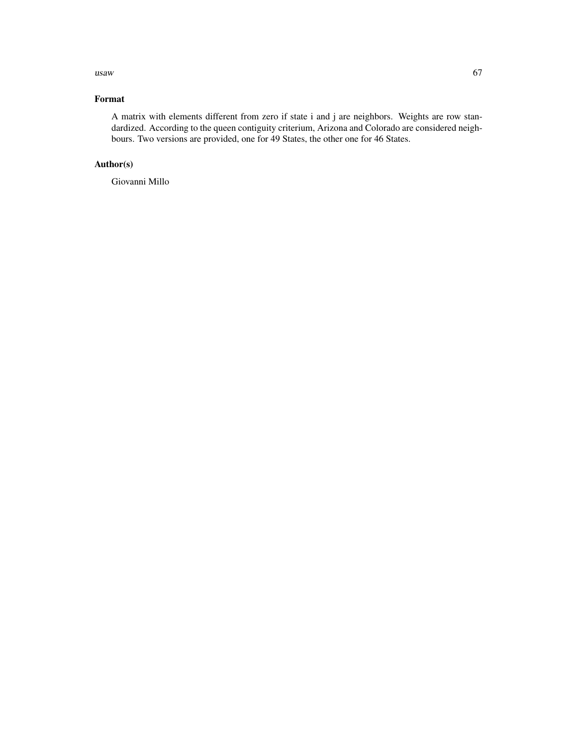## Format

A matrix with elements different from zero if state i and j are neighbors. Weights are row standardized. According to the queen contiguity criterium, Arizona and Colorado are considered neighbours. Two versions are provided, one for 49 States, the other one for 46 States.

## Author(s)

Giovanni Millo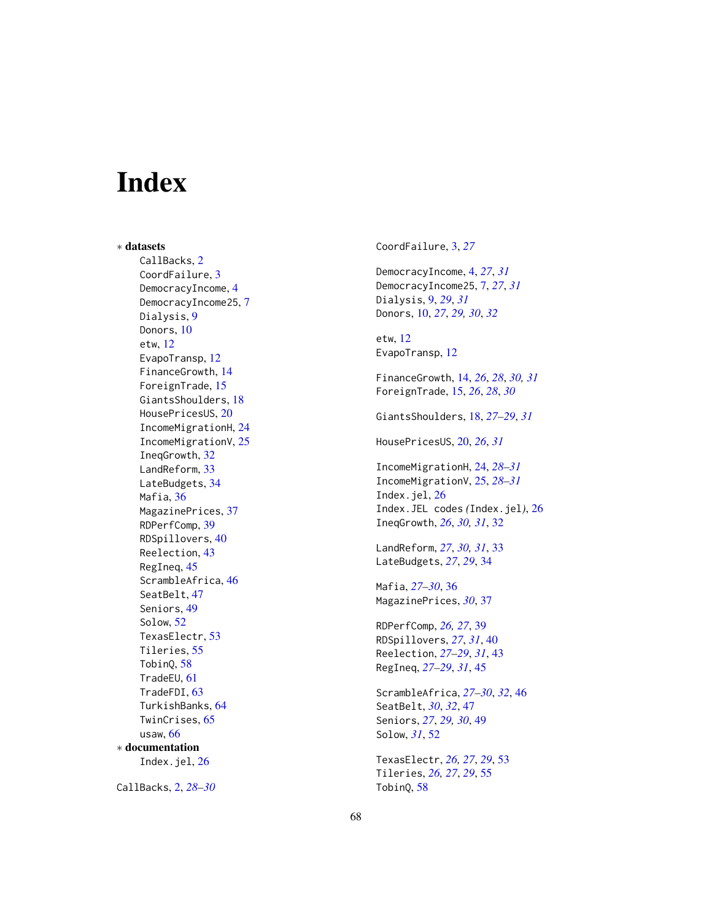# Index

∗ **datasets**

CallBacks, 2
CoordFailure, 3
DemocracyIncome, 4
DemocracyIncome25, 7
Dialysis, 9
Donors, 10
etw, 12
EvapoTransp, 12
FinanceGrowth, 14
ForeignTrade, 15
GiantsShoulders, 18
HousePricesUS, 20
IncomeMigrationH, 24
IncomeMigrationV, 25
IneqGrowth, 32
LandReform, 33
LateBudgets, 34
Mafia, 36
MagazinePrices, 37
RDPerfComp, 39
RDSpillovers, 40
Reelection, 43
RegIneq, 45
ScrambleAfrica, 46
SeatBelt, 47
Seniors, 49
Solow, 52
TexasElectr, 53
Tileries, 55
TobinQ, 58
TradeEU, 61
TradeFDI, 63
TurkishBanks, 64
TwinCrises, 65
usaw, 66

∗ **documentation**

Index.jel, 26

CallBacks, 2, *28–30*

CoordFailure, 3, *27*

DemocracyIncome, 4, *27*, *31*
DemocracyIncome25, 7, *27*, *31*
Dialysis, 9, *29*, *31*
Donors, 10, *27*, *29, 30*, *32*

etw, 12
EvapoTransp, 12

FinanceGrowth, 14, *26*, *28*, *30, 31*
ForeignTrade, 15, *26*, *28*, *30*

GiantsShoulders, 18, *27–29*, *31*

HousePricesUS, 20, *26*, *31*

IncomeMigrationH, 24, *28–31*
IncomeMigrationV, 25, *28–31*
Index.jel, 26
Index.JEL codes (Index.jel), 26
IneqGrowth, *26*, *30, 31*, 32

LandReform, *27*, *30*, *31*, 33
LateBudgets, *27*, *29*, 34

Mafia, *27–30*, 36
MagazinePrices, *30*, 37

RDPerfComp, *26, 27*, 39
RDSpillovers, *27*, *31*, 40
Reelection, *27–29*, *31*, 43
RegIneq, *27–29*, *31*, 45

ScrambleAfrica, *27–30*, *32*, 46
SeatBelt, *30*, *32*, 47
Seniors, *27*, *29, 30*, 49
Solow, *31*, 52

TexasElectr, *26, 27*, *29*, 53
Tileries, *26, 27*, *29*, 55
TobinQ, 58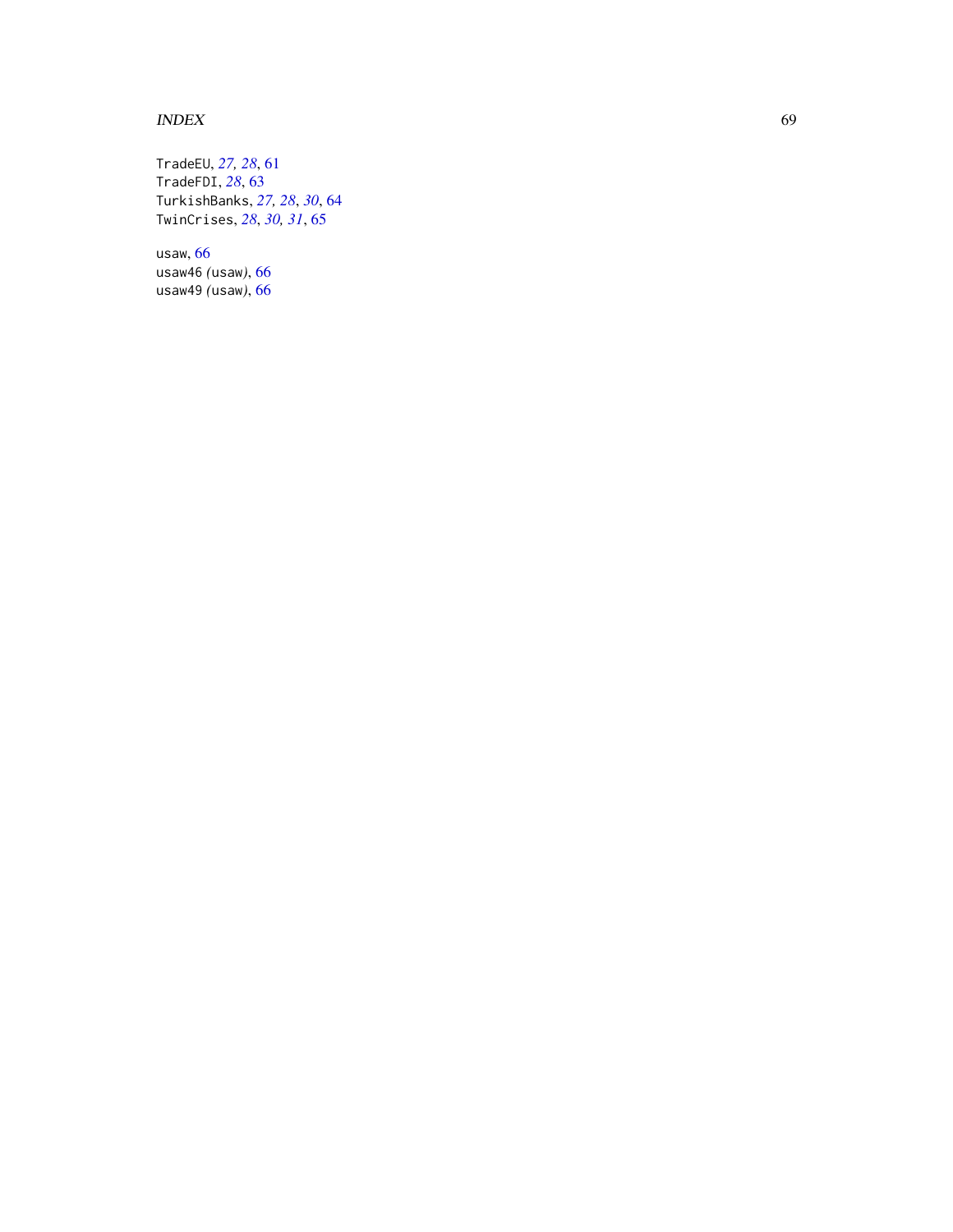TradeEU, *27, 28*, 61
TradeFDI, *28*, 63
TurkishBanks, *27, 28*, *30*, 64
TwinCrises, *28*, *30, 31*, 65

usaw, 66
usaw46 *(*usaw*)*, 66
usaw49 *(*usaw*)*, 66